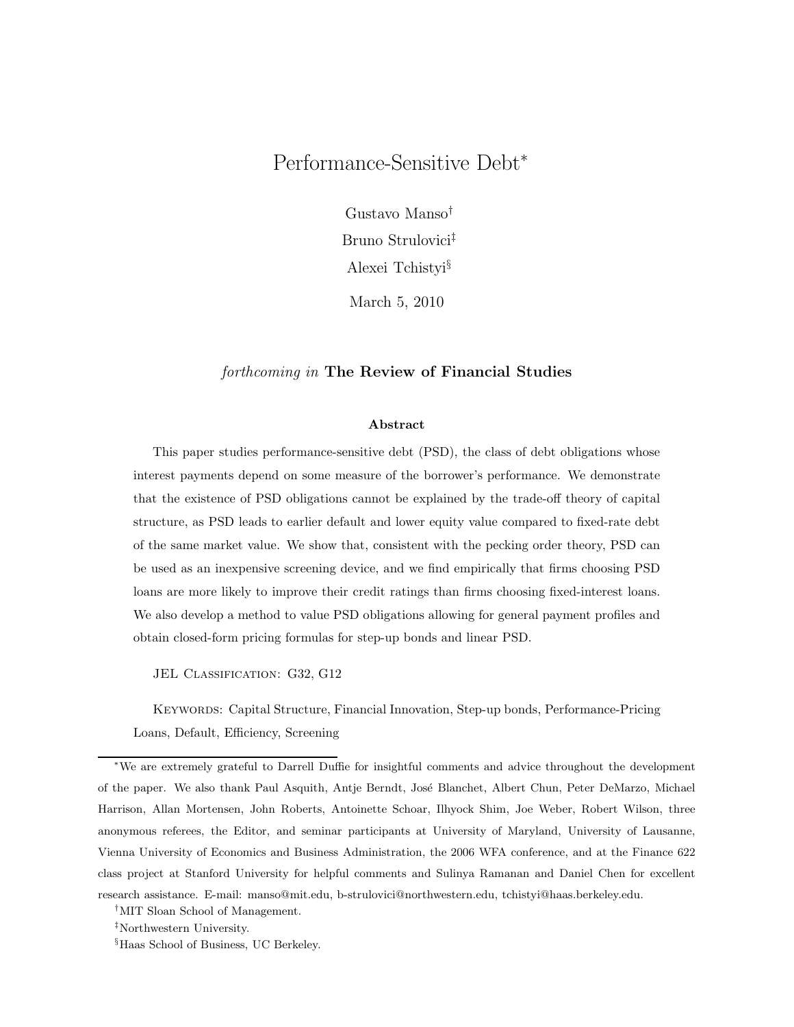# Performance-Sensitive Debt*

Gustavo Manso[†]

Bruno Strulovici[‡]

Alexei Tchistyi[§]

March 5, 2010

*forthcoming in* **The Review of Financial Studies**

### Abstract

This paper studies performance-sensitive debt (PSD), the class of debt obligations whose interest payments depend on some measure of the borrower's performance. We demonstrate that the existence of PSD obligations cannot be explained by the trade-off theory of capital structure, as PSD leads to earlier default and lower equity value compared to fixed-rate debt of the same market value. We show that, consistent with the pecking order theory, PSD can be used as an inexpensive screening device, and we find empirically that firms choosing PSD loans are more likely to improve their credit ratings than firms choosing fixed-interest loans. We also develop a method to value PSD obligations allowing for general payment profiles and obtain closed-form pricing formulas for step-up bonds and linear PSD.

JEL Classification: G32, G12

Keywords: Capital Structure, Financial Innovation, Step-up bonds, Performance-Pricing Loans, Default, Efficiency, Screening

---

[*] We are extremely grateful to Darrell Duffie for insightful comments and advice throughout the development of the paper. We also thank Paul Asquith, Antje Berndt, José Blanchet, Albert Chun, Peter DeMarzo, Michael Harrison, Allan Mortensen, John Roberts, Antoinette Schoar, Ilhyock Shim, Joe Weber, Robert Wilson, three anonymous referees, the Editor, and seminar participants at University of Maryland, University of Lausanne, Vienna University of Economics and Business Administration, the 2006 WFA conference, and at the Finance 622 class project at Stanford University for helpful comments and Sulinya Ramanan and Daniel Chen for excellent research assistance. E-mail: manso@mit.edu, b-strulovici@northwestern.edu, tchistyi@haas.berkeley.edu.

[†] MIT Sloan School of Management.

[‡] Northwestern University.

[§] Haas School of Business, UC Berkeley.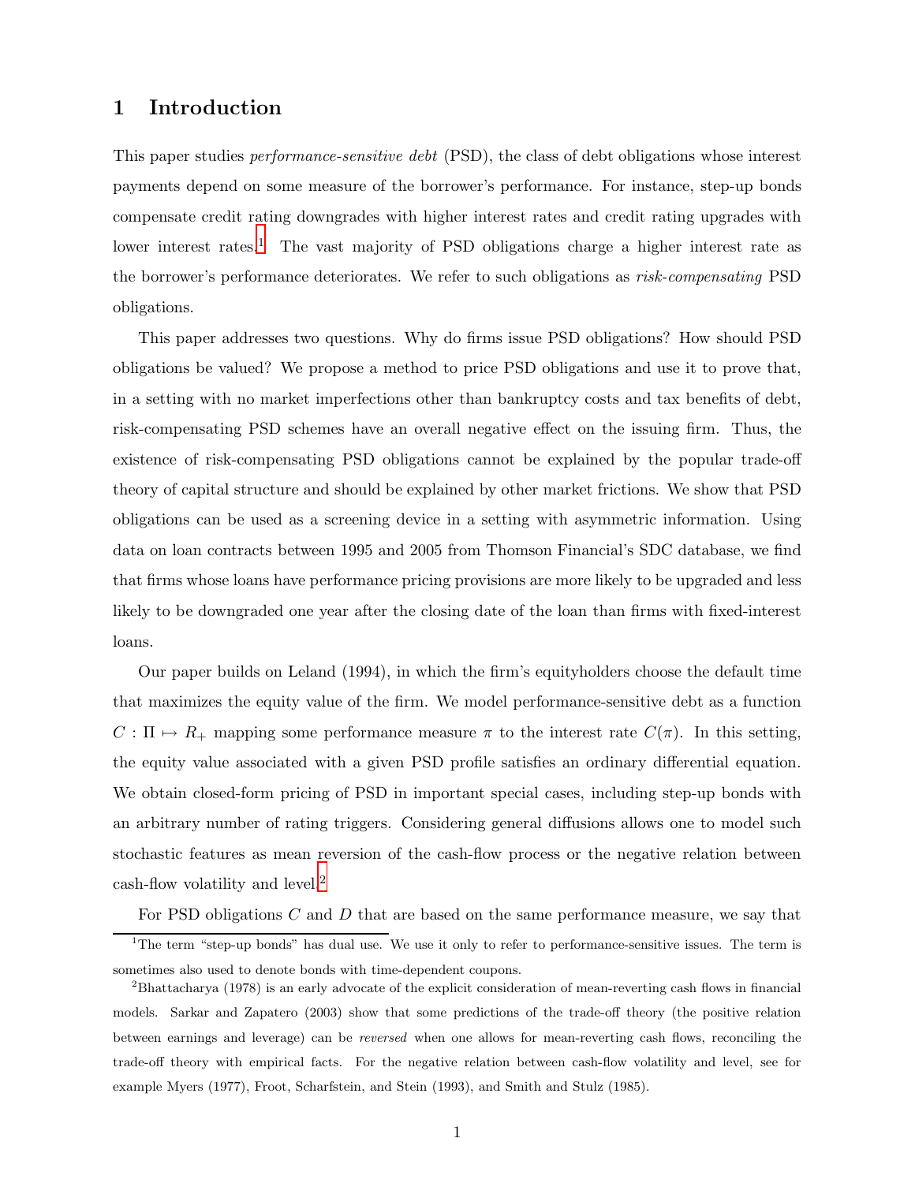# 1 Introduction

This paper studies *performance-sensitive debt* (PSD), the class of debt obligations whose interest payments depend on some measure of the borrower's performance. For instance, step-up bonds compensate credit rating downgrades with higher interest rates and credit rating upgrades with lower interest rates.[1] The vast majority of PSD obligations charge a higher interest rate as the borrower's performance deteriorates. We refer to such obligations as *risk-compensating* PSD obligations.

This paper addresses two questions. Why do firms issue PSD obligations? How should PSD obligations be valued? We propose a method to price PSD obligations and use it to prove that, in a setting with no market imperfections other than bankruptcy costs and tax benefits of debt, risk-compensating PSD schemes have an overall negative effect on the issuing firm. Thus, the existence of risk-compensating PSD obligations cannot be explained by the popular trade-off theory of capital structure and should be explained by other market frictions. We show that PSD obligations can be used as a screening device in a setting with asymmetric information. Using data on loan contracts between 1995 and 2005 from Thomson Financial's SDC database, we find that firms whose loans have performance pricing provisions are more likely to be upgraded and less likely to be downgraded one year after the closing date of the loan than firms with fixed-interest loans.

Our paper builds on Leland (1994), in which the firm's equityholders choose the default time that maximizes the equity value of the firm. We model performance-sensitive debt as a function $C : \Pi \mapsto R_+$ mapping some performance measure $\pi$ to the interest rate $C(\pi)$. In this setting, the equity value associated with a given PSD profile satisfies an ordinary differential equation. We obtain closed-form pricing of PSD in important special cases, including step-up bonds with an arbitrary number of rating triggers. Considering general diffusions allows one to model such stochastic features as mean reversion of the cash-flow process or the negative relation between cash-flow volatility and level.[2]

For PSD obligations $C$ and $D$ that are based on the same performance measure, we say that

[1] The term "step-up bonds" has dual use. We use it only to refer to performance-sensitive issues. The term is sometimes also used to denote bonds with time-dependent coupons.

[2] Bhattacharya (1978) is an early advocate of the explicit consideration of mean-reverting cash flows in financial models. Sarkar and Zapatero (2003) show that some predictions of the trade-off theory (the positive relation between earnings and leverage) can be *reversed* when one allows for mean-reverting cash flows, reconciling the trade-off theory with empirical facts. For the negative relation between cash-flow volatility and level, see for example Myers (1977), Froot, Scharfstein, and Stein (1993), and Smith and Stulz (1985).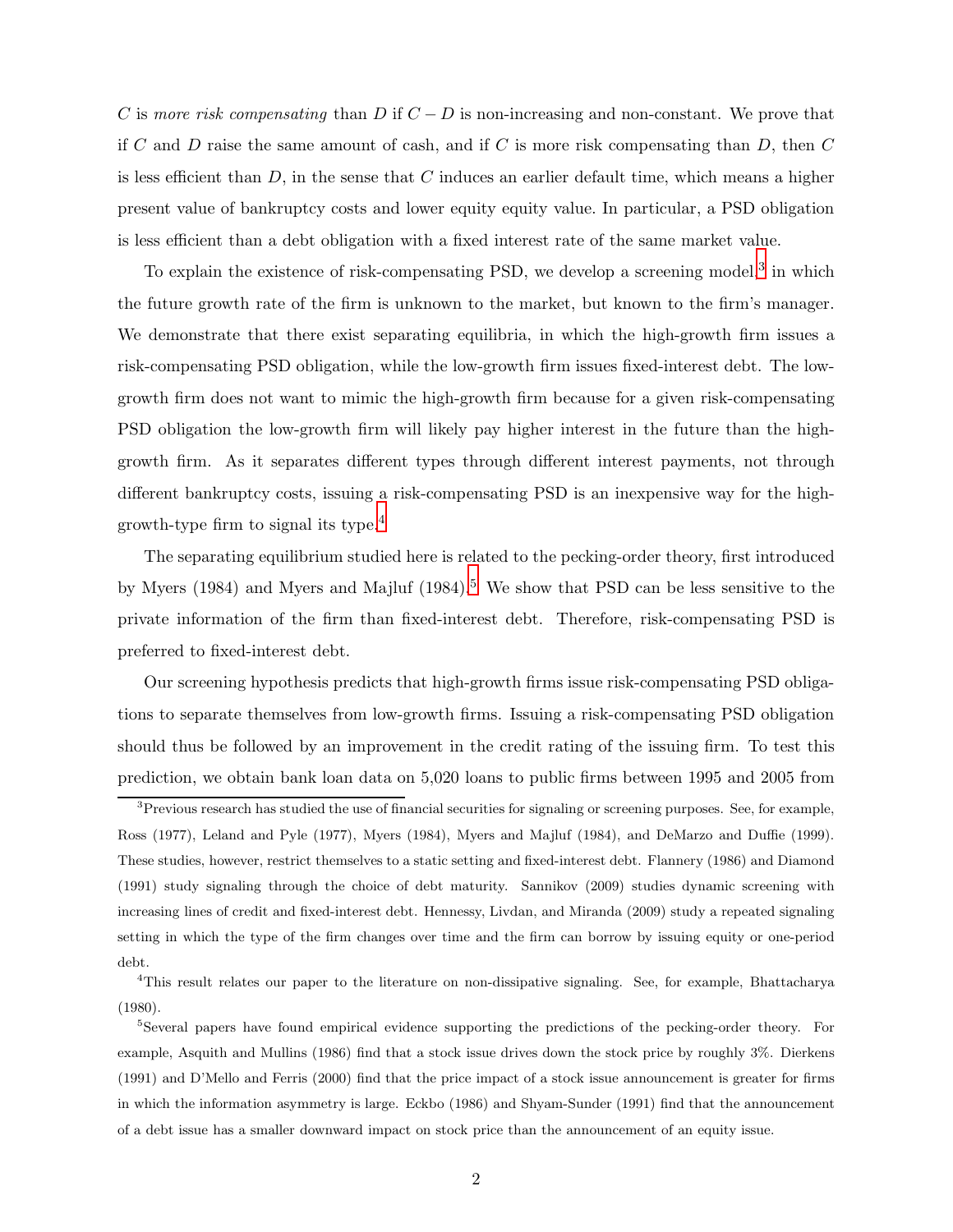$C$ is *more risk compensating* than $D$ if $C - D$ is non-increasing and non-constant. We prove that if $C$ and $D$ raise the same amount of cash, and if $C$ is more risk compensating than $D$, then $C$ is less efficient than $D$, in the sense that $C$ induces an earlier default time, which means a higher present value of bankruptcy costs and lower equity equity value. In particular, a PSD obligation is less efficient than a debt obligation with a fixed interest rate of the same market value.

To explain the existence of risk-compensating PSD, we develop a screening model[3] in which the future growth rate of the firm is unknown to the market, but known to the firm's manager. We demonstrate that there exist separating equilibria, in which the high-growth firm issues a risk-compensating PSD obligation, while the low-growth firm issues fixed-interest debt. The low-growth firm does not want to mimic the high-growth firm because for a given risk-compensating PSD obligation the low-growth firm will likely pay higher interest in the future than the high-growth firm. As it separates different types through different interest payments, not through different bankruptcy costs, issuing a risk-compensating PSD is an inexpensive way for the high-growth-type firm to signal its type.[4]

The separating equilibrium studied here is related to the pecking-order theory, first introduced by Myers (1984) and Myers and Majluf (1984).[5] We show that PSD can be less sensitive to the private information of the firm than fixed-interest debt. Therefore, risk-compensating PSD is preferred to fixed-interest debt.

Our screening hypothesis predicts that high-growth firms issue risk-compensating PSD obligations to separate themselves from low-growth firms. Issuing a risk-compensating PSD obligation should thus be followed by an improvement in the credit rating of the issuing firm. To test this prediction, we obtain bank loan data on 5,020 loans to public firms between 1995 and 2005 from

---

[3] Previous research has studied the use of financial securities for signaling or screening purposes. See, for example, Ross (1977), Leland and Pyle (1977), Myers (1984), Myers and Majluf (1984), and DeMarzo and Duffie (1999). These studies, however, restrict themselves to a static setting and fixed-interest debt. Flannery (1986) and Diamond (1991) study signaling through the choice of debt maturity. Sannikov (2009) studies dynamic screening with increasing lines of credit and fixed-interest debt. Hennessy, Livdan, and Miranda (2009) study a repeated signaling setting in which the type of the firm changes over time and the firm can borrow by issuing equity or one-period debt.

[4] This result relates our paper to the literature on non-dissipative signaling. See, for example, Bhattacharya (1980).

[5] Several papers have found empirical evidence supporting the predictions of the pecking-order theory. For example, Asquith and Mullins (1986) find that a stock issue drives down the stock price by roughly 3%. Dierkens (1991) and D'Mello and Ferris (2000) find that the price impact of a stock issue announcement is greater for firms in which the information asymmetry is large. Eckbo (1986) and Shyam-Sunder (1991) find that the announcement of a debt issue has a smaller downward impact on stock price than the announcement of an equity issue.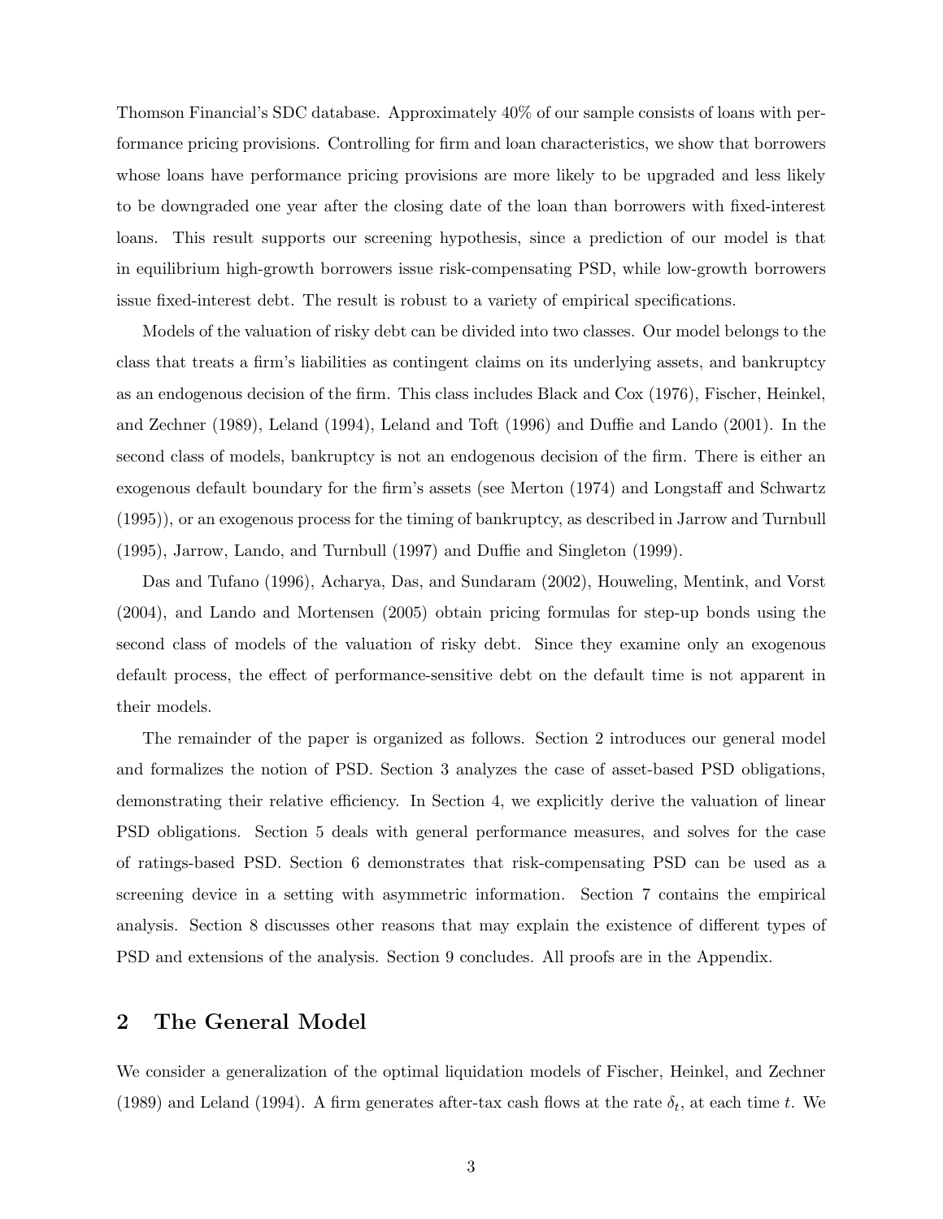Thomson Financial's SDC database. Approximately 40% of our sample consists of loans with performance pricing provisions. Controlling for firm and loan characteristics, we show that borrowers whose loans have performance pricing provisions are more likely to be upgraded and less likely to be downgraded one year after the closing date of the loan than borrowers with fixed-interest loans. This result supports our screening hypothesis, since a prediction of our model is that in equilibrium high-growth borrowers issue risk-compensating PSD, while low-growth borrowers issue fixed-interest debt. The result is robust to a variety of empirical specifications.

Models of the valuation of risky debt can be divided into two classes. Our model belongs to the class that treats a firm's liabilities as contingent claims on its underlying assets, and bankruptcy as an endogenous decision of the firm. This class includes Black and Cox (1976), Fischer, Heinkel, and Zechner (1989), Leland (1994), Leland and Toft (1996) and Duffie and Lando (2001). In the second class of models, bankruptcy is not an endogenous decision of the firm. There is either an exogenous default boundary for the firm's assets (see Merton (1974) and Longstaff and Schwartz (1995)), or an exogenous process for the timing of bankruptcy, as described in Jarrow and Turnbull (1995), Jarrow, Lando, and Turnbull (1997) and Duffie and Singleton (1999).

Das and Tufano (1996), Acharya, Das, and Sundaram (2002), Houweling, Mentink, and Vorst (2004), and Lando and Mortensen (2005) obtain pricing formulas for step-up bonds using the second class of models of the valuation of risky debt. Since they examine only an exogenous default process, the effect of performance-sensitive debt on the default time is not apparent in their models.

The remainder of the paper is organized as follows. Section 2 introduces our general model and formalizes the notion of PSD. Section 3 analyzes the case of asset-based PSD obligations, demonstrating their relative efficiency. In Section 4, we explicitly derive the valuation of linear PSD obligations. Section 5 deals with general performance measures, and solves for the case of ratings-based PSD. Section 6 demonstrates that risk-compensating PSD can be used as a screening device in a setting with asymmetric information. Section 7 contains the empirical analysis. Section 8 discusses other reasons that may explain the existence of different types of PSD and extensions of the analysis. Section 9 concludes. All proofs are in the Appendix.

## 2 The General Model

We consider a generalization of the optimal liquidation models of Fischer, Heinkel, and Zechner (1989) and Leland (1994). A firm generates after-tax cash flows at the rate $\delta_t$, at each time $t$. We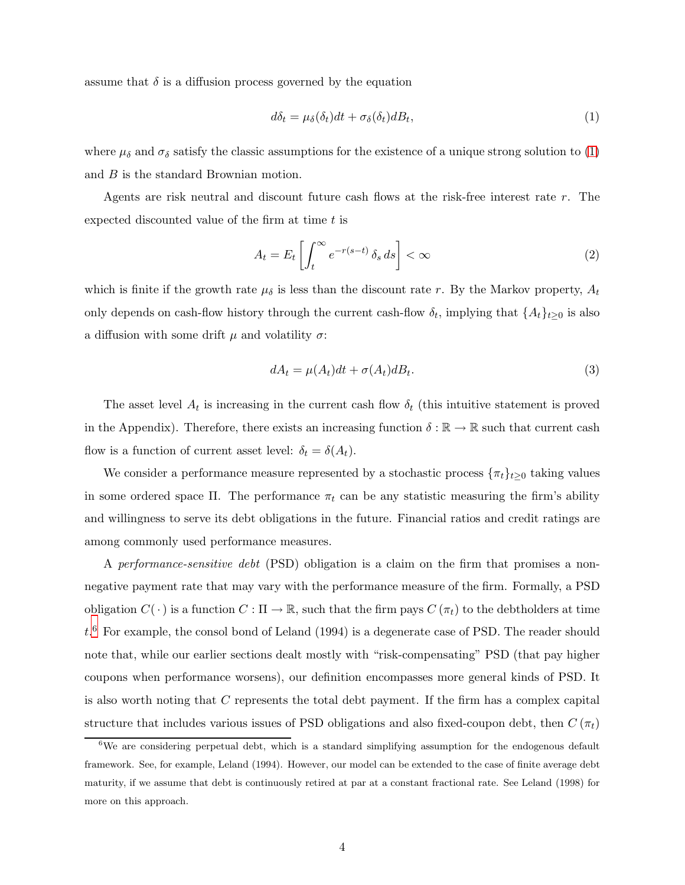assume that $\delta$ is a diffusion process governed by the equation

$$d\delta_t = \mu_\delta(\delta_t)dt + \sigma_\delta(\delta_t)dB_t, \tag{1}$$

where $\mu_\delta$ and $\sigma_\delta$ satisfy the classic assumptions for the existence of a unique strong solution to (1) and $B$ is the standard Brownian motion.

Agents are risk neutral and discount future cash flows at the risk-free interest rate $r$. The expected discounted value of the firm at time $t$ is

$$A_t = E_t\left[\int_t^\infty e^{-r(s-t)}\,\delta_s\,ds\right] < \infty \tag{2}$$

which is finite if the growth rate $\mu_\delta$ is less than the discount rate $r$. By the Markov property, $A_t$ only depends on cash-flow history through the current cash-flow $\delta_t$, implying that $\{A_t\}_{t\geq 0}$ is also a diffusion with some drift $\mu$ and volatility $\sigma$:

$$dA_t = \mu(A_t)dt + \sigma(A_t)dB_t. \tag{3}$$

The asset level $A_t$ is increasing in the current cash flow $\delta_t$ (this intuitive statement is proved in the Appendix). Therefore, there exists an increasing function $\delta : \mathbb{R} \to \mathbb{R}$ such that current cash flow is a function of current asset level: $\delta_t = \delta(A_t)$.

We consider a performance measure represented by a stochastic process $\{\pi_t\}_{t\geq 0}$ taking values in some ordered space $\Pi$. The performance $\pi_t$ can be any statistic measuring the firm's ability and willingness to serve its debt obligations in the future. Financial ratios and credit ratings are among commonly used performance measures.

A *performance-sensitive debt* (PSD) obligation is a claim on the firm that promises a non-negative payment rate that may vary with the performance measure of the firm. Formally, a PSD obligation $C(\,\cdot\,)$ is a function $C : \Pi \to \mathbb{R}$, such that the firm pays $C(\pi_t)$ to the debtholders at time $t$.[6] For example, the consol bond of Leland (1994) is a degenerate case of PSD. The reader should note that, while our earlier sections dealt mostly with "risk-compensating" PSD (that pay higher coupons when performance worsens), our definition encompasses more general kinds of PSD. It is also worth noting that $C$ represents the total debt payment. If the firm has a complex capital structure that includes various issues of PSD obligations and also fixed-coupon debt, then $C(\pi_t)$

[6] We are considering perpetual debt, which is a standard simplifying assumption for the endogenous default framework. See, for example, Leland (1994). However, our model can be extended to the case of finite average debt maturity, if we assume that debt is continuously retired at par at a constant fractional rate. See Leland (1998) for more on this approach.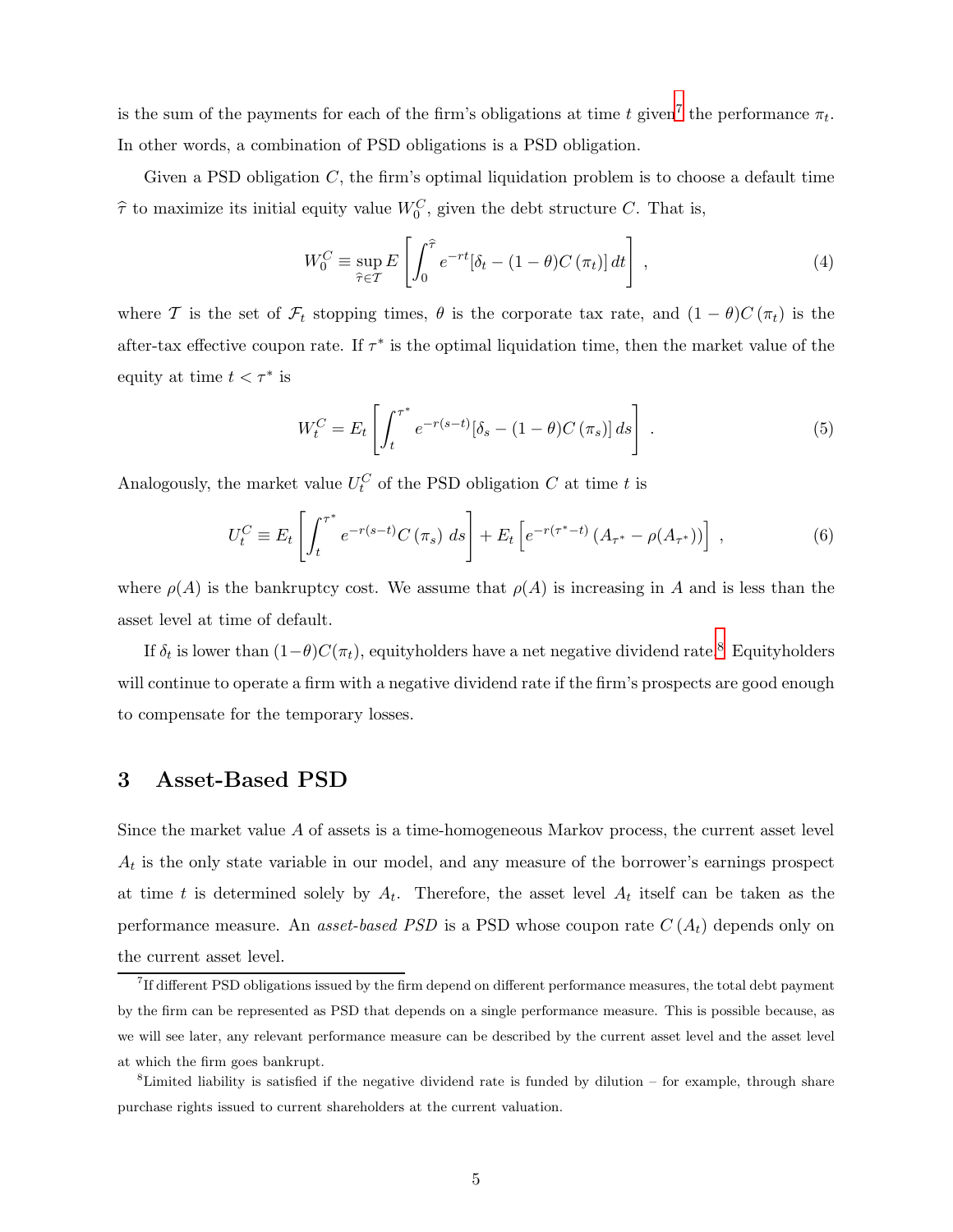is the sum of the payments for each of the firm's obligations at time $t$ given[7] the performance $\pi_t$. In other words, a combination of PSD obligations is a PSD obligation.

Given a PSD obligation $C$, the firm's optimal liquidation problem is to choose a default time $\widehat{\tau}$ to maximize its initial equity value $W_0^C$, given the debt structure $C$. That is,

$$W_0^C \equiv \sup_{\widehat{\tau} \in \mathcal{T}} E\left[\int_0^{\widehat{\tau}} e^{-rt}[\delta_t - (1-\theta)C(\pi_t)]\, dt\right] , \tag{4}$$

where $\mathcal{T}$ is the set of $\mathcal{F}_t$ stopping times, $\theta$ is the corporate tax rate, and $(1-\theta)C(\pi_t)$ is the after-tax effective coupon rate. If $\tau^*$ is the optimal liquidation time, then the market value of the equity at time $t < \tau^*$ is

$$W_t^C = E_t\left[\int_t^{\tau^*} e^{-r(s-t)}[\delta_s - (1-\theta)C(\pi_s)]\, ds\right] . \tag{5}$$

Analogously, the market value $U_t^C$ of the PSD obligation $C$ at time $t$ is

$$U_t^C \equiv E_t\left[\int_t^{\tau^*} e^{-r(s-t)}C(\pi_s)\, ds\right] + E_t\left[e^{-r(\tau^*-t)}\left(A_{\tau^*} - \rho(A_{\tau^*})\right)\right] , \tag{6}$$

where $\rho(A)$ is the bankruptcy cost. We assume that $\rho(A)$ is increasing in $A$ and is less than the asset level at time of default.

If $\delta_t$ is lower than $(1-\theta)C(\pi_t)$, equityholders have a net negative dividend rate.[8] Equityholders will continue to operate a firm with a negative dividend rate if the firm's prospects are good enough to compensate for the temporary losses.

## 3 Asset-Based PSD

Since the market value $A$ of assets is a time-homogeneous Markov process, the current asset level $A_t$ is the only state variable in our model, and any measure of the borrower's earnings prospect at time $t$ is determined solely by $A_t$. Therefore, the asset level $A_t$ itself can be taken as the performance measure. An *asset-based PSD* is a PSD whose coupon rate $C(A_t)$ depends only on the current asset level.

---

[7] If different PSD obligations issued by the firm depend on different performance measures, the total debt payment by the firm can be represented as PSD that depends on a single performance measure. This is possible because, as we will see later, any relevant performance measure can be described by the current asset level and the asset level at which the firm goes bankrupt.

[8] Limited liability is satisfied if the negative dividend rate is funded by dilution – for example, through share purchase rights issued to current shareholders at the current valuation.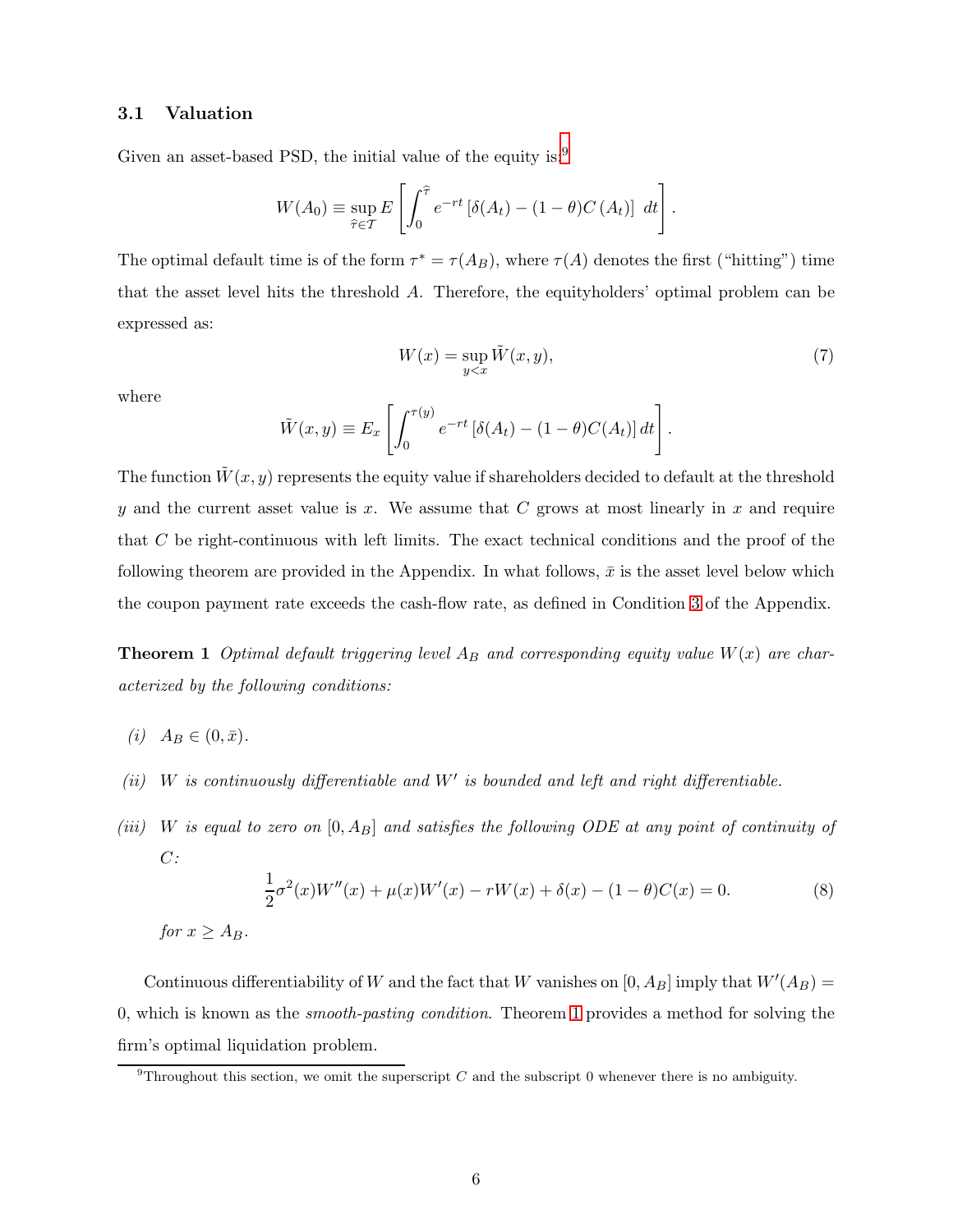### 3.1 Valuation

Given an asset-based PSD, the initial value of the equity is:[9]

$$W(A_0) \equiv \sup_{\hat{\tau} \in \mathcal{T}} E\left[\int_0^{\hat{\tau}} e^{-rt}\left[\delta(A_t) - (1-\theta)C(A_t)\right]\, dt\right].$$

The optimal default time is of the form $\tau^* = \tau(A_B)$, where $\tau(A)$ denotes the first ("hitting") time that the asset level hits the threshold $A$. Therefore, the equityholders' optimal problem can be expressed as:

$$W(x) = \sup_{y<x} \tilde{W}(x,y), \tag{7}$$

where

$$\tilde{W}(x,y) \equiv E_x\left[\int_0^{\tau(y)} e^{-rt}\left[\delta(A_t) - (1-\theta)C(A_t)\right] dt\right].$$

The function $\tilde{W}(x,y)$ represents the equity value if shareholders decided to default at the threshold $y$ and the current asset value is $x$. We assume that $C$ grows at most linearly in $x$ and require that $C$ be right-continuous with left limits. The exact technical conditions and the proof of the following theorem are provided in the Appendix. In what follows, $\bar{x}$ is the asset level below which the coupon payment rate exceeds the cash-flow rate, as defined in Condition 3 of the Appendix.

**Theorem 1** *Optimal default triggering level $A_B$ and corresponding equity value $W(x)$ are characterized by the following conditions:*

*(i)* $A_B \in (0, \bar{x})$.

*(ii)* *$W$ is continuously differentiable and $W'$ is bounded and left and right differentiable.*

*(iii)* *$W$ is equal to zero on $[0, A_B]$ and satisfies the following ODE at any point of continuity of $C$:*

$$\frac{1}{2}\sigma^2(x)W''(x) + \mu(x)W'(x) - rW(x) + \delta(x) - (1-\theta)C(x) = 0. \tag{8}$$

*for $x \geq A_B$.*

Continuous differentiability of $W$ and the fact that $W$ vanishes on $[0, A_B]$ imply that $W'(A_B) = 0$, which is known as the *smooth-pasting condition*. Theorem 1 provides a method for solving the firm's optimal liquidation problem.

[9] Throughout this section, we omit the superscript $C$ and the subscript 0 whenever there is no ambiguity.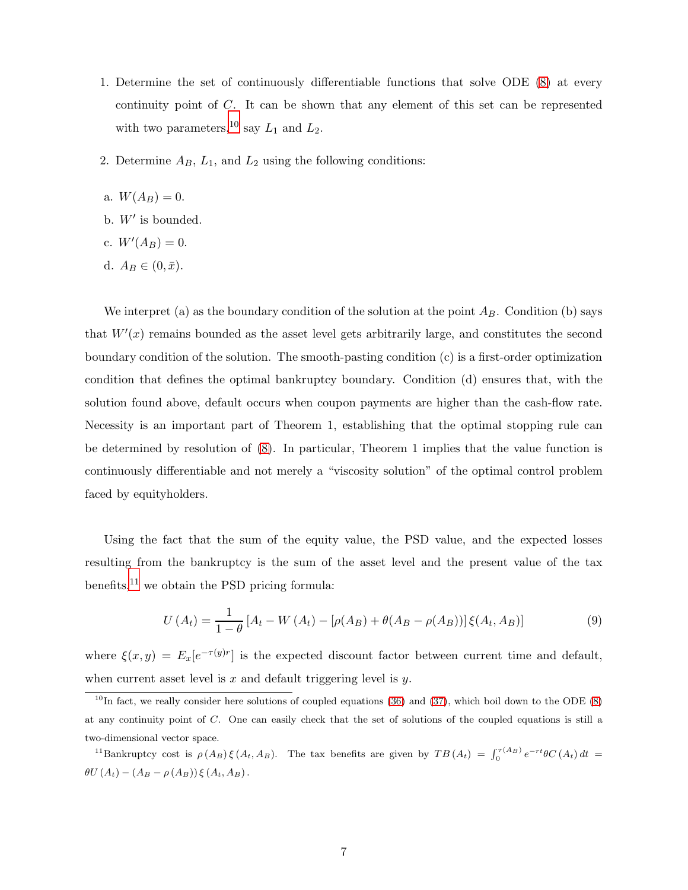1. Determine the set of continuously differentiable functions that solve ODE (8) at every continuity point of $C$. It can be shown that any element of this set can be represented with two parameters,[10] say $L_1$ and $L_2$.

2. Determine $A_B$, $L_1$, and $L_2$ using the following conditions:

   a. $W(A_B) = 0$.

   b. $W'$ is bounded.

   c. $W'(A_B) = 0$.

   d. $A_B \in (0, \bar{x})$.

We interpret (a) as the boundary condition of the solution at the point $A_B$. Condition (b) says that $W'(x)$ remains bounded as the asset level gets arbitrarily large, and constitutes the second boundary condition of the solution. The smooth-pasting condition (c) is a first-order optimization condition that defines the optimal bankruptcy boundary. Condition (d) ensures that, with the solution found above, default occurs when coupon payments are higher than the cash-flow rate. Necessity is an important part of Theorem 1, establishing that the optimal stopping rule can be determined by resolution of (8). In particular, Theorem 1 implies that the value function is continuously differentiable and not merely a "viscosity solution" of the optimal control problem faced by equityholders.

Using the fact that the sum of the equity value, the PSD value, and the expected losses resulting from the bankruptcy is the sum of the asset level and the present value of the tax benefits,[11] we obtain the PSD pricing formula:

$$U(A_t) = \frac{1}{1-\theta}\left[A_t - W(A_t) - \left[\rho(A_B) + \theta(A_B - \rho(A_B))\right]\xi(A_t, A_B)\right] \tag{9}$$

where $\xi(x, y) = E_x[e^{-\tau(y)r}]$ is the expected discount factor between current time and default, when current asset level is $x$ and default triggering level is $y$.

[10] In fact, we really consider here solutions of coupled equations (36) and (37), which boil down to the ODE (8) at any continuity point of $C$. One can easily check that the set of solutions of the coupled equations is still a two-dimensional vector space.

[11] Bankruptcy cost is $\rho(A_B)\,\xi(A_t, A_B)$. The tax benefits are given by $TB(A_t) = \int_0^{\tau(A_B)} e^{-rt}\theta C(A_t)\,dt = \theta U(A_t) - (A_B - \rho(A_B))\,\xi(A_t, A_B)$.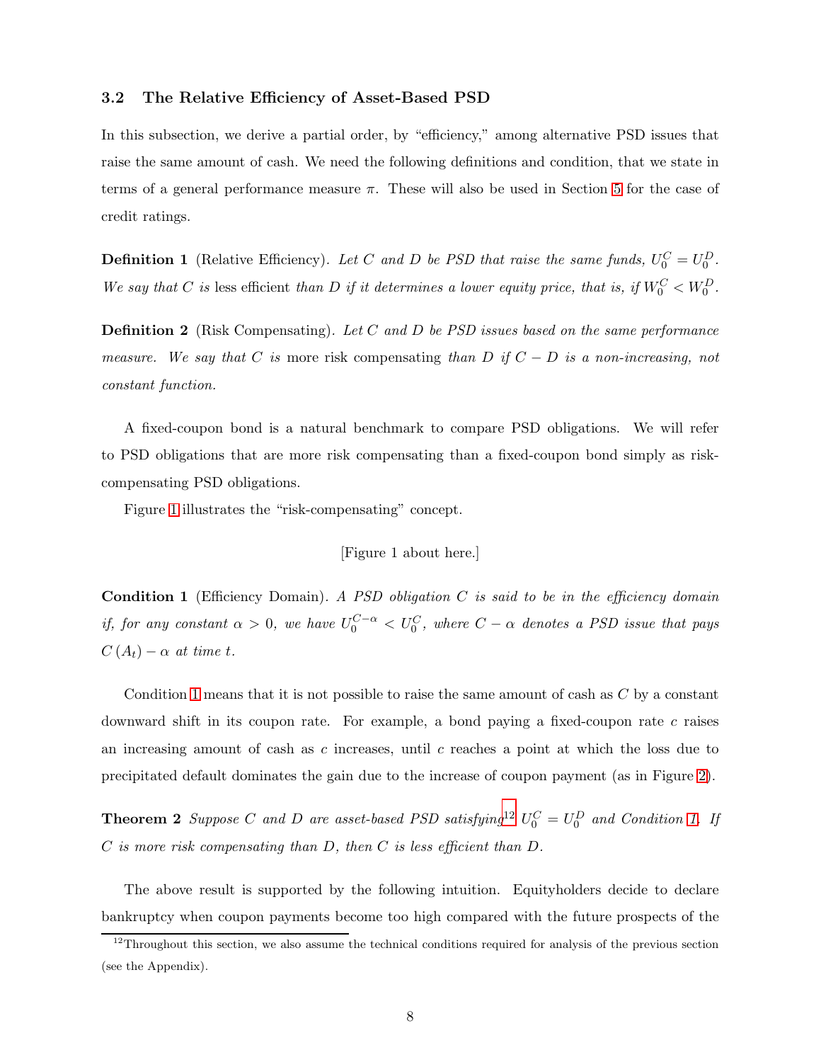### 3.2 The Relative Efficiency of Asset-Based PSD

In this subsection, we derive a partial order, by "efficiency," among alternative PSD issues that raise the same amount of cash. We need the following definitions and condition, that we state in terms of a general performance measure $\pi$. These will also be used in Section 5 for the case of credit ratings.

**Definition 1** (Relative Efficiency). *Let $C$ and $D$ be PSD that raise the same funds, $U_0^C = U_0^D$. We say that $C$ is* less efficient *than $D$ if it determines a lower equity price, that is, if $W_0^C < W_0^D$.*

**Definition 2** (Risk Compensating). *Let $C$ and $D$ be PSD issues based on the same performance measure. We say that $C$ is* more risk compensating *than $D$ if $C - D$ is a non-increasing, not constant function.*

A fixed-coupon bond is a natural benchmark to compare PSD obligations. We will refer to PSD obligations that are more risk compensating than a fixed-coupon bond simply as risk-compensating PSD obligations.

Figure 1 illustrates the "risk-compensating" concept.

[Figure 1 about here.]

**Condition 1** (Efficiency Domain). *A PSD obligation $C$ is said to be in the efficiency domain if, for any constant $\alpha > 0$, we have $U_0^{C-\alpha} < U_0^C$, where $C - \alpha$ denotes a PSD issue that pays $C(A_t) - \alpha$ at time $t$.*

Condition 1 means that it is not possible to raise the same amount of cash as $C$ by a constant downward shift in its coupon rate. For example, a bond paying a fixed-coupon rate $c$ raises an increasing amount of cash as $c$ increases, until $c$ reaches a point at which the loss due to precipitated default dominates the gain due to the increase of coupon payment (as in Figure 2).

**Theorem 2** *Suppose $C$ and $D$ are asset-based PSD satisfying*[12] *$U_0^C = U_0^D$ and Condition 1. If $C$ is more risk compensating than $D$, then $C$ is less efficient than $D$.*

The above result is supported by the following intuition. Equityholders decide to declare bankruptcy when coupon payments become too high compared with the future prospects of the

[12] Throughout this section, we also assume the technical conditions required for analysis of the previous section (see the Appendix).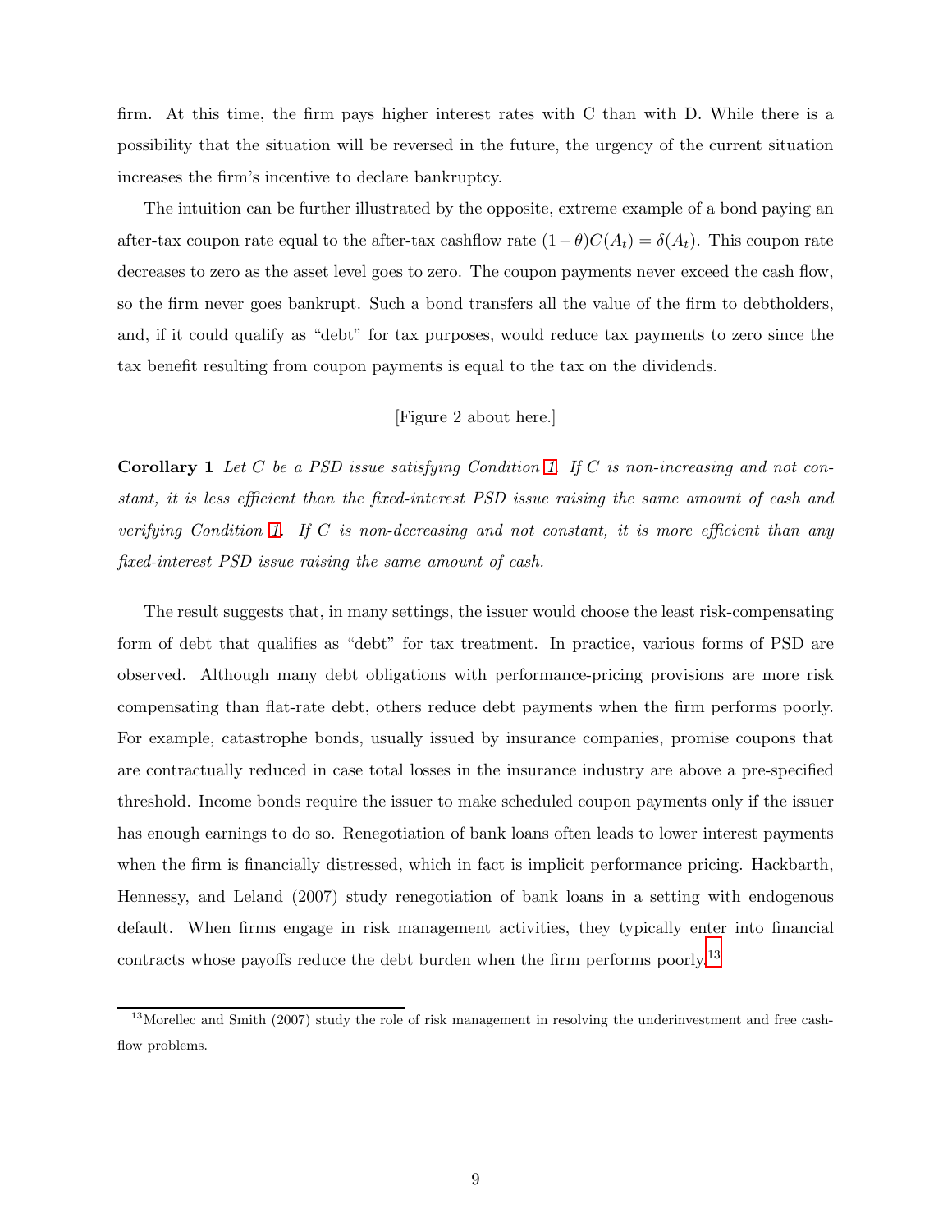firm. At this time, the firm pays higher interest rates with C than with D. While there is a possibility that the situation will be reversed in the future, the urgency of the current situation increases the firm's incentive to declare bankruptcy.

The intuition can be further illustrated by the opposite, extreme example of a bond paying an after-tax coupon rate equal to the after-tax cashflow rate $(1-\theta)C(A_t) = \delta(A_t)$. This coupon rate decreases to zero as the asset level goes to zero. The coupon payments never exceed the cash flow, so the firm never goes bankrupt. Such a bond transfers all the value of the firm to debtholders, and, if it could qualify as "debt" for tax purposes, would reduce tax payments to zero since the tax benefit resulting from coupon payments is equal to the tax on the dividends.

[Figure 2 about here.]

**Corollary 1** *Let C be a PSD issue satisfying Condition 1. If C is non-increasing and not constant, it is less efficient than the fixed-interest PSD issue raising the same amount of cash and verifying Condition 1. If C is non-decreasing and not constant, it is more efficient than any fixed-interest PSD issue raising the same amount of cash.*

The result suggests that, in many settings, the issuer would choose the least risk-compensating form of debt that qualifies as "debt" for tax treatment. In practice, various forms of PSD are observed. Although many debt obligations with performance-pricing provisions are more risk compensating than flat-rate debt, others reduce debt payments when the firm performs poorly. For example, catastrophe bonds, usually issued by insurance companies, promise coupons that are contractually reduced in case total losses in the insurance industry are above a pre-specified threshold. Income bonds require the issuer to make scheduled coupon payments only if the issuer has enough earnings to do so. Renegotiation of bank loans often leads to lower interest payments when the firm is financially distressed, which in fact is implicit performance pricing. Hackbarth, Hennessy, and Leland (2007) study renegotiation of bank loans in a setting with endogenous default. When firms engage in risk management activities, they typically enter into financial contracts whose payoffs reduce the debt burden when the firm performs poorly.[13]

[13] Morellec and Smith (2007) study the role of risk management in resolving the underinvestment and free cash-flow problems.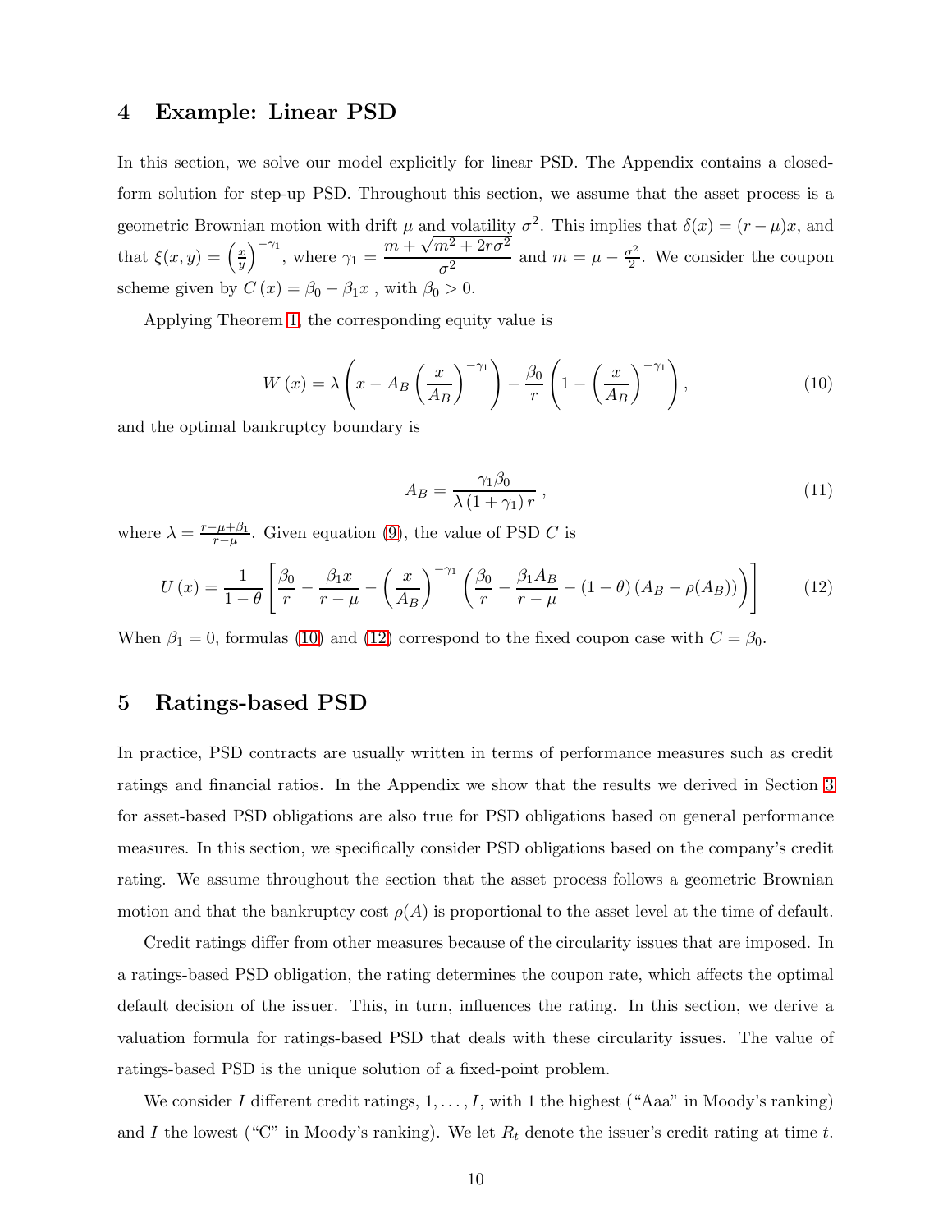## 4 Example: Linear PSD

In this section, we solve our model explicitly for linear PSD. The Appendix contains a closed-form solution for step-up PSD. Throughout this section, we assume that the asset process is a geometric Brownian motion with drift $\mu$ and volatility $\sigma^2$. This implies that $\delta(x) = (r - \mu)x$, and that $\xi(x, y) = \left(\frac{x}{y}\right)^{-\gamma_1}$, where $\gamma_1 = \dfrac{m + \sqrt{m^2 + 2r\sigma^2}}{\sigma^2}$ and $m = \mu - \frac{\sigma^2}{2}$. We consider the coupon scheme given by $C\left(x\right) = \beta_0 - \beta_1 x$ , with $\beta_0 > 0$.

Applying Theorem 1, the corresponding equity value is

$$W\left(x\right) = \lambda \left( x - A_B \left( \frac{x}{A_B} \right)^{-\gamma_1} \right) - \frac{\beta_0}{r} \left( 1 - \left( \frac{x}{A_B} \right)^{-\gamma_1} \right), \tag{10}$$

and the optimal bankruptcy boundary is

$$A_B = \frac{\gamma_1 \beta_0}{\lambda \left(1 + \gamma_1\right) r} \, , \tag{11}$$

where $\lambda = \frac{r - \mu + \beta_1}{r - \mu}$. Given equation (9), the value of PSD $C$ is

$$U\left(x\right) = \frac{1}{1-\theta} \left[ \frac{\beta_0}{r} - \frac{\beta_1 x}{r - \mu} - \left( \frac{x}{A_B} \right)^{-\gamma_1} \left( \frac{\beta_0}{r} - \frac{\beta_1 A_B}{r - \mu} - \left(1 - \theta\right) \left( A_B - \rho(A_B) \right) \right) \right] \tag{12}$$

When $\beta_1 = 0$, formulas (10) and (12) correspond to the fixed coupon case with $C = \beta_0$.

## 5 Ratings-based PSD

In practice, PSD contracts are usually written in terms of performance measures such as credit ratings and financial ratios. In the Appendix we show that the results we derived in Section 3 for asset-based PSD obligations are also true for PSD obligations based on general performance measures. In this section, we specifically consider PSD obligations based on the company's credit rating. We assume throughout the section that the asset process follows a geometric Brownian motion and that the bankruptcy cost $\rho(A)$ is proportional to the asset level at the time of default.

Credit ratings differ from other measures because of the circularity issues that are imposed. In a ratings-based PSD obligation, the rating determines the coupon rate, which affects the optimal default decision of the issuer. This, in turn, influences the rating. In this section, we derive a valuation formula for ratings-based PSD that deals with these circularity issues. The value of ratings-based PSD is the unique solution of a fixed-point problem.

We consider $I$ different credit ratings, $1, \ldots, I$, with 1 the highest ("Aaa" in Moody's ranking) and $I$ the lowest ("C" in Moody's ranking). We let $R_t$ denote the issuer's credit rating at time $t$.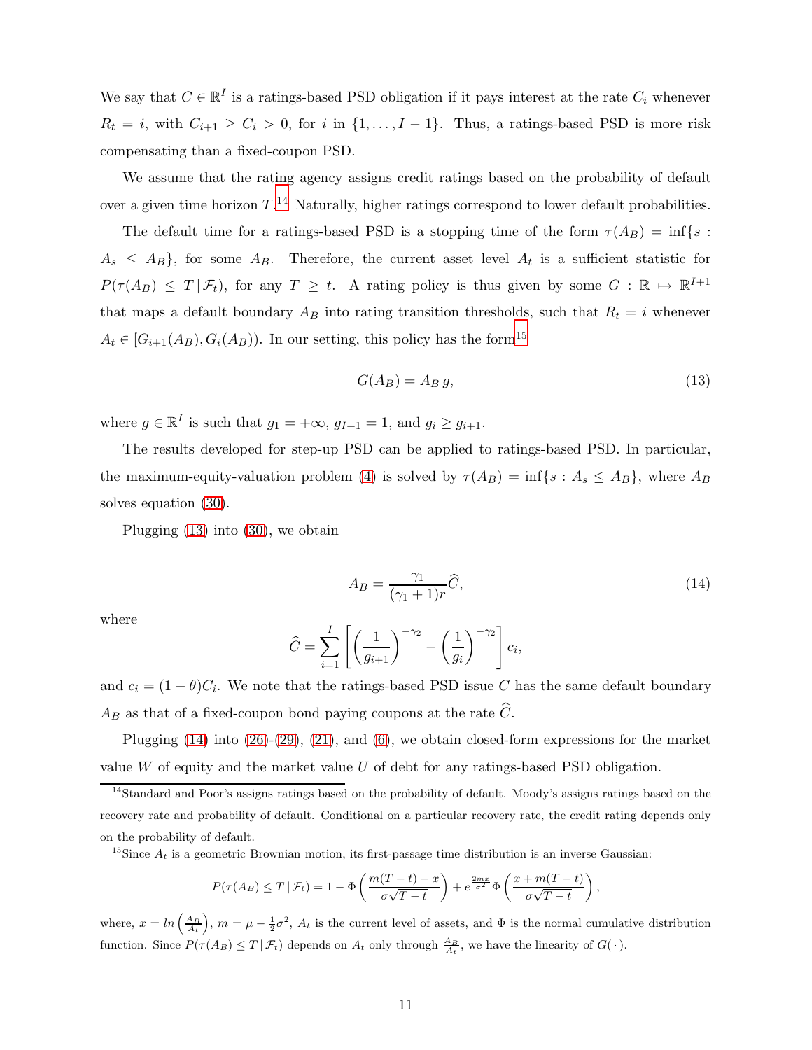We say that $C \in \mathbb{R}^I$ is a ratings-based PSD obligation if it pays interest at the rate $C_i$ whenever $R_t = i$, with $C_{i+1} \geq C_i > 0$, for $i$ in $\{1, \ldots, I-1\}$. Thus, a ratings-based PSD is more risk compensating than a fixed-coupon PSD.

We assume that the rating agency assigns credit ratings based on the probability of default over a given time horizon $T$.[14] Naturally, higher ratings correspond to lower default probabilities.

The default time for a ratings-based PSD is a stopping time of the form $\tau(A_B) = \inf\{s : A_s \leq A_B\}$, for some $A_B$. Therefore, the current asset level $A_t$ is a sufficient statistic for $P(\tau(A_B) \leq T \,|\, \mathcal{F}_t)$, for any $T \geq t$. A rating policy is thus given by some $G : \mathbb{R} \mapsto \mathbb{R}^{I+1}$ that maps a default boundary $A_B$ into rating transition thresholds, such that $R_t = i$ whenever $A_t \in [G_{i+1}(A_B), G_i(A_B))$. In our setting, this policy has the form[15]

$$G(A_B) = A_B \, g, \tag{13}$$

where $g \in \mathbb{R}^I$ is such that $g_1 = +\infty$, $g_{I+1} = 1$, and $g_i \geq g_{i+1}$.

The results developed for step-up PSD can be applied to ratings-based PSD. In particular, the maximum-equity-valuation problem (4) is solved by $\tau(A_B) = \inf\{s : A_s \leq A_B\}$, where $A_B$ solves equation (30).

Plugging (13) into (30), we obtain

$$A_B = \frac{\gamma_1}{(\gamma_1 + 1)r} \widehat{C}, \tag{14}$$

where

$$\widehat{C} = \sum_{i=1}^{I} \left[ \left( \frac{1}{g_{i+1}} \right)^{-\gamma_2} - \left( \frac{1}{g_i} \right)^{-\gamma_2} \right] c_i,$$

and $c_i = (1-\theta)C_i$. We note that the ratings-based PSD issue $C$ has the same default boundary $A_B$ as that of a fixed-coupon bond paying coupons at the rate $\widehat{C}$.

Plugging (14) into (26)-(29), (21), and (6), we obtain closed-form expressions for the market value $W$ of equity and the market value $U$ of debt for any ratings-based PSD obligation.

---

[14] Standard and Poor's assigns ratings based on the probability of default. Moody's assigns ratings based on the recovery rate and probability of default. Conditional on a particular recovery rate, the credit rating depends only on the probability of default.

[15] Since $A_t$ is a geometric Brownian motion, its first-passage time distribution is an inverse Gaussian:

$$P(\tau(A_B) \leq T \,|\, \mathcal{F}_t) = 1 - \Phi\left( \frac{m(T-t) - x}{\sigma\sqrt{T-t}} \right) + e^{\frac{2mx}{\sigma^2}} \Phi\left( \frac{x + m(T-t)}{\sigma\sqrt{T-t}} \right),$$

where, $x = ln\left(\frac{A_B}{A_t}\right)$, $m = \mu - \frac{1}{2}\sigma^2$, $A_t$ is the current level of assets, and $\Phi$ is the normal cumulative distribution function. Since $P(\tau(A_B) \leq T \,|\, \mathcal{F}_t)$ depends on $A_t$ only through $\frac{A_B}{A_t}$, we have the linearity of $G(\cdot)$.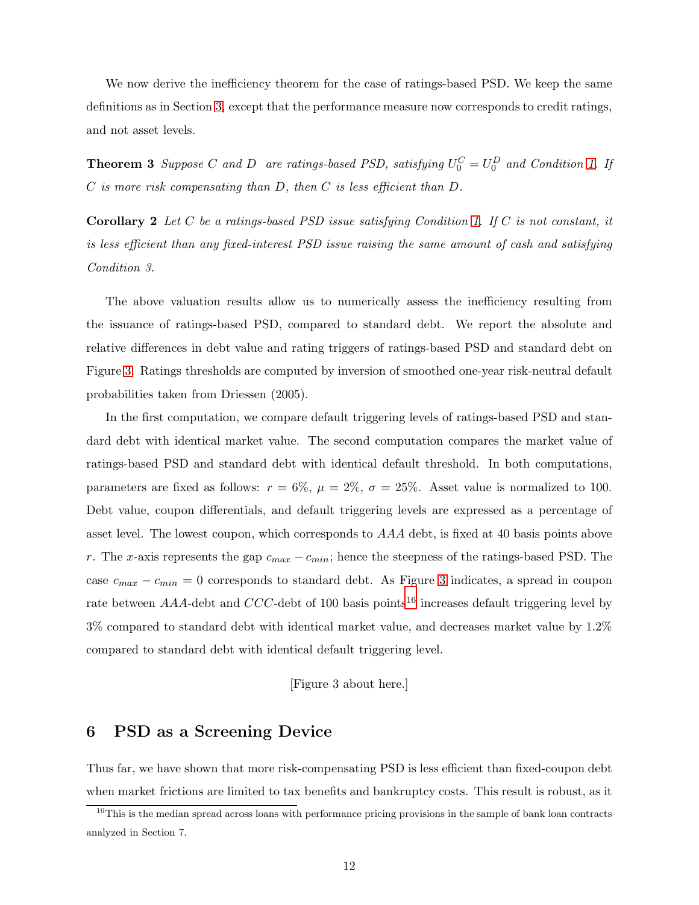We now derive the inefficiency theorem for the case of ratings-based PSD. We keep the same definitions as in Section 3, except that the performance measure now corresponds to credit ratings, and not asset levels.

**Theorem 3** *Suppose $C$ and $D$ are ratings-based PSD, satisfying $U_0^C = U_0^D$ and Condition 1. If $C$ is more risk compensating than $D$, then $C$ is less efficient than $D$.*

**Corollary 2** *Let $C$ be a ratings-based PSD issue satisfying Condition 1. If $C$ is not constant, it is less efficient than any fixed-interest PSD issue raising the same amount of cash and satisfying Condition 3.*

The above valuation results allow us to numerically assess the inefficiency resulting from the issuance of ratings-based PSD, compared to standard debt. We report the absolute and relative differences in debt value and rating triggers of ratings-based PSD and standard debt on Figure 3. Ratings thresholds are computed by inversion of smoothed one-year risk-neutral default probabilities taken from Driessen (2005).

In the first computation, we compare default triggering levels of ratings-based PSD and standard debt with identical market value. The second computation compares the market value of ratings-based PSD and standard debt with identical default threshold. In both computations, parameters are fixed as follows: $r = 6\%$, $\mu = 2\%$, $\sigma = 25\%$. Asset value is normalized to 100. Debt value, coupon differentials, and default triggering levels are expressed as a percentage of asset level. The lowest coupon, which corresponds to $AAA$ debt, is fixed at 40 basis points above $r$. The $x$-axis represents the gap $c_{max} - c_{min}$; hence the steepness of the ratings-based PSD. The case $c_{max} - c_{min} = 0$ corresponds to standard debt. As Figure 3 indicates, a spread in coupon rate between $AAA$-debt and $CCC$-debt of 100 basis points[16] increases default triggering level by 3% compared to standard debt with identical market value, and decreases market value by 1.2% compared to standard debt with identical default triggering level.

[Figure 3 about here.]

## 6 PSD as a Screening Device

Thus far, we have shown that more risk-compensating PSD is less efficient than fixed-coupon debt when market frictions are limited to tax benefits and bankruptcy costs. This result is robust, as it

[16] This is the median spread across loans with performance pricing provisions in the sample of bank loan contracts analyzed in Section 7.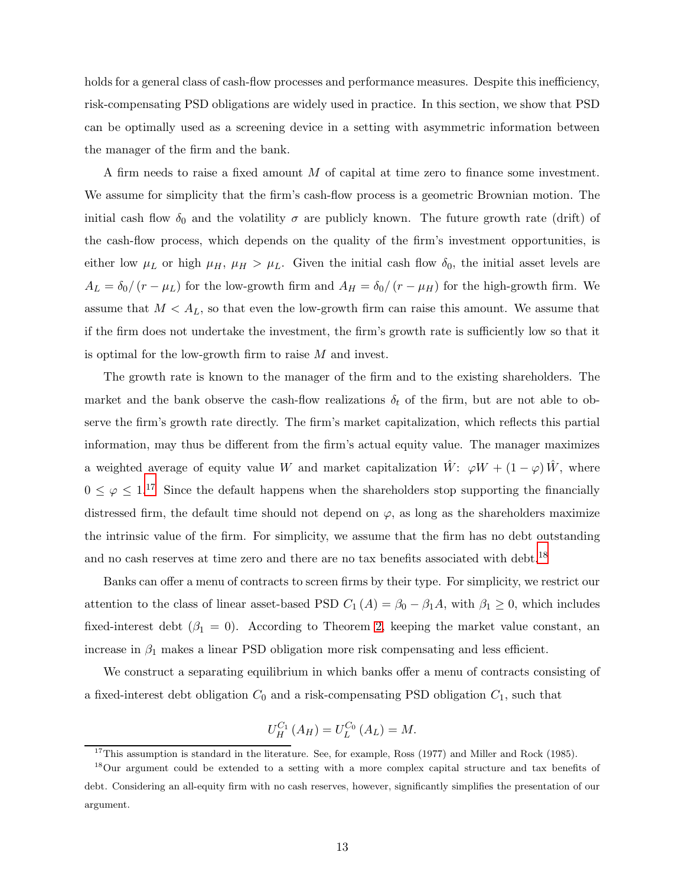holds for a general class of cash-flow processes and performance measures. Despite this inefficiency, risk-compensating PSD obligations are widely used in practice. In this section, we show that PSD can be optimally used as a screening device in a setting with asymmetric information between the manager of the firm and the bank.

A firm needs to raise a fixed amount $M$ of capital at time zero to finance some investment. We assume for simplicity that the firm's cash-flow process is a geometric Brownian motion. The initial cash flow $\delta_0$ and the volatility $\sigma$ are publicly known. The future growth rate (drift) of the cash-flow process, which depends on the quality of the firm's investment opportunities, is either low $\mu_L$ or high $\mu_H$, $\mu_H > \mu_L$. Given the initial cash flow $\delta_0$, the initial asset levels are $A_L = \delta_0 / (r - \mu_L)$ for the low-growth firm and $A_H = \delta_0 / (r - \mu_H)$ for the high-growth firm. We assume that $M < A_L$, so that even the low-growth firm can raise this amount. We assume that if the firm does not undertake the investment, the firm's growth rate is sufficiently low so that it is optimal for the low-growth firm to raise $M$ and invest.

The growth rate is known to the manager of the firm and to the existing shareholders. The market and the bank observe the cash-flow realizations $\delta_t$ of the firm, but are not able to observe the firm's growth rate directly. The firm's market capitalization, which reflects this partial information, may thus be different from the firm's actual equity value. The manager maximizes a weighted average of equity value $W$ and market capitalization $\hat{W}$: $\varphi W + (1 - \varphi) \hat{W}$, where $0 \leq \varphi \leq 1$.[17] Since the default happens when the shareholders stop supporting the financially distressed firm, the default time should not depend on $\varphi$, as long as the shareholders maximize the intrinsic value of the firm. For simplicity, we assume that the firm has no debt outstanding and no cash reserves at time zero and there are no tax benefits associated with debt.[18]

Banks can offer a menu of contracts to screen firms by their type. For simplicity, we restrict our attention to the class of linear asset-based PSD $C_1(A) = \beta_0 - \beta_1 A$, with $\beta_1 \geq 0$, which includes fixed-interest debt ($\beta_1 = 0$). According to Theorem 2, keeping the market value constant, an increase in $\beta_1$ makes a linear PSD obligation more risk compensating and less efficient.

We construct a separating equilibrium in which banks offer a menu of contracts consisting of a fixed-interest debt obligation $C_0$ and a risk-compensating PSD obligation $C_1$, such that

$$U_H^{C_1}(A_H) = U_L^{C_0}(A_L) = M.$$

[17] This assumption is standard in the literature. See, for example, Ross (1977) and Miller and Rock (1985).

[18] Our argument could be extended to a setting with a more complex capital structure and tax benefits of debt. Considering an all-equity firm with no cash reserves, however, significantly simplifies the presentation of our argument.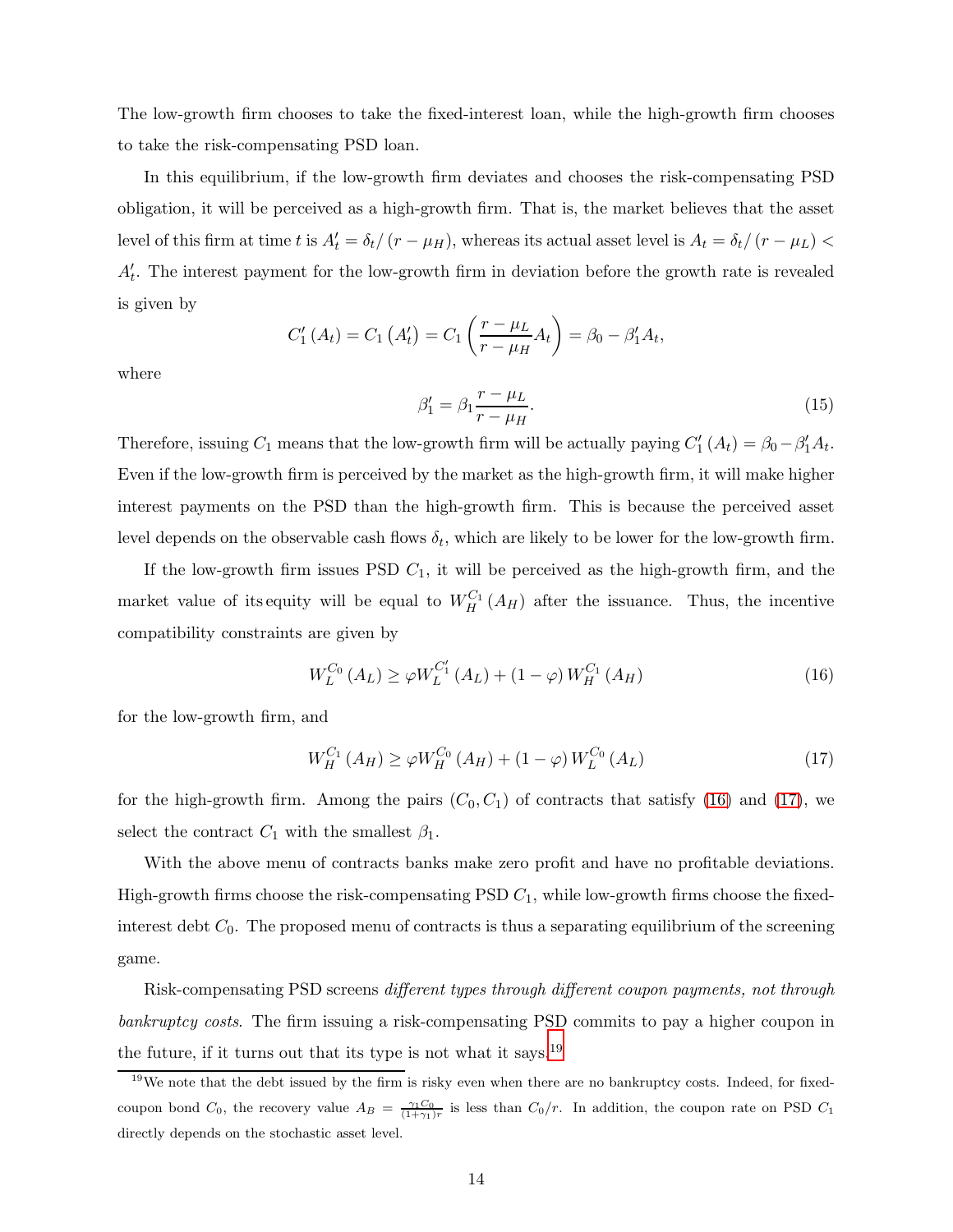The low-growth firm chooses to take the fixed-interest loan, while the high-growth firm chooses to take the risk-compensating PSD loan.

In this equilibrium, if the low-growth firm deviates and chooses the risk-compensating PSD obligation, it will be perceived as a high-growth firm. That is, the market believes that the asset level of this firm at time $t$ is $A'_t = \delta_t / (r - \mu_H)$, whereas its actual asset level is $A_t = \delta_t / (r - \mu_L) < A'_t$. The interest payment for the low-growth firm in deviation before the growth rate is revealed is given by

$$C'_1(A_t) = C_1(A'_t) = C_1\left(\frac{r - \mu_L}{r - \mu_H} A_t\right) = \beta_0 - \beta'_1 A_t,$$

where

$$\beta'_1 = \beta_1 \frac{r - \mu_L}{r - \mu_H}. \tag{15}$$

Therefore, issuing $C_1$ means that the low-growth firm will be actually paying $C'_1(A_t) = \beta_0 - \beta'_1 A_t$. Even if the low-growth firm is perceived by the market as the high-growth firm, it will make higher interest payments on the PSD than the high-growth firm. This is because the perceived asset level depends on the observable cash flows $\delta_t$, which are likely to be lower for the low-growth firm.

If the low-growth firm issues PSD $C_1$, it will be perceived as the high-growth firm, and the market value of its equity will be equal to $W_H^{C_1}(A_H)$ after the issuance. Thus, the incentive compatibility constraints are given by

$$W_L^{C_0}(A_L) \geq \varphi W_L^{C'_1}(A_L) + (1 - \varphi) W_H^{C_1}(A_H) \tag{16}$$

for the low-growth firm, and

$$W_H^{C_1}(A_H) \geq \varphi W_H^{C_0}(A_H) + (1 - \varphi) W_L^{C_0}(A_L) \tag{17}$$

for the high-growth firm. Among the pairs $(C_0, C_1)$ of contracts that satisfy (16) and (17), we select the contract $C_1$ with the smallest $\beta_1$.

With the above menu of contracts banks make zero profit and have no profitable deviations. High-growth firms choose the risk-compensating PSD $C_1$, while low-growth firms choose the fixed-interest debt $C_0$. The proposed menu of contracts is thus a separating equilibrium of the screening game.

Risk-compensating PSD screens *different types through different coupon payments, not through bankruptcy costs*. The firm issuing a risk-compensating PSD commits to pay a higher coupon in the future, if it turns out that its type is not what it says.[19]

[19] We note that the debt issued by the firm is risky even when there are no bankruptcy costs. Indeed, for fixed-coupon bond $C_0$, the recovery value $A_B = \frac{\gamma_1 C_0}{(1+\gamma_1) r}$ is less than $C_0/r$. In addition, the coupon rate on PSD $C_1$ directly depends on the stochastic asset level.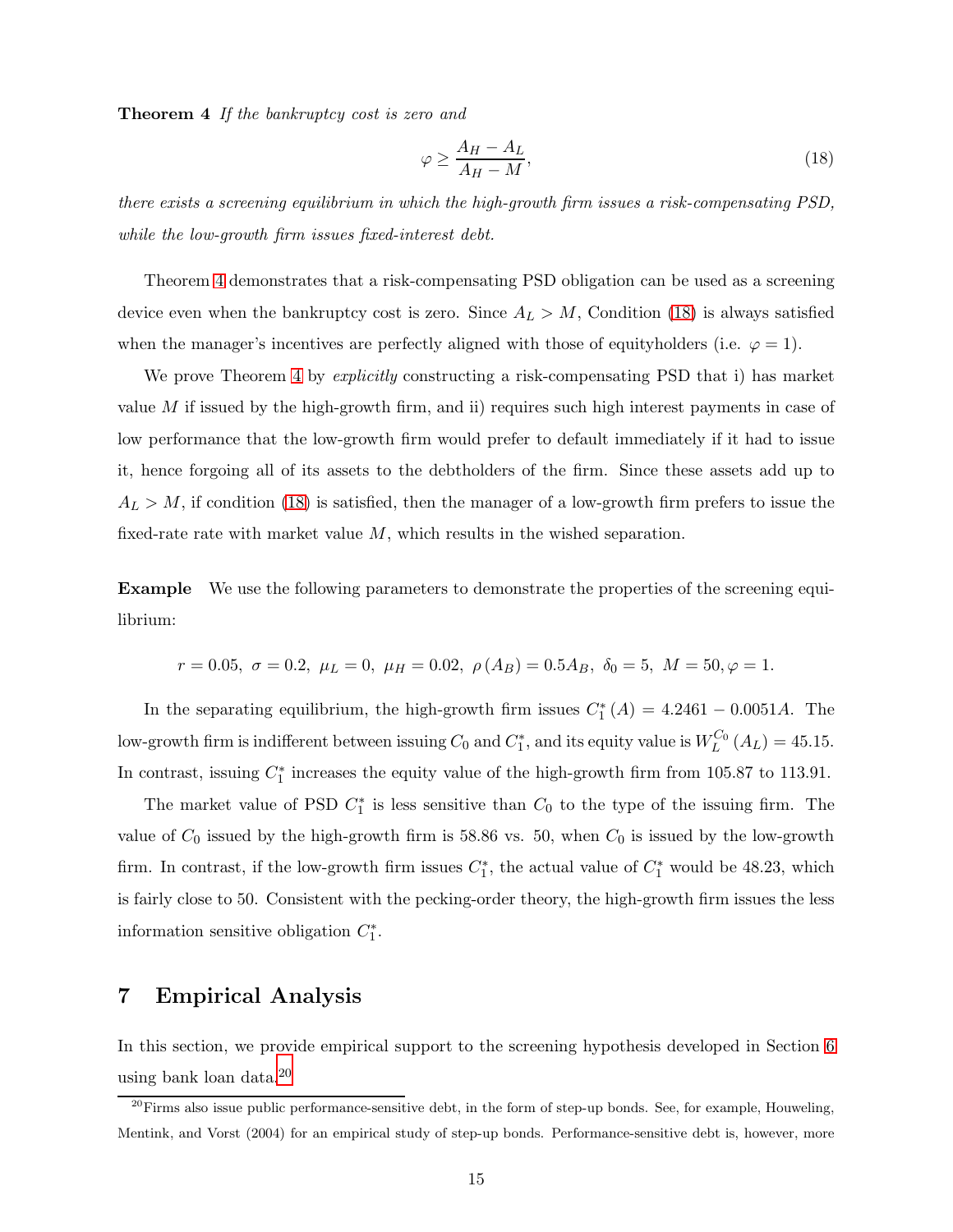**Theorem 4** *If the bankruptcy cost is zero and*

$$\varphi \geq \frac{A_H - A_L}{A_H - M}, \tag{18}$$

*there exists a screening equilibrium in which the high-growth firm issues a risk-compensating PSD, while the low-growth firm issues fixed-interest debt.*

Theorem 4 demonstrates that a risk-compensating PSD obligation can be used as a screening device even when the bankruptcy cost is zero. Since $A_L > M$, Condition (18) is always satisfied when the manager's incentives are perfectly aligned with those of equityholders (i.e. $\varphi = 1$).

We prove Theorem 4 by *explicitly* constructing a risk-compensating PSD that i) has market value $M$ if issued by the high-growth firm, and ii) requires such high interest payments in case of low performance that the low-growth firm would prefer to default immediately if it had to issue it, hence forgoing all of its assets to the debtholders of the firm. Since these assets add up to $A_L > M$, if condition (18) is satisfied, then the manager of a low-growth firm prefers to issue the fixed-rate rate with market value $M$, which results in the wished separation.

**Example** We use the following parameters to demonstrate the properties of the screening equilibrium:

$$r = 0.05,\ \sigma = 0.2,\ \mu_L = 0,\ \mu_H = 0.02,\ \rho(A_B) = 0.5A_B,\ \delta_0 = 5,\ M = 50, \varphi = 1.$$

In the separating equilibrium, the high-growth firm issues $C_1^*(A) = 4.2461 - 0.0051A$. The low-growth firm is indifferent between issuing $C_0$ and $C_1^*$, and its equity value is $W_L^{C_0}(A_L) = 45.15$. In contrast, issuing $C_1^*$ increases the equity value of the high-growth firm from 105.87 to 113.91.

The market value of PSD $C_1^*$ is less sensitive than $C_0$ to the type of the issuing firm. The value of $C_0$ issued by the high-growth firm is 58.86 vs. 50, when $C_0$ is issued by the low-growth firm. In contrast, if the low-growth firm issues $C_1^*$, the actual value of $C_1^*$ would be 48.23, which is fairly close to 50. Consistent with the pecking-order theory, the high-growth firm issues the less information sensitive obligation $C_1^*$.

## 7 Empirical Analysis

In this section, we provide empirical support to the screening hypothesis developed in Section 6 using bank loan data.[20]

[20] Firms also issue public performance-sensitive debt, in the form of step-up bonds. See, for example, Houweling, Mentink, and Vorst (2004) for an empirical study of step-up bonds. Performance-sensitive debt is, however, more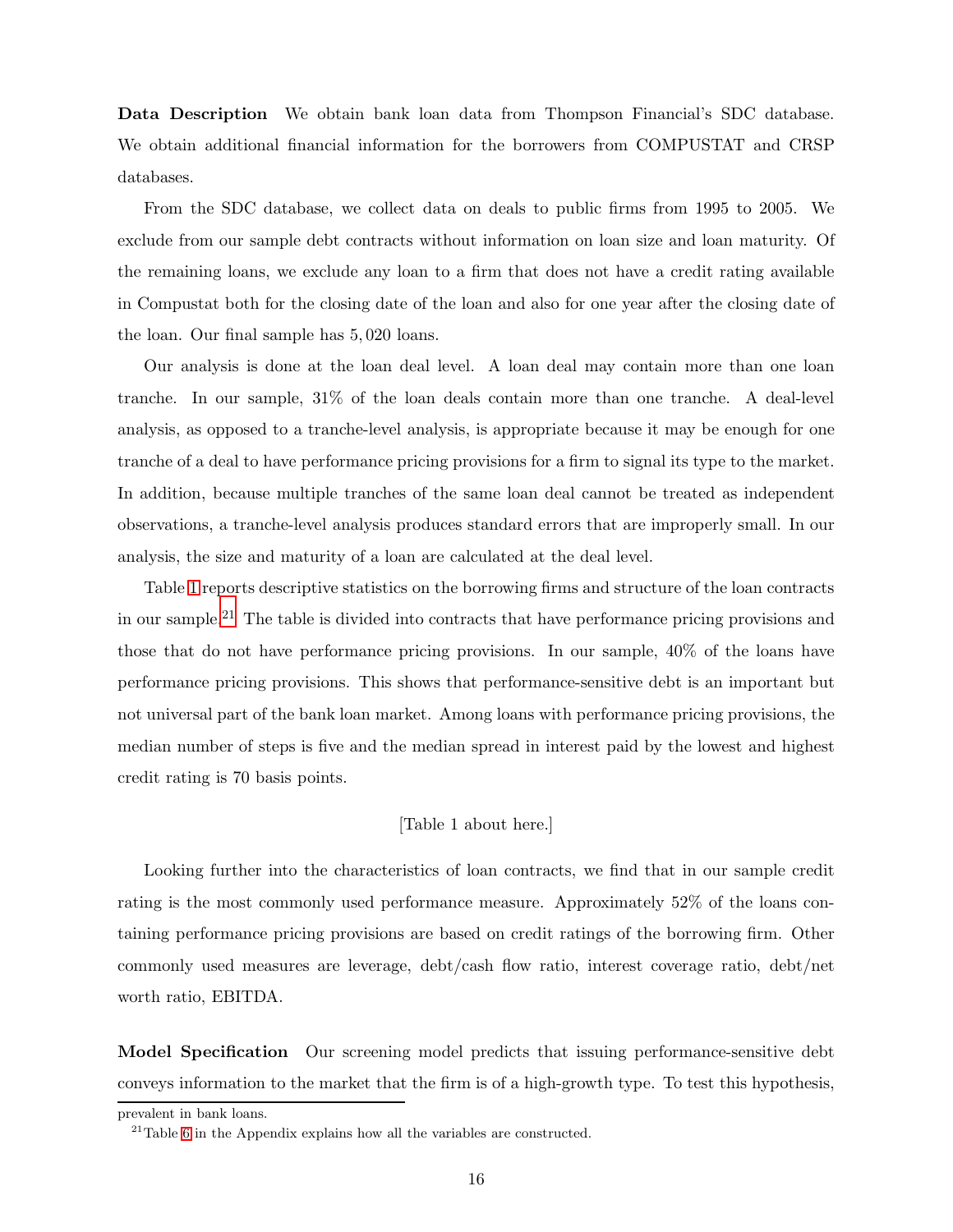**Data Description** We obtain bank loan data from Thompson Financial's SDC database. We obtain additional financial information for the borrowers from COMPUSTAT and CRSP databases.

From the SDC database, we collect data on deals to public firms from 1995 to 2005. We exclude from our sample debt contracts without information on loan size and loan maturity. Of the remaining loans, we exclude any loan to a firm that does not have a credit rating available in Compustat both for the closing date of the loan and also for one year after the closing date of the loan. Our final sample has 5,020 loans.

Our analysis is done at the loan deal level. A loan deal may contain more than one loan tranche. In our sample, 31% of the loan deals contain more than one tranche. A deal-level analysis, as opposed to a tranche-level analysis, is appropriate because it may be enough for one tranche of a deal to have performance pricing provisions for a firm to signal its type to the market. In addition, because multiple tranches of the same loan deal cannot be treated as independent observations, a tranche-level analysis produces standard errors that are improperly small. In our analysis, the size and maturity of a loan are calculated at the deal level.

Table 1 reports descriptive statistics on the borrowing firms and structure of the loan contracts in our sample.[21] The table is divided into contracts that have performance pricing provisions and those that do not have performance pricing provisions. In our sample, 40% of the loans have performance pricing provisions. This shows that performance-sensitive debt is an important but not universal part of the bank loan market. Among loans with performance pricing provisions, the median number of steps is five and the median spread in interest paid by the lowest and highest credit rating is 70 basis points.

[Table 1 about here.]

Looking further into the characteristics of loan contracts, we find that in our sample credit rating is the most commonly used performance measure. Approximately 52% of the loans containing performance pricing provisions are based on credit ratings of the borrowing firm. Other commonly used measures are leverage, debt/cash flow ratio, interest coverage ratio, debt/net worth ratio, EBITDA.

**Model Specification** Our screening model predicts that issuing performance-sensitive debt conveys information to the market that the firm is of a high-growth type. To test this hypothesis,

---

prevalent in bank loans.

[21] Table 6 in the Appendix explains how all the variables are constructed.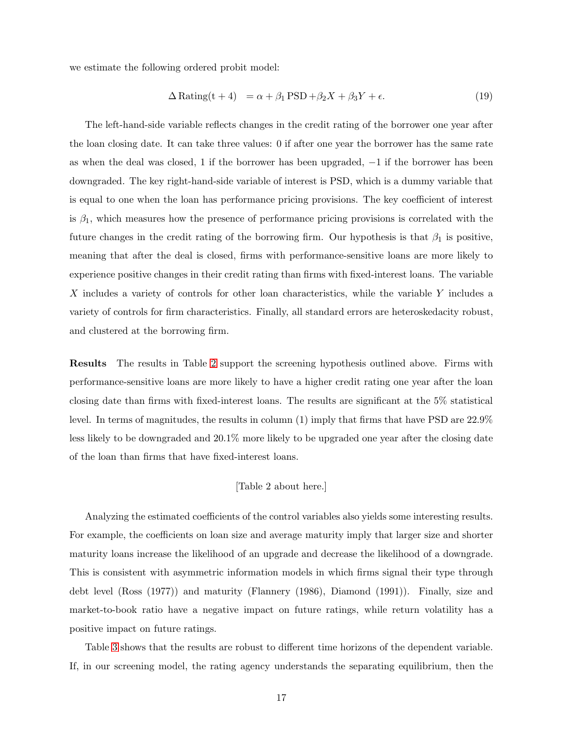we estimate the following ordered probit model:

$$\Delta \,\text{Rating(t + 4)} \;\; = \alpha + \beta_1 \,\text{PSD} + \beta_2 X + \beta_3 Y + \epsilon. \tag{19}$$

The left-hand-side variable reflects changes in the credit rating of the borrower one year after the loan closing date. It can take three values: 0 if after one year the borrower has the same rate as when the deal was closed, 1 if the borrower has been upgraded, $-1$ if the borrower has been downgraded. The key right-hand-side variable of interest is PSD, which is a dummy variable that is equal to one when the loan has performance pricing provisions. The key coefficient of interest is $\beta_1$, which measures how the presence of performance pricing provisions is correlated with the future changes in the credit rating of the borrowing firm. Our hypothesis is that $\beta_1$ is positive, meaning that after the deal is closed, firms with performance-sensitive loans are more likely to experience positive changes in their credit rating than firms with fixed-interest loans. The variable $X$ includes a variety of controls for other loan characteristics, while the variable $Y$ includes a variety of controls for firm characteristics. Finally, all standard errors are heteroskedacity robust, and clustered at the borrowing firm.

**Results** The results in Table 2 support the screening hypothesis outlined above. Firms with performance-sensitive loans are more likely to have a higher credit rating one year after the loan closing date than firms with fixed-interest loans. The results are significant at the 5% statistical level. In terms of magnitudes, the results in column (1) imply that firms that have PSD are 22.9% less likely to be downgraded and 20.1% more likely to be upgraded one year after the closing date of the loan than firms that have fixed-interest loans.

[Table 2 about here.]

Analyzing the estimated coefficients of the control variables also yields some interesting results. For example, the coefficients on loan size and average maturity imply that larger size and shorter maturity loans increase the likelihood of an upgrade and decrease the likelihood of a downgrade. This is consistent with asymmetric information models in which firms signal their type through debt level (Ross (1977)) and maturity (Flannery (1986), Diamond (1991)). Finally, size and market-to-book ratio have a negative impact on future ratings, while return volatility has a positive impact on future ratings.

Table 3 shows that the results are robust to different time horizons of the dependent variable. If, in our screening model, the rating agency understands the separating equilibrium, then the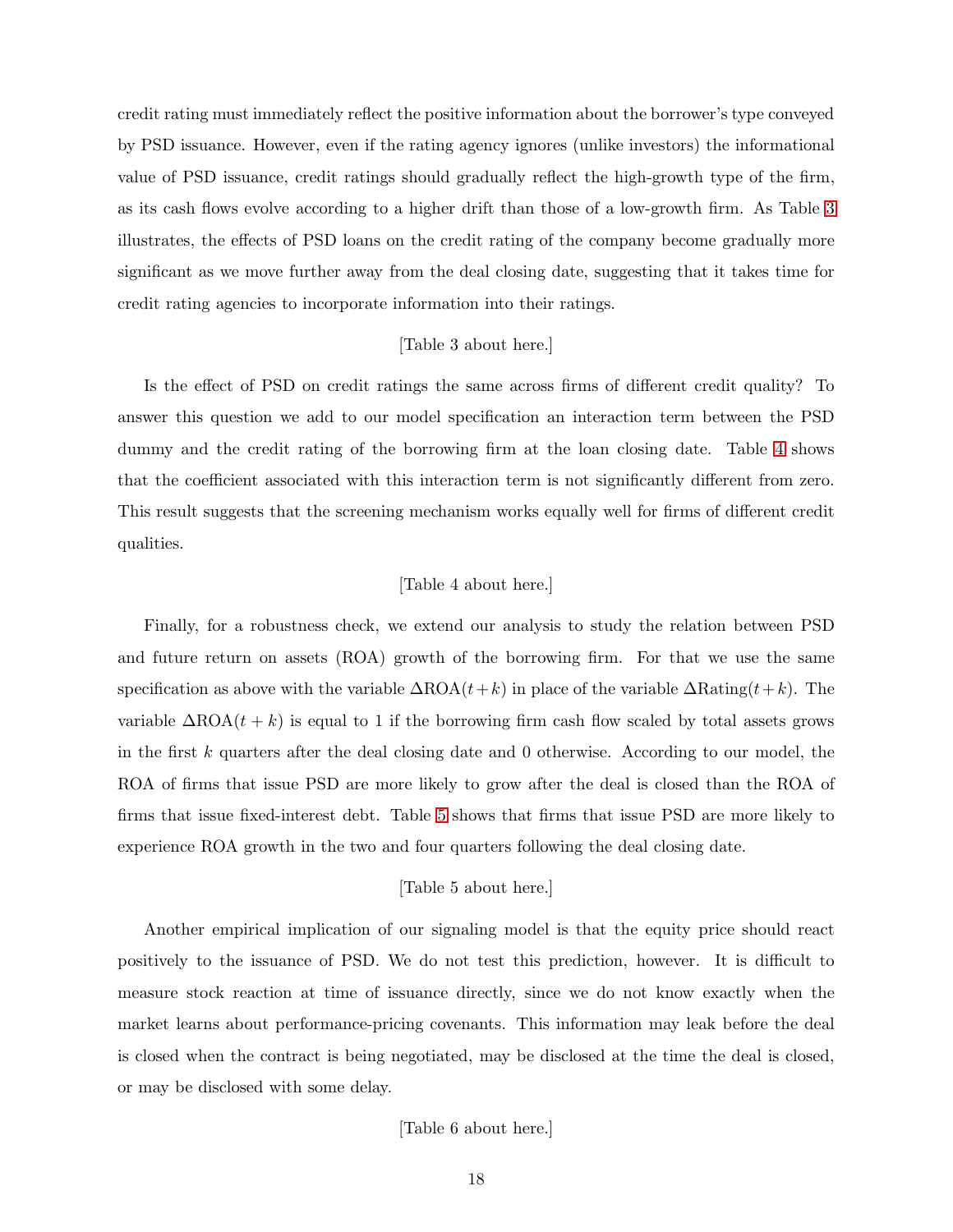credit rating must immediately reflect the positive information about the borrower's type conveyed by PSD issuance. However, even if the rating agency ignores (unlike investors) the informational value of PSD issuance, credit ratings should gradually reflect the high-growth type of the firm, as its cash flows evolve according to a higher drift than those of a low-growth firm. As Table 3 illustrates, the effects of PSD loans on the credit rating of the company become gradually more significant as we move further away from the deal closing date, suggesting that it takes time for credit rating agencies to incorporate information into their ratings.

[Table 3 about here.]

Is the effect of PSD on credit ratings the same across firms of different credit quality? To answer this question we add to our model specification an interaction term between the PSD dummy and the credit rating of the borrowing firm at the loan closing date. Table 4 shows that the coefficient associated with this interaction term is not significantly different from zero. This result suggests that the screening mechanism works equally well for firms of different credit qualities.

[Table 4 about here.]

Finally, for a robustness check, we extend our analysis to study the relation between PSD and future return on assets (ROA) growth of the borrowing firm. For that we use the same specification as above with the variable $\Delta\text{ROA}(t+k)$ in place of the variable $\Delta\text{Rating}(t+k)$. The variable $\Delta\text{ROA}(t+k)$ is equal to 1 if the borrowing firm cash flow scaled by total assets grows in the first $k$ quarters after the deal closing date and 0 otherwise. According to our model, the ROA of firms that issue PSD are more likely to grow after the deal is closed than the ROA of firms that issue fixed-interest debt. Table 5 shows that firms that issue PSD are more likely to experience ROA growth in the two and four quarters following the deal closing date.

[Table 5 about here.]

Another empirical implication of our signaling model is that the equity price should react positively to the issuance of PSD. We do not test this prediction, however. It is difficult to measure stock reaction at time of issuance directly, since we do not know exactly when the market learns about performance-pricing covenants. This information may leak before the deal is closed when the contract is being negotiated, may be disclosed at the time the deal is closed, or may be disclosed with some delay.

[Table 6 about here.]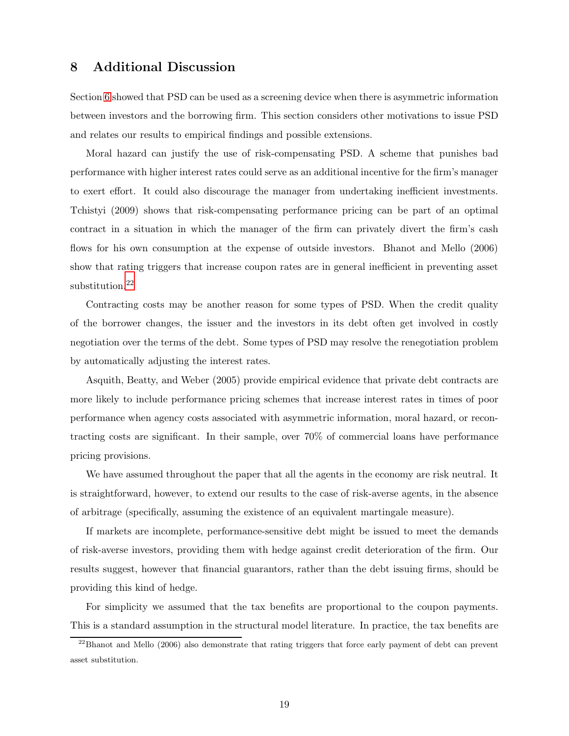## 8 Additional Discussion

Section 6 showed that PSD can be used as a screening device when there is asymmetric information between investors and the borrowing firm. This section considers other motivations to issue PSD and relates our results to empirical findings and possible extensions.

Moral hazard can justify the use of risk-compensating PSD. A scheme that punishes bad performance with higher interest rates could serve as an additional incentive for the firm's manager to exert effort. It could also discourage the manager from undertaking inefficient investments. Tchistyi (2009) shows that risk-compensating performance pricing can be part of an optimal contract in a situation in which the manager of the firm can privately divert the firm's cash flows for his own consumption at the expense of outside investors. Bhanot and Mello (2006) show that rating triggers that increase coupon rates are in general inefficient in preventing asset substitution.[22]

Contracting costs may be another reason for some types of PSD. When the credit quality of the borrower changes, the issuer and the investors in its debt often get involved in costly negotiation over the terms of the debt. Some types of PSD may resolve the renegotiation problem by automatically adjusting the interest rates.

Asquith, Beatty, and Weber (2005) provide empirical evidence that private debt contracts are more likely to include performance pricing schemes that increase interest rates in times of poor performance when agency costs associated with asymmetric information, moral hazard, or recontracting costs are significant. In their sample, over 70% of commercial loans have performance pricing provisions.

We have assumed throughout the paper that all the agents in the economy are risk neutral. It is straightforward, however, to extend our results to the case of risk-averse agents, in the absence of arbitrage (specifically, assuming the existence of an equivalent martingale measure).

If markets are incomplete, performance-sensitive debt might be issued to meet the demands of risk-averse investors, providing them with hedge against credit deterioration of the firm. Our results suggest, however that financial guarantors, rather than the debt issuing firms, should be providing this kind of hedge.

For simplicity we assumed that the tax benefits are proportional to the coupon payments. This is a standard assumption in the structural model literature. In practice, the tax benefits are

[22] Bhanot and Mello (2006) also demonstrate that rating triggers that force early payment of debt can prevent asset substitution.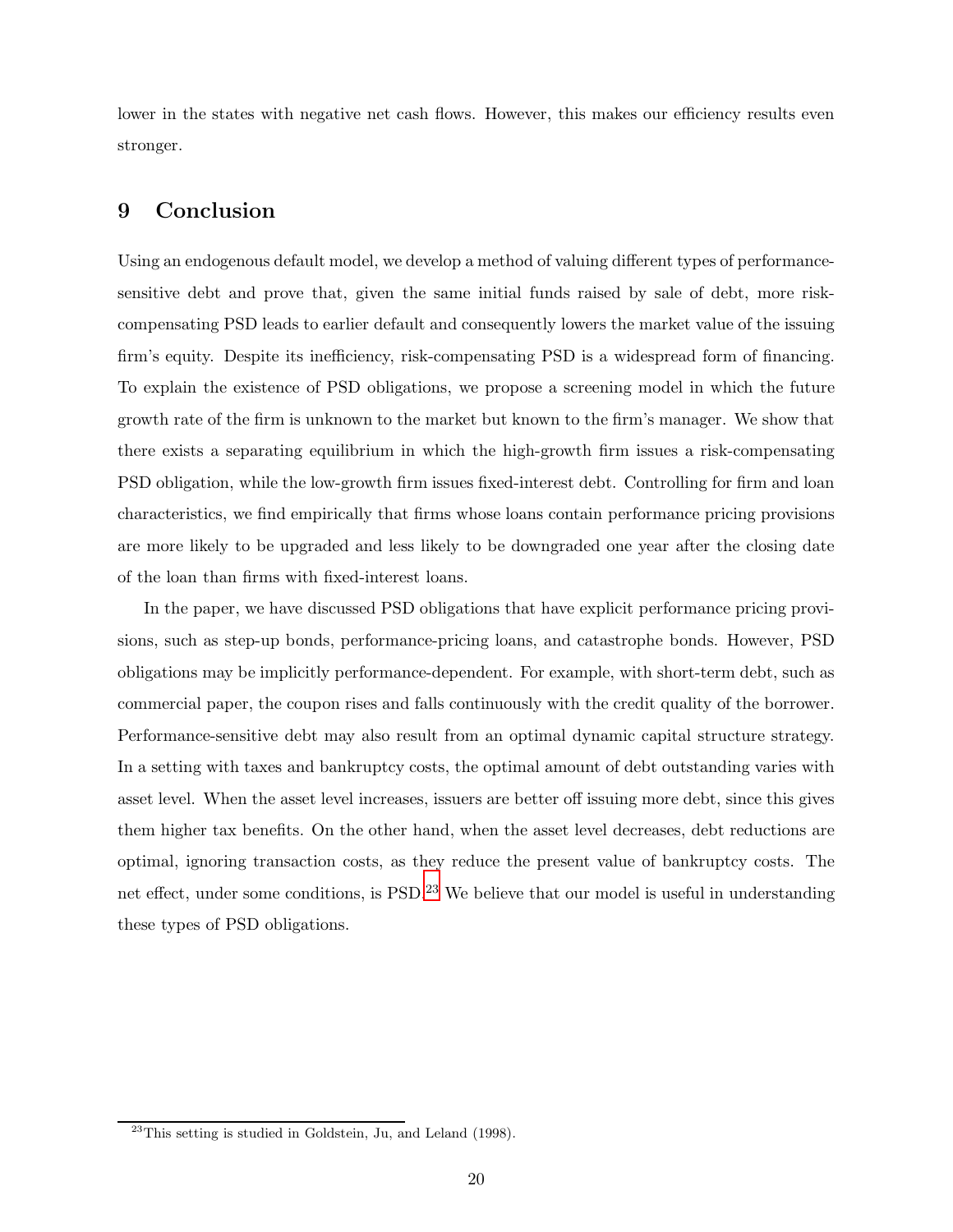lower in the states with negative net cash flows. However, this makes our efficiency results even stronger.

## 9 Conclusion

Using an endogenous default model, we develop a method of valuing different types of performance-sensitive debt and prove that, given the same initial funds raised by sale of debt, more risk-compensating PSD leads to earlier default and consequently lowers the market value of the issuing firm's equity. Despite its inefficiency, risk-compensating PSD is a widespread form of financing. To explain the existence of PSD obligations, we propose a screening model in which the future growth rate of the firm is unknown to the market but known to the firm's manager. We show that there exists a separating equilibrium in which the high-growth firm issues a risk-compensating PSD obligation, while the low-growth firm issues fixed-interest debt. Controlling for firm and loan characteristics, we find empirically that firms whose loans contain performance pricing provisions are more likely to be upgraded and less likely to be downgraded one year after the closing date of the loan than firms with fixed-interest loans.

In the paper, we have discussed PSD obligations that have explicit performance pricing provisions, such as step-up bonds, performance-pricing loans, and catastrophe bonds. However, PSD obligations may be implicitly performance-dependent. For example, with short-term debt, such as commercial paper, the coupon rises and falls continuously with the credit quality of the borrower. Performance-sensitive debt may also result from an optimal dynamic capital structure strategy. In a setting with taxes and bankruptcy costs, the optimal amount of debt outstanding varies with asset level. When the asset level increases, issuers are better off issuing more debt, since this gives them higher tax benefits. On the other hand, when the asset level decreases, debt reductions are optimal, ignoring transaction costs, as they reduce the present value of bankruptcy costs. The net effect, under some conditions, is PSD.[23] We believe that our model is useful in understanding these types of PSD obligations.

---

[23] This setting is studied in Goldstein, Ju, and Leland (1998).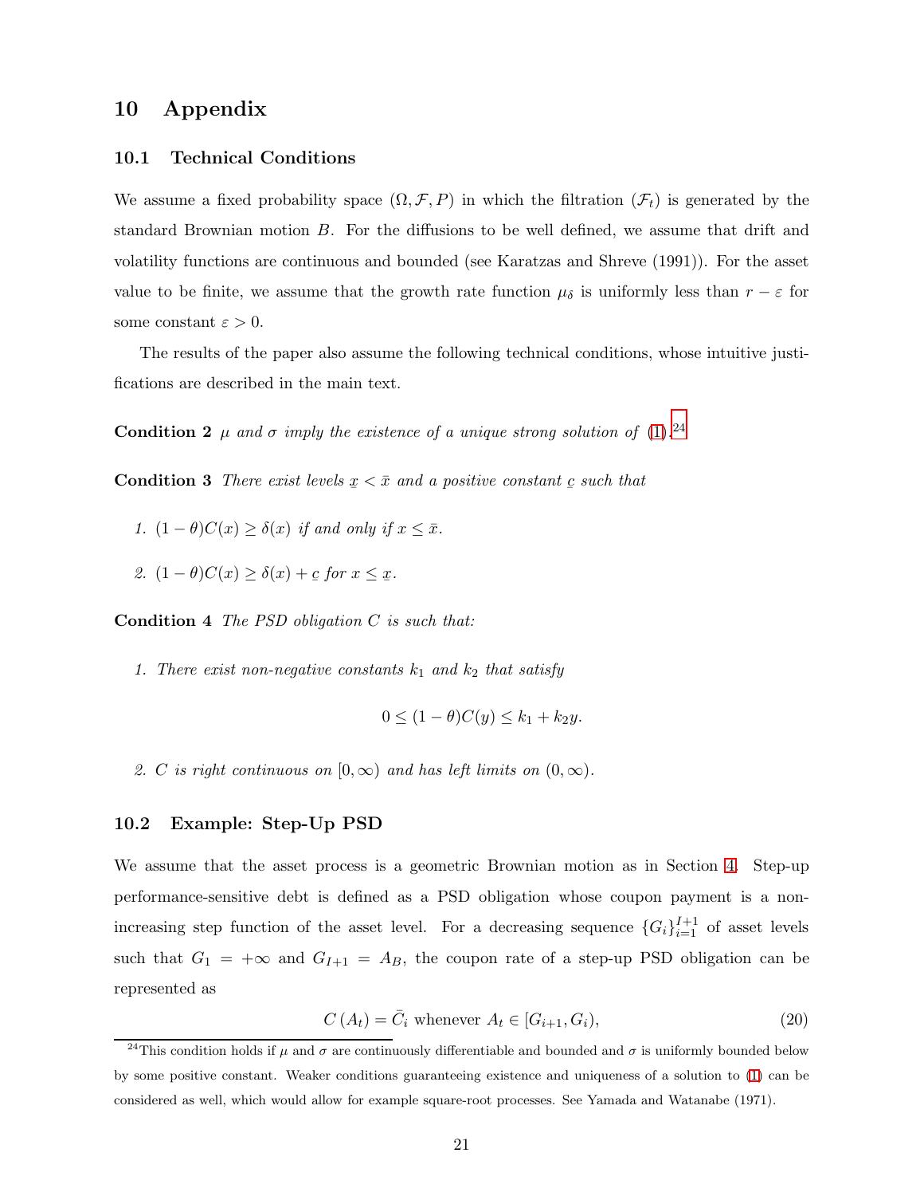# 10 Appendix

## 10.1 Technical Conditions

We assume a fixed probability space $(\Omega, \mathcal{F}, P)$ in which the filtration $(\mathcal{F}_t)$ is generated by the standard Brownian motion $B$. For the diffusions to be well defined, we assume that drift and volatility functions are continuous and bounded (see Karatzas and Shreve (1991)). For the asset value to be finite, we assume that the growth rate function $\mu_\delta$ is uniformly less than $r - \varepsilon$ for some constant $\varepsilon > 0$.

The results of the paper also assume the following technical conditions, whose intuitive justifications are described in the main text.

**Condition 2** *$\mu$ and $\sigma$ imply the existence of a unique strong solution of (1).*[24]

**Condition 3** *There exist levels $\underline{x} < \bar{x}$ and a positive constant $\underline{c}$ such that*

1. *$(1-\theta)C(x) \geq \delta(x)$ if and only if $x \leq \bar{x}$.*
2. *$(1-\theta)C(x) \geq \delta(x) + \underline{c}$ for $x \leq \underline{x}$.*

**Condition 4** *The PSD obligation $C$ is such that:*

1. *There exist non-negative constants $k_1$ and $k_2$ that satisfy*

$$0 \leq (1-\theta)C(y) \leq k_1 + k_2 y.$$

2. *$C$ is right continuous on $[0, \infty)$ and has left limits on $(0, \infty)$.*

## 10.2 Example: Step-Up PSD

We assume that the asset process is a geometric Brownian motion as in Section 4. Step-up performance-sensitive debt is defined as a PSD obligation whose coupon payment is a non-increasing step function of the asset level. For a decreasing sequence $\{G_i\}_{i=1}^{I+1}$ of asset levels such that $G_1 = +\infty$ and $G_{I+1} = A_B$, the coupon rate of a step-up PSD obligation can be represented as

$$C(A_t) = \bar{C}_i \text{ whenever } A_t \in [G_{i+1}, G_i), \tag{20}$$

[24] This condition holds if $\mu$ and $\sigma$ are continuously differentiable and bounded and $\sigma$ is uniformly bounded below by some positive constant. Weaker conditions guaranteeing existence and uniqueness of a solution to (1) can be considered as well, which would allow for example square-root processes. See Yamada and Watanabe (1971).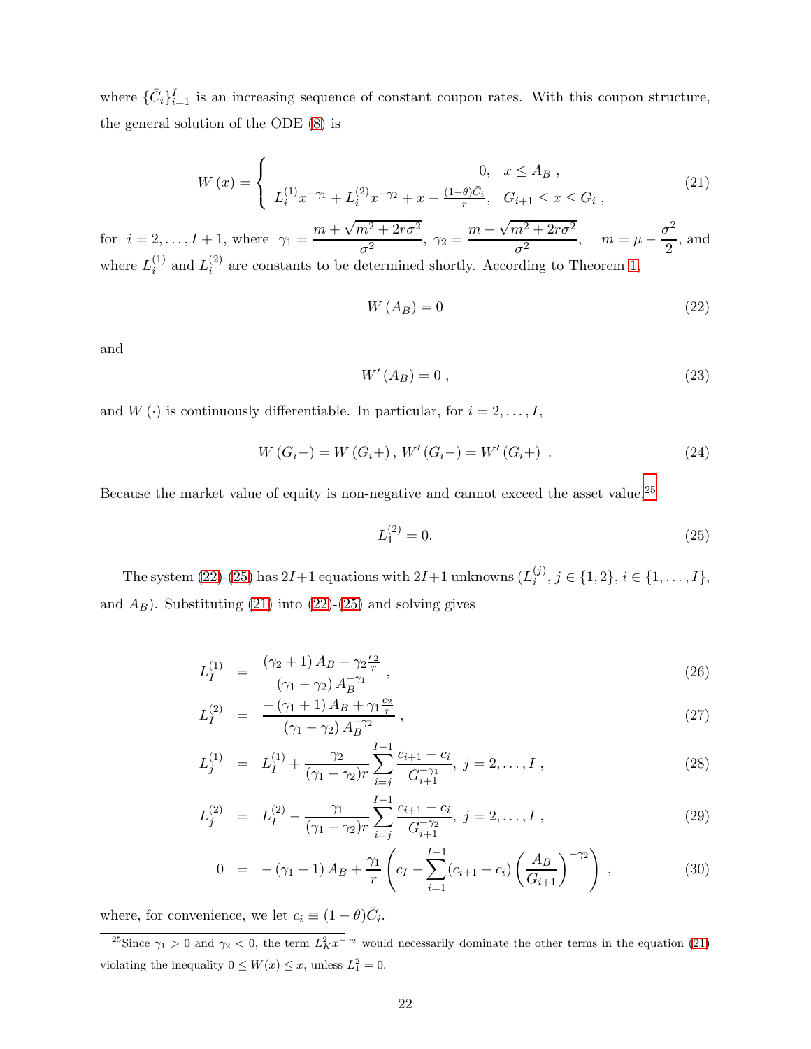where $\{\bar{C}_i\}_{i=1}^{I}$ is an increasing sequence of constant coupon rates. With this coupon structure, the general solution of the ODE (8) is

$$W(x) = \begin{cases} 0, & x \le A_B \ , \\ L_i^{(1)} x^{-\gamma_1} + L_i^{(2)} x^{-\gamma_2} + x - \frac{(1-\theta)\bar{C}_i}{r}, & G_{i+1} \le x \le G_i \ , \end{cases} \tag{21}$$

for $i = 2, \ldots, I+1$, where $\gamma_1 = \dfrac{m + \sqrt{m^2 + 2r\sigma^2}}{\sigma^2}$, $\gamma_2 = \dfrac{m - \sqrt{m^2 + 2r\sigma^2}}{\sigma^2}$, $\quad m = \mu - \dfrac{\sigma^2}{2}$, and where $L_i^{(1)}$ and $L_i^{(2)}$ are constants to be determined shortly. According to Theorem 1,

$$W(A_B) = 0 \tag{22}$$

and

$$W'(A_B) = 0 \ , \tag{23}$$

and $W(\cdot)$ is continuously differentiable. In particular, for $i = 2, \ldots, I$,

$$W(G_i-) = W(G_i+) \, , \, W'(G_i-) = W'(G_i+) \ . \tag{24}$$

Because the market value of equity is non-negative and cannot exceed the asset value,[25]

$$L_1^{(2)} = 0. \tag{25}$$

The system (22)-(25) has $2I+1$ equations with $2I+1$ unknowns ($L_i^{(j)}$, $j \in \{1, 2\}$, $i \in \{1, \ldots, I\}$, and $A_B$). Substituting (21) into (22)-(25) and solving gives

$$L_I^{(1)} = \frac{(\gamma_2 + 1) A_B - \gamma_2 \frac{c_2}{r}}{(\gamma_1 - \gamma_2) A_B^{-\gamma_1}} \ , \tag{26}$$

$$L_I^{(2)} = \frac{-(\gamma_1 + 1) A_B + \gamma_1 \frac{c_2}{r}}{(\gamma_1 - \gamma_2) A_B^{-\gamma_2}} \ , \tag{27}$$

$$L_j^{(1)} = L_I^{(1)} + \frac{\gamma_2}{(\gamma_1 - \gamma_2) r} \sum_{i=j}^{I-1} \frac{c_{i+1} - c_i}{G_{i+1}^{-\gamma_1}}, \ j = 2, \ldots, I \ , \tag{28}$$

$$L_j^{(2)} = L_I^{(2)} - \frac{\gamma_1}{(\gamma_1 - \gamma_2) r} \sum_{i=j}^{I-1} \frac{c_{i+1} - c_i}{G_{i+1}^{-\gamma_2}}, \ j = 2, \ldots, I \ , \tag{29}$$

$$0 = -(\gamma_1 + 1) A_B + \frac{\gamma_1}{r} \left( c_I - \sum_{i=1}^{I-1} (c_{i+1} - c_i) \left( \frac{A_B}{G_{i+1}} \right)^{-\gamma_2} \right) \ , \tag{30}$$

where, for convenience, we let $c_i \equiv (1 - \theta)\bar{C}_i$.

---

[25] Since $\gamma_1 > 0$ and $\gamma_2 < 0$, the term $L_K^2 x^{-\gamma_2}$ would necessarily dominate the other terms in the equation (21) violating the inequality $0 \le W(x) \le x$, unless $L_1^2 = 0$.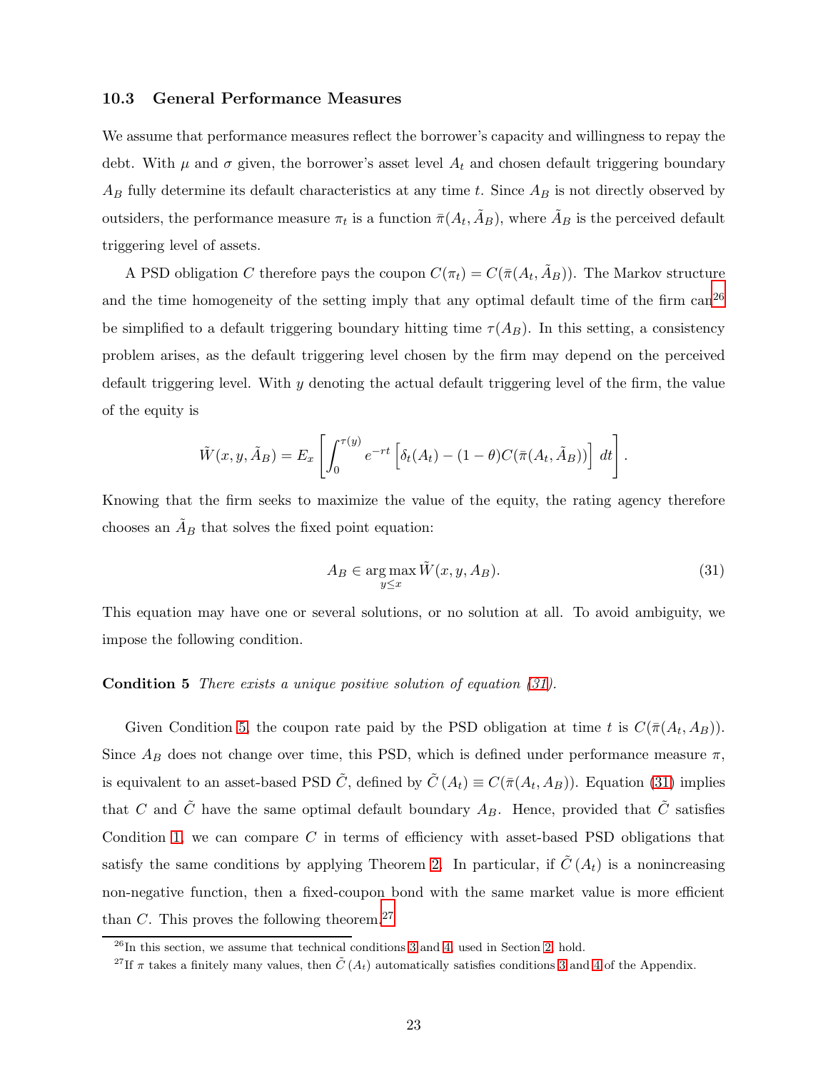### 10.3 General Performance Measures

We assume that performance measures reflect the borrower's capacity and willingness to repay the debt. With $\mu$ and $\sigma$ given, the borrower's asset level $A_t$ and chosen default triggering boundary $A_B$ fully determine its default characteristics at any time $t$. Since $A_B$ is not directly observed by outsiders, the performance measure $\pi_t$ is a function $\bar{\pi}(A_t, \tilde{A}_B)$, where $\tilde{A}_B$ is the perceived default triggering level of assets.

A PSD obligation $C$ therefore pays the coupon $C(\pi_t) = C(\bar{\pi}(A_t, \tilde{A}_B))$. The Markov structure and the time homogeneity of the setting imply that any optimal default time of the firm can[26] be simplified to a default triggering boundary hitting time $\tau(A_B)$. In this setting, a consistency problem arises, as the default triggering level chosen by the firm may depend on the perceived default triggering level. With $y$ denoting the actual default triggering level of the firm, the value of the equity is

$$\tilde{W}(x, y, \tilde{A}_B) = E_x \left[ \int_0^{\tau(y)} e^{-rt} \left[ \delta_t(A_t) - (1-\theta) C(\bar{\pi}(A_t, \tilde{A}_B)) \right] dt \right].$$

Knowing that the firm seeks to maximize the value of the equity, the rating agency therefore chooses an $\tilde{A}_B$ that solves the fixed point equation:

$$A_B \in \arg\max_{y \leq x} \tilde{W}(x, y, A_B). \tag{31}$$

This equation may have one or several solutions, or no solution at all. To avoid ambiguity, we impose the following condition.

**Condition 5** *There exists a unique positive solution of equation (31).*

Given Condition 5, the coupon rate paid by the PSD obligation at time $t$ is $C(\bar{\pi}(A_t, A_B))$. Since $A_B$ does not change over time, this PSD, which is defined under performance measure $\pi$, is equivalent to an asset-based PSD $\tilde{C}$, defined by $\tilde{C}(A_t) \equiv C(\bar{\pi}(A_t, A_B))$. Equation (31) implies that $C$ and $\tilde{C}$ have the same optimal default boundary $A_B$. Hence, provided that $\tilde{C}$ satisfies Condition 1, we can compare $C$ in terms of efficiency with asset-based PSD obligations that satisfy the same conditions by applying Theorem 2. In particular, if $\tilde{C}(A_t)$ is a nonincreasing non-negative function, then a fixed-coupon bond with the same market value is more efficient than $C$. This proves the following theorem.[27]

[26] In this section, we assume that technical conditions 3 and 4, used in Section 2, hold.

[27] If $\pi$ takes a finitely many values, then $\tilde{C}(A_t)$ automatically satisfies conditions 3 and 4 of the Appendix.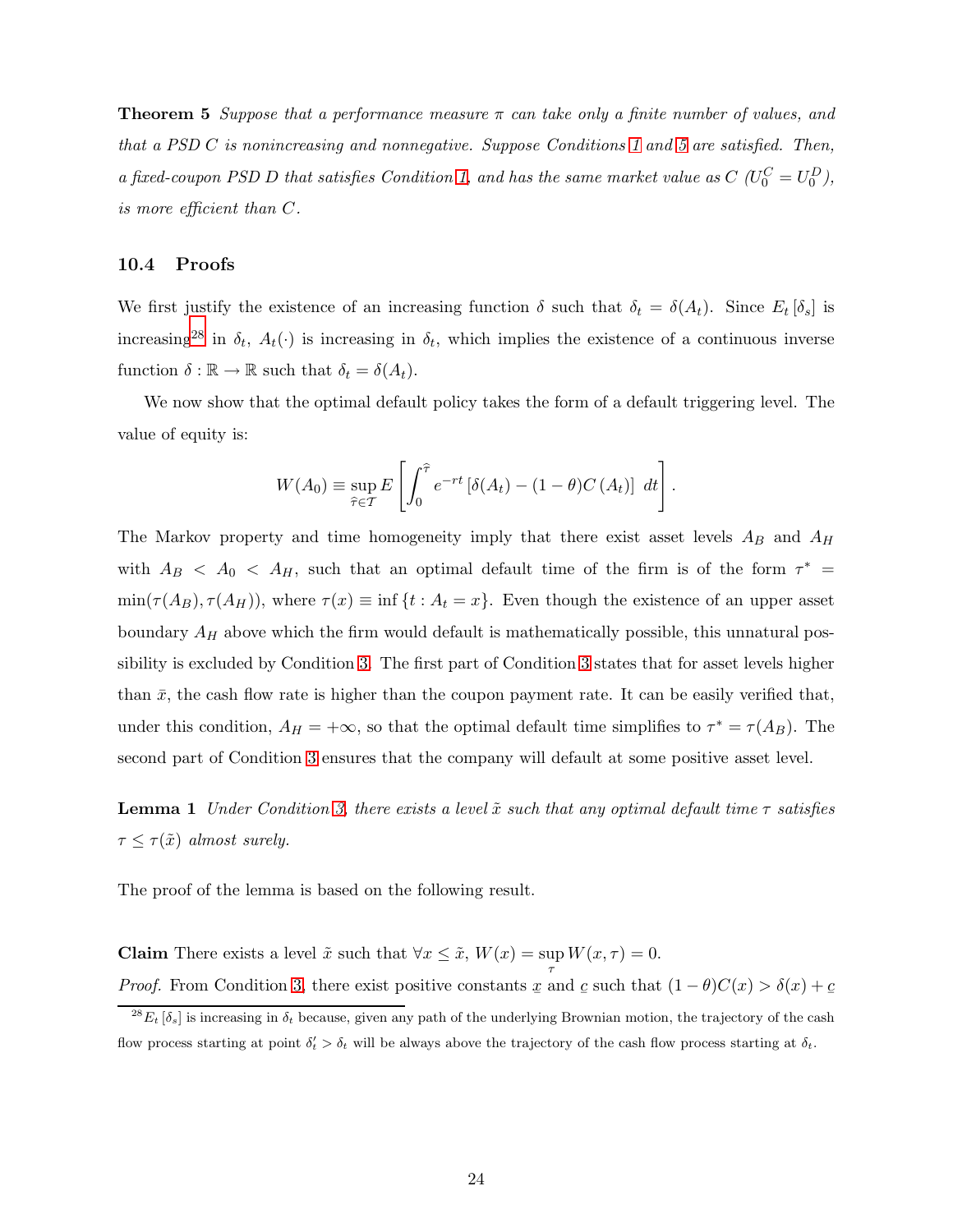**Theorem 5** *Suppose that a performance measure $\pi$ can take only a finite number of values, and that a PSD $C$ is nonincreasing and nonnegative. Suppose Conditions 1 and 5 are satisfied. Then, a fixed-coupon PSD $D$ that satisfies Condition 1, and has the same market value as $C$ ($U_0^C = U_0^D$), is more efficient than $C$.*

### 10.4 Proofs

We first justify the existence of an increasing function $\delta$ such that $\delta_t = \delta(A_t)$. Since $E_t[\delta_s]$ is increasing[28] in $\delta_t$, $A_t(\cdot)$ is increasing in $\delta_t$, which implies the existence of a continuous inverse function $\delta : \mathbb{R} \to \mathbb{R}$ such that $\delta_t = \delta(A_t)$.

We now show that the optimal default policy takes the form of a default triggering level. The value of equity is:

$$W(A_0) \equiv \sup_{\hat{\tau} \in \mathcal{T}} E\left[\int_0^{\hat{\tau}} e^{-rt}\left[\delta(A_t) - (1-\theta)C(A_t)\right]\, dt\right].$$

The Markov property and time homogeneity imply that there exist asset levels $A_B$ and $A_H$ with $A_B < A_0 < A_H$, such that an optimal default time of the firm is of the form $\tau^* = \min(\tau(A_B), \tau(A_H))$, where $\tau(x) \equiv \inf\{t : A_t = x\}$. Even though the existence of an upper asset boundary $A_H$ above which the firm would default is mathematically possible, this unnatural possibility is excluded by Condition 3. The first part of Condition 3 states that for asset levels higher than $\bar{x}$, the cash flow rate is higher than the coupon payment rate. It can be easily verified that, under this condition, $A_H = +\infty$, so that the optimal default time simplifies to $\tau^* = \tau(A_B)$. The second part of Condition 3 ensures that the company will default at some positive asset level.

**Lemma 1** *Under Condition 3, there exists a level $\tilde{x}$ such that any optimal default time $\tau$ satisfies $\tau \leq \tau(\tilde{x})$ almost surely.*

The proof of the lemma is based on the following result.

**Claim** There exists a level $\tilde{x}$ such that $\forall x \leq \tilde{x}$, $W(x) = \sup_{\tau} W(x, \tau) = 0$.

*Proof.* From Condition 3, there exist positive constants $\underline{x}$ and $\underline{c}$ such that $(1-\theta)C(x) > \delta(x) + \underline{c}$

[28] $E_t[\delta_s]$ is increasing in $\delta_t$ because, given any path of the underlying Brownian motion, the trajectory of the cash flow process starting at point $\delta_t' > \delta_t$ will be always above the trajectory of the cash flow process starting at $\delta_t$.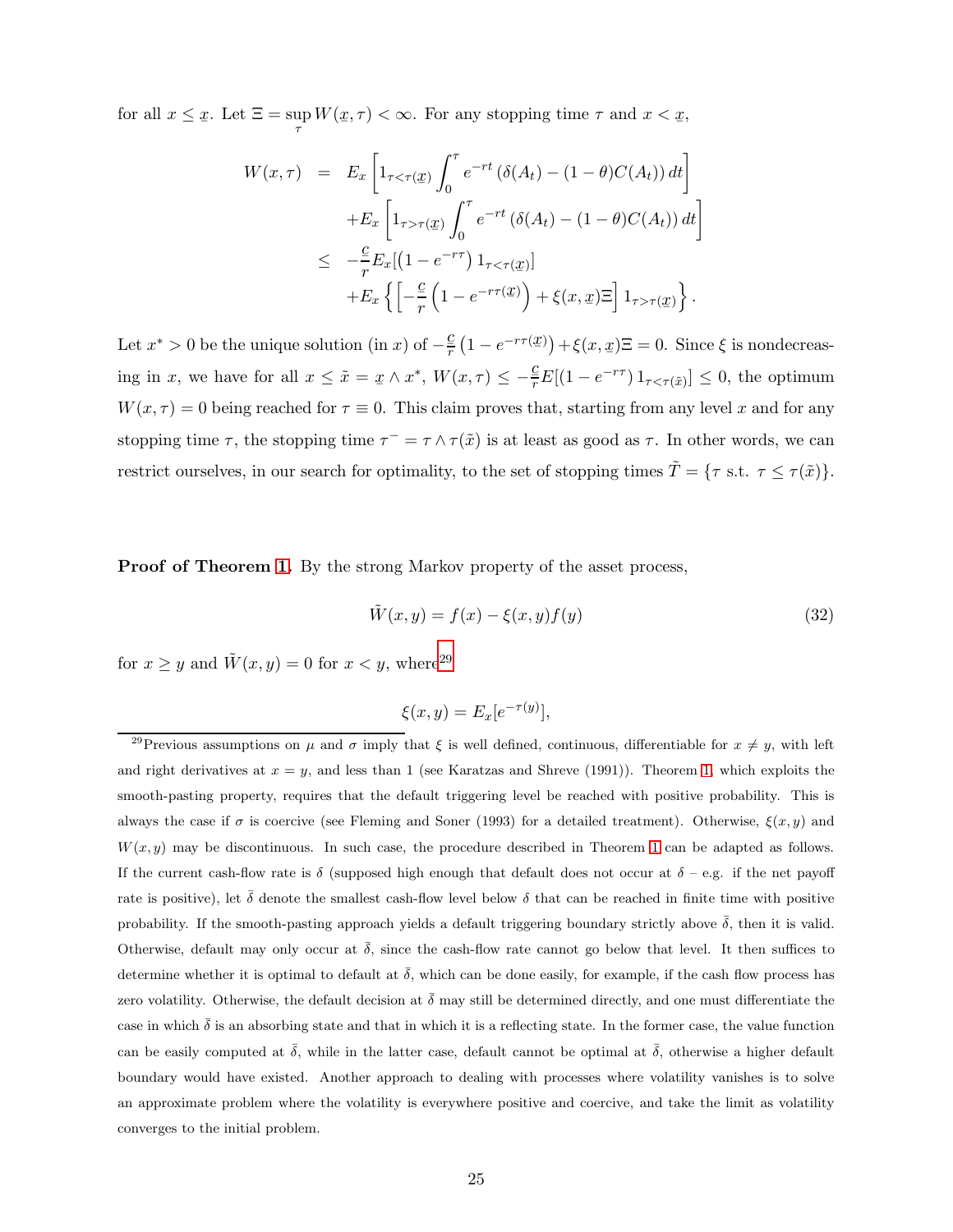for all $x \le \underline{x}$. Let $\Xi = \sup_\tau W(\underline{x}, \tau) < \infty$. For any stopping time $\tau$ and $x < \underline{x}$,

$$
\begin{aligned}
W(x,\tau) &= E_x\left[1_{\tau<\tau(\underline{x})}\int_0^\tau e^{-rt}\left(\delta(A_t)-(1-\theta)C(A_t)\right)dt\right] \\
&\quad + E_x\left[1_{\tau>\tau(\underline{x})}\int_0^\tau e^{-rt}\left(\delta(A_t)-(1-\theta)C(A_t)\right)dt\right] \\
&\le -\frac{c}{r}E_x[\left(1-e^{-r\tau}\right)1_{\tau<\tau(\underline{x})}] \\
&\quad + E_x\left\{\left[-\frac{c}{r}\left(1-e^{-r\tau(\underline{x})}\right)+\xi(x,\underline{x})\Xi\right]1_{\tau>\tau(\underline{x})}\right\}.
\end{aligned}
$$

Let $x^* > 0$ be the unique solution (in $x$) of $-\frac{c}{r}\left(1-e^{-r\tau(\underline{x})}\right)+\xi(x,\underline{x})\Xi = 0$. Since $\xi$ is nondecreasing in $x$, we have for all $x \le \tilde{x} = \underline{x} \wedge x^*$, $W(x,\tau) \le -\frac{c}{r}E[(1-e^{-r\tau})\,1_{\tau<\tau(\tilde{x})}] \le 0$, the optimum $W(x,\tau) = 0$ being reached for $\tau \equiv 0$. This claim proves that, starting from any level $x$ and for any stopping time $\tau$, the stopping time $\tau^- = \tau \wedge \tau(\tilde{x})$ is at least as good as $\tau$. In other words, we can restrict ourselves, in our search for optimality, to the set of stopping times $\tilde{T} = \{\tau \text{ s.t. } \tau \le \tau(\tilde{x})\}$.

**Proof of Theorem 1.** By the strong Markov property of the asset process,

$$
\tilde{W}(x,y) = f(x) - \xi(x,y)f(y) \tag{32}
$$

for $x \ge y$ and $\tilde{W}(x,y) = 0$ for $x < y$, where[29]

$$
\xi(x,y) = E_x[e^{-\tau(y)}],
$$

[29] Previous assumptions on $\mu$ and $\sigma$ imply that $\xi$ is well defined, continuous, differentiable for $x \neq y$, with left and right derivatives at $x = y$, and less than 1 (see Karatzas and Shreve (1991)). Theorem 1, which exploits the smooth-pasting property, requires that the default triggering level be reached with positive probability. This is always the case if $\sigma$ is coercive (see Fleming and Soner (1993) for a detailed treatment). Otherwise, $\xi(x,y)$ and $W(x,y)$ may be discontinuous. In such case, the procedure described in Theorem 1 can be adapted as follows. If the current cash-flow rate is $\delta$ (supposed high enough that default does not occur at $\delta$ – e.g. if the net payoff rate is positive), let $\bar{\delta}$ denote the smallest cash-flow level below $\delta$ that can be reached in finite time with positive probability. If the smooth-pasting approach yields a default triggering boundary strictly above $\bar{\delta}$, then it is valid. Otherwise, default may only occur at $\bar{\delta}$, since the cash-flow rate cannot go below that level. It then suffices to determine whether it is optimal to default at $\bar{\delta}$, which can be done easily, for example, if the cash flow process has zero volatility. Otherwise, the default decision at $\bar{\delta}$ may still be determined directly, and one must differentiate the case in which $\bar{\delta}$ is an absorbing state and that in which it is a reflecting state. In the former case, the value function can be easily computed at $\bar{\delta}$, while in the latter case, default cannot be optimal at $\bar{\delta}$, otherwise a higher default boundary would have existed. Another approach to dealing with processes where volatility vanishes is to solve an approximate problem where the volatility is everywhere positive and coercive, and take the limit as volatility converges to the initial problem.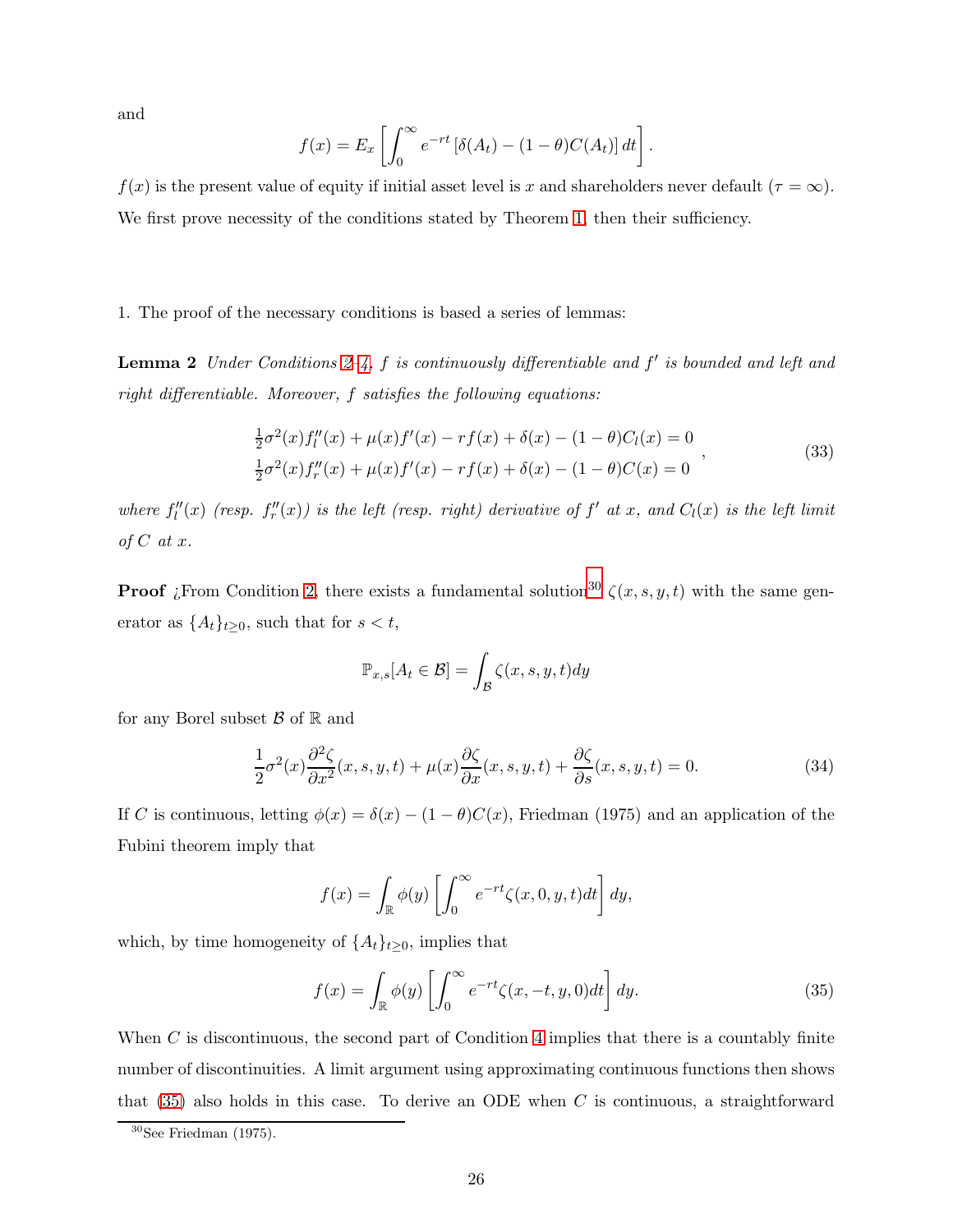and

$$f(x) = E_x \left[ \int_0^\infty e^{-rt} \left[ \delta(A_t) - (1-\theta) C(A_t) \right] dt \right].$$

$f(x)$ is the present value of equity if initial asset level is $x$ and shareholders never default ($\tau = \infty$). We first prove necessity of the conditions stated by Theorem 1, then their sufficiency.

1. The proof of the necessary conditions is based a series of lemmas:

**Lemma 2** *Under Conditions 2–4, $f$ is continuously differentiable and $f'$ is bounded and left and right differentiable. Moreover, $f$ satisfies the following equations:*

$$\begin{array}{l} \frac{1}{2}\sigma^2(x) f_l''(x) + \mu(x) f'(x) - r f(x) + \delta(x) - (1-\theta) C_l(x) = 0 \\ \frac{1}{2}\sigma^2(x) f_r''(x) + \mu(x) f'(x) - r f(x) + \delta(x) - (1-\theta) C(x) = 0 \end{array}, \tag{33}$$

*where $f_l''(x)$ (resp. $f_r''(x)$) is the left (resp. right) derivative of $f'$ at $x$, and $C_l(x)$ is the left limit of $C$ at $x$.*

**Proof** ¿From Condition 2, there exists a fundamental solution[30] $\zeta(x, s, y, t)$ with the same generator as $\{A_t\}_{t \geq 0}$, such that for $s < t$,

$$\mathbb{P}_{x,s}[A_t \in \mathcal{B}] = \int_{\mathcal{B}} \zeta(x, s, y, t) dy$$

for any Borel subset $\mathcal{B}$ of $\mathbb{R}$ and

$$\frac{1}{2}\sigma^2(x) \frac{\partial^2 \zeta}{\partial x^2}(x, s, y, t) + \mu(x) \frac{\partial \zeta}{\partial x}(x, s, y, t) + \frac{\partial \zeta}{\partial s}(x, s, y, t) = 0. \tag{34}$$

If $C$ is continuous, letting $\phi(x) = \delta(x) - (1-\theta)C(x)$, Friedman (1975) and an application of the Fubini theorem imply that

$$f(x) = \int_{\mathbb{R}} \phi(y) \left[ \int_0^\infty e^{-rt} \zeta(x, 0, y, t) dt \right] dy,$$

which, by time homogeneity of $\{A_t\}_{t \geq 0}$, implies that

$$f(x) = \int_{\mathbb{R}} \phi(y) \left[ \int_0^\infty e^{-rt} \zeta(x, -t, y, 0) dt \right] dy. \tag{35}$$

When $C$ is discontinuous, the second part of Condition 4 implies that there is a countably finite number of discontinuities. A limit argument using approximating continuous functions then shows that (35) also holds in this case. To derive an ODE when $C$ is continuous, a straightforward

[30] See Friedman (1975).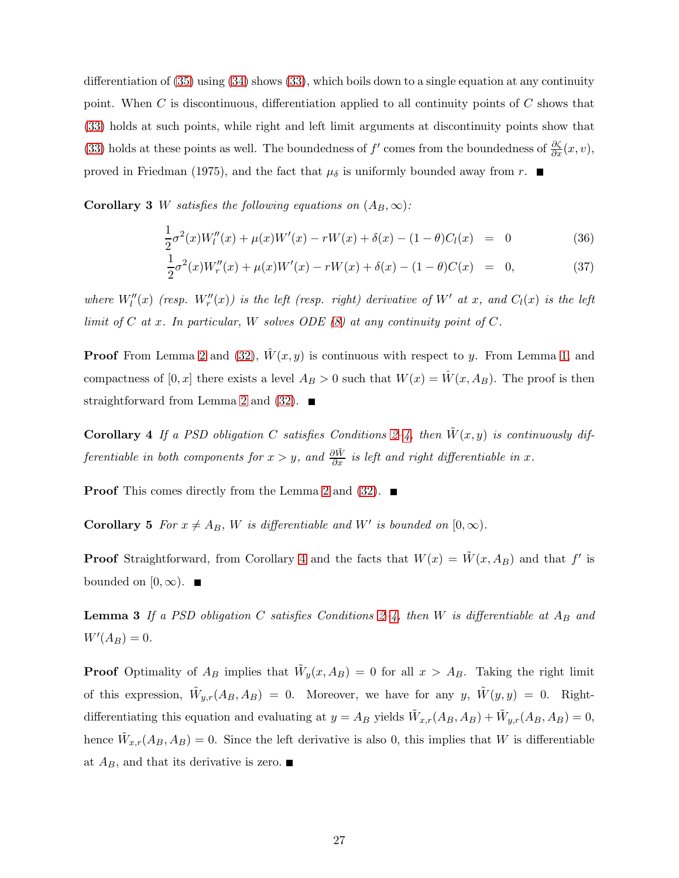differentiation of (35) using (34) shows (33), which boils down to a single equation at any continuity point. When $C$ is discontinuous, differentiation applied to all continuity points of $C$ shows that (33) holds at such points, while right and left limit arguments at discontinuity points show that (33) holds at these points as well. The boundedness of $f'$ comes from the boundedness of $\frac{\partial \zeta}{\partial x}(x, v)$, proved in Friedman (1975), and the fact that $\mu_\delta$ is uniformly bounded away from $r$. ■

**Corollary 3** *$W$ satisfies the following equations on $(A_B, \infty)$:*

$$\frac{1}{2}\sigma^2(x)W_l''(x) + \mu(x)W'(x) - rW(x) + \delta(x) - (1-\theta)C_l(x) = 0 \tag{36}$$

$$\frac{1}{2}\sigma^2(x)W_r''(x) + \mu(x)W'(x) - rW(x) + \delta(x) - (1-\theta)C(x) = 0, \tag{37}$$

*where $W_l''(x)$ (resp. $W_r''(x)$) is the left (resp. right) derivative of $W'$ at $x$, and $C_l(x)$ is the left limit of $C$ at $x$. In particular, $W$ solves ODE (8) at any continuity point of $C$.*

**Proof** From Lemma 2 and (32), $\hat{W}(x, y)$ is continuous with respect to $y$. From Lemma 1, and compactness of $[0, x]$ there exists a level $A_B > 0$ such that $W(x) = \hat{W}(x, A_B)$. The proof is then straightforward from Lemma 2 and (32). ■

**Corollary 4** *If a PSD obligation $C$ satisfies Conditions 2–4, then $\tilde{W}(x, y)$ is continuously differentiable in both components for $x > y$, and $\frac{\partial \tilde{W}}{\partial x}$ is left and right differentiable in $x$.*

**Proof** This comes directly from the Lemma 2 and (32). ■

**Corollary 5** *For $x \neq A_B$, $W$ is differentiable and $W'$ is bounded on $[0, \infty)$.*

**Proof** Straightforward, from Corollary 4 and the facts that $W(x) = \tilde{W}(x, A_B)$ and that $f'$ is bounded on $[0, \infty)$. ■

**Lemma 3** *If a PSD obligation $C$ satisfies Conditions 2–4, then $W$ is differentiable at $A_B$ and $W'(A_B) = 0$.*

**Proof** Optimality of $A_B$ implies that $\tilde{W}_y(x, A_B) = 0$ for all $x > A_B$. Taking the right limit of this expression, $\tilde{W}_{y,r}(A_B, A_B) = 0$. Moreover, we have for any $y$, $\tilde{W}(y, y) = 0$. Right-differentiating this equation and evaluating at $y = A_B$ yields $\tilde{W}_{x,r}(A_B, A_B) + \tilde{W}_{y,r}(A_B, A_B) = 0$, hence $\tilde{W}_{x,r}(A_B, A_B) = 0$. Since the left derivative is also 0, this implies that $W$ is differentiable at $A_B$, and that its derivative is zero. ■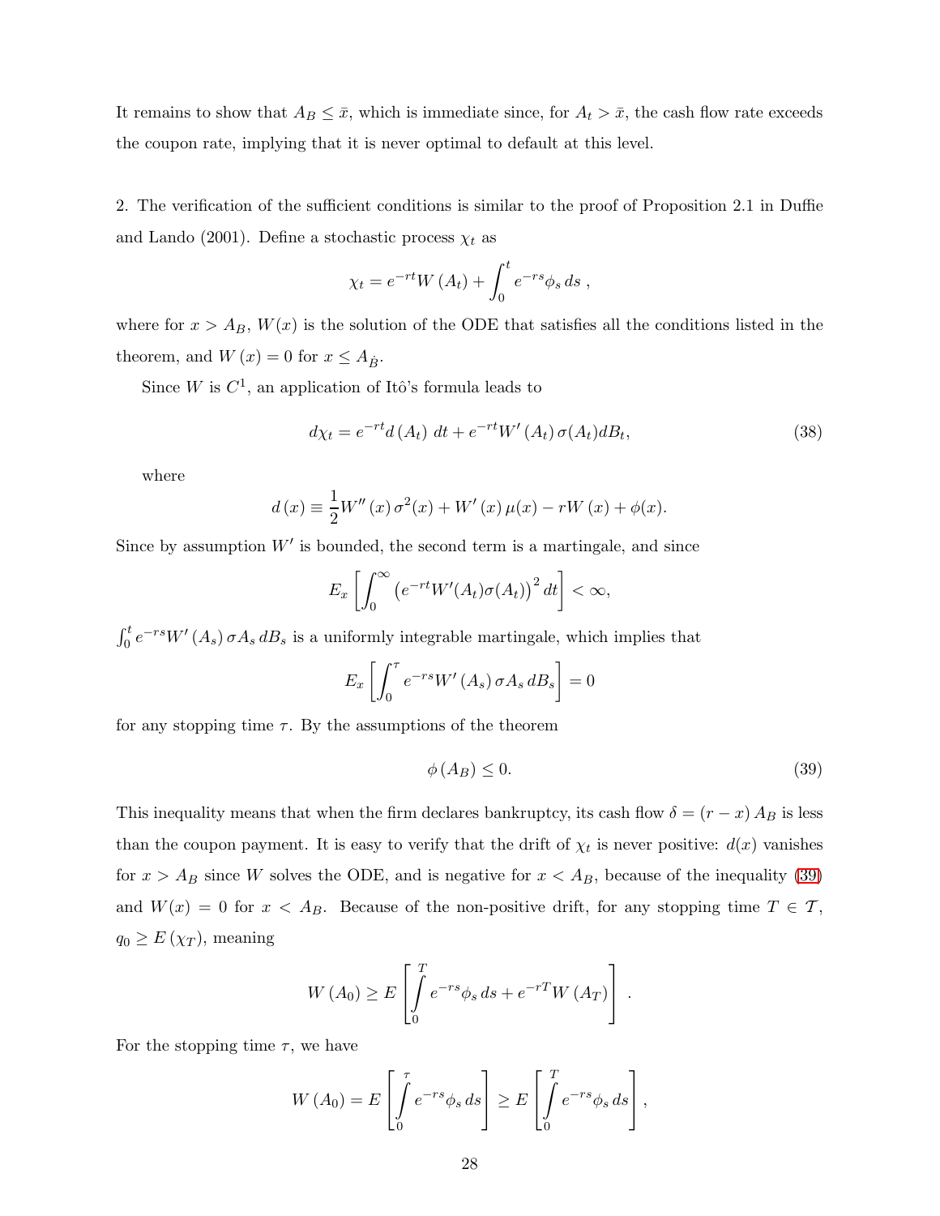It remains to show that $A_B \leq \bar{x}$, which is immediate since, for $A_t > \bar{x}$, the cash flow rate exceeds the coupon rate, implying that it is never optimal to default at this level.

2. The verification of the sufficient conditions is similar to the proof of Proposition 2.1 in Duffie and Lando (2001). Define a stochastic process $\chi_t$ as

$$\chi_t = e^{-rt} W(A_t) + \int_0^t e^{-rs} \phi_s \, ds \ ,$$

where for $x > A_B$, $W(x)$ is the solution of the ODE that satisfies all the conditions listed in the theorem, and $W(x) = 0$ for $x \leq A_{\dot{B}}$.

Since $W$ is $C^1$, an application of Itô's formula leads to

$$d\chi_t = e^{-rt} d(A_t) \ dt + e^{-rt} W'(A_t) \sigma(A_t) dB_t, \tag{38}$$

where

$$d(x) \equiv \frac{1}{2} W''(x) \sigma^2(x) + W'(x) \mu(x) - rW(x) + \phi(x).$$

Since by assumption $W'$ is bounded, the second term is a martingale, and since

$$E_x \left[ \int_0^\infty \left( e^{-rt} W'(A_t) \sigma(A_t) \right)^2 dt \right] < \infty,$$

$\int_0^t e^{-rs} W'(A_s) \sigma A_s \, dB_s$ is a uniformly integrable martingale, which implies that

$$E_x \left[ \int_0^\tau e^{-rs} W'(A_s) \sigma A_s \, dB_s \right] = 0$$

for any stopping time $\tau$. By the assumptions of the theorem

$$\phi(A_B) \leq 0. \tag{39}$$

This inequality means that when the firm declares bankruptcy, its cash flow $\delta = (r - x) A_B$ is less than the coupon payment. It is easy to verify that the drift of $\chi_t$ is never positive: $d(x)$ vanishes for $x > A_B$ since $W$ solves the ODE, and is negative for $x < A_B$, because of the inequality (39) and $W(x) = 0$ for $x < A_B$. Because of the non-positive drift, for any stopping time $T \in \mathcal{T}$, $q_0 \geq E(\chi_T)$, meaning

$$W(A_0) \geq E \left[ \int_0^T e^{-rs} \phi_s \, ds + e^{-rT} W(A_T) \right] .$$

For the stopping time $\tau$, we have

$$W(A_0) = E \left[ \int_0^\tau e^{-rs} \phi_s \, ds \right] \geq E \left[ \int_0^T e^{-rs} \phi_s \, ds \right],$$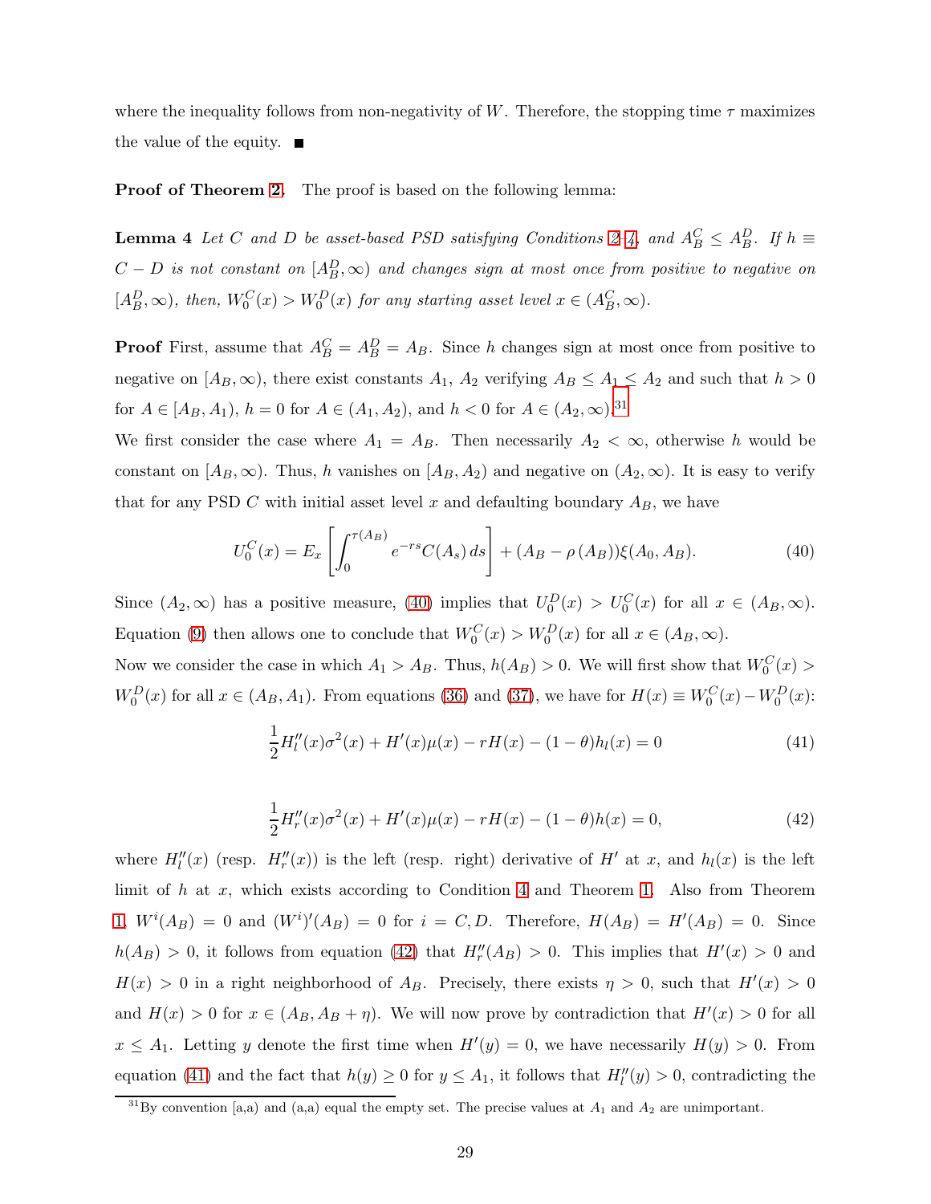where the inequality follows from non-negativity of $W$. Therefore, the stopping time $\tau$ maximizes the value of the equity. ■

**Proof of Theorem 2.** The proof is based on the following lemma:

**Lemma 4** *Let $C$ and $D$ be asset-based PSD satisfying Conditions 2–4, and $A_B^C \leq A_B^D$. If $h \equiv C - D$ is not constant on $[A_B^D, \infty)$ and changes sign at most once from positive to negative on $[A_B^D, \infty)$, then, $W_0^C(x) > W_0^D(x)$ for any starting asset level $x \in (A_B^C, \infty)$.*

**Proof** First, assume that $A_B^C = A_B^D = A_B$. Since $h$ changes sign at most once from positive to negative on $[A_B, \infty)$, there exist constants $A_1$, $A_2$ verifying $A_B \leq A_1 \leq A_2$ and such that $h > 0$ for $A \in [A_B, A_1)$, $h = 0$ for $A \in (A_1, A_2)$, and $h < 0$ for $A \in (A_2, \infty)$.[31]

We first consider the case where $A_1 = A_B$. Then necessarily $A_2 < \infty$, otherwise $h$ would be constant on $[A_B, \infty)$. Thus, $h$ vanishes on $[A_B, A_2)$ and negative on $(A_2, \infty)$. It is easy to verify that for any PSD $C$ with initial asset level $x$ and defaulting boundary $A_B$, we have

$$U_0^C(x) = E_x \left[ \int_0^{\tau(A_B)} e^{-rs} C(A_s)\, ds \right] + (A_B - \rho(A_B))\xi(A_0, A_B). \tag{40}$$

Since $(A_2, \infty)$ has a positive measure, (40) implies that $U_0^D(x) > U_0^C(x)$ for all $x \in (A_B, \infty)$. Equation (9) then allows one to conclude that $W_0^C(x) > W_0^D(x)$ for all $x \in (A_B, \infty)$.

Now we consider the case in which $A_1 > A_B$. Thus, $h(A_B) > 0$. We will first show that $W_0^C(x) > W_0^D(x)$ for all $x \in (A_B, A_1)$. From equations (36) and (37), we have for $H(x) \equiv W_0^C(x) - W_0^D(x)$:

$$\frac{1}{2} H_l''(x)\sigma^2(x) + H'(x)\mu(x) - rH(x) - (1-\theta)h_l(x) = 0 \tag{41}$$

$$\frac{1}{2} H_r''(x)\sigma^2(x) + H'(x)\mu(x) - rH(x) - (1-\theta)h(x) = 0, \tag{42}$$

where $H_l''(x)$ (resp. $H_r''(x)$) is the left (resp. right) derivative of $H'$ at $x$, and $h_l(x)$ is the left limit of $h$ at $x$, which exists according to Condition 4 and Theorem 1. Also from Theorem 1, $W^i(A_B) = 0$ and $(W^i)'(A_B) = 0$ for $i = C, D$. Therefore, $H(A_B) = H'(A_B) = 0$. Since $h(A_B) > 0$, it follows from equation (42) that $H_r''(A_B) > 0$. This implies that $H'(x) > 0$ and $H(x) > 0$ in a right neighborhood of $A_B$. Precisely, there exists $\eta > 0$, such that $H'(x) > 0$ and $H(x) > 0$ for $x \in (A_B, A_B + \eta)$. We will now prove by contradiction that $H'(x) > 0$ for all $x \leq A_1$. Letting $y$ denote the first time when $H'(y) = 0$, we have necessarily $H(y) > 0$. From equation (41) and the fact that $h(y) \geq 0$ for $y \leq A_1$, it follows that $H_l''(y) > 0$, contradicting the

[31] By convention [a,a) and (a,a) equal the empty set. The precise values at $A_1$ and $A_2$ are unimportant.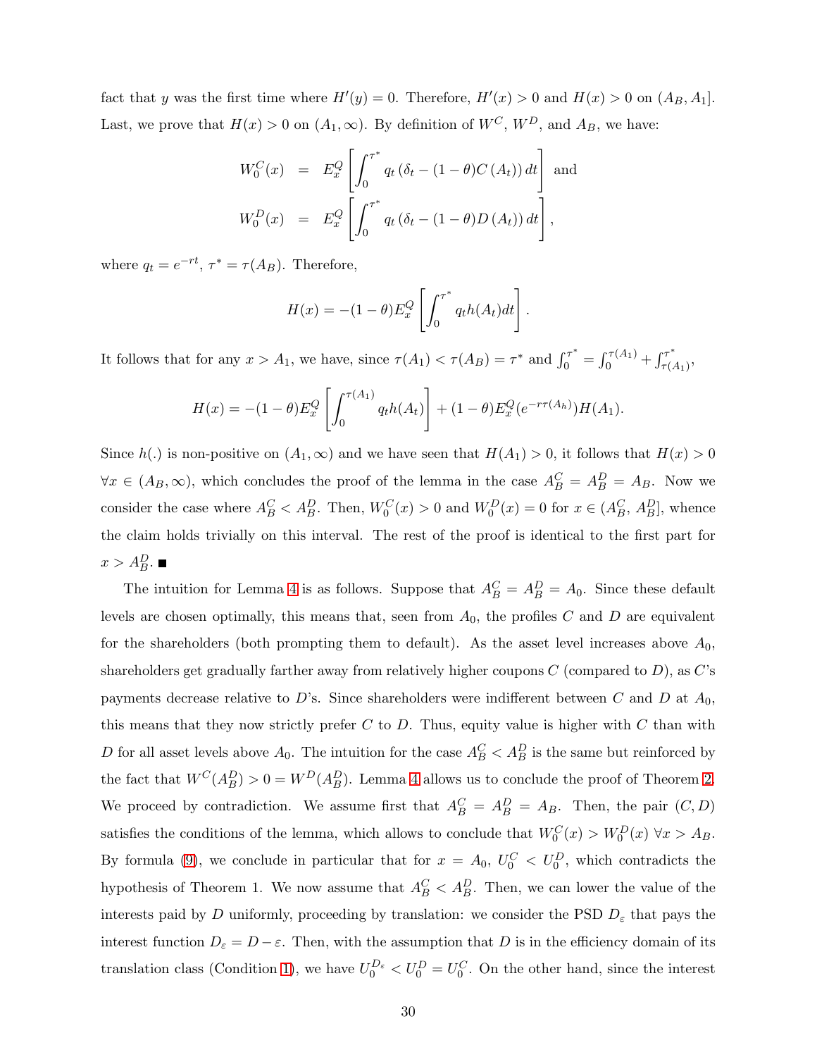fact that $y$ was the first time where $H'(y) = 0$. Therefore, $H'(x) > 0$ and $H(x) > 0$ on $(A_B, A_1]$. Last, we prove that $H(x) > 0$ on $(A_1, \infty)$. By definition of $W^C$, $W^D$, and $A_B$, we have:

$$\begin{aligned}
W_0^C(x) &= E_x^Q\left[\int_0^{\tau^*} q_t\left(\delta_t - (1-\theta)C\left(A_t\right)\right)dt\right] \text{ and} \\
W_0^D(x) &= E_x^Q\left[\int_0^{\tau^*} q_t\left(\delta_t - (1-\theta)D\left(A_t\right)\right)dt\right],
\end{aligned}$$

where $q_t = e^{-rt}$, $\tau^* = \tau(A_B)$. Therefore,

$$H(x) = -(1-\theta)E_x^Q\left[\int_0^{\tau^*} q_t h(A_t)dt\right].$$

It follows that for any $x > A_1$, we have, since $\tau(A_1) < \tau(A_B) = \tau^*$ and $\int_0^{\tau^*} = \int_0^{\tau(A_1)} + \int_{\tau(A_1)}^{\tau^*}$,

$$H(x) = -(1-\theta)E_x^Q\left[\int_0^{\tau(A_1)} q_t h(A_t)\right] + (1-\theta)E_x^Q(e^{-r\tau(A_h)})H(A_1).$$

Since $h(.)$ is non-positive on $(A_1, \infty)$ and we have seen that $H(A_1) > 0$, it follows that $H(x) > 0$ $\forall x \in (A_B, \infty)$, which concludes the proof of the lemma in the case $A_B^C = A_B^D = A_B$. Now we consider the case where $A_B^C < A_B^D$. Then, $W_0^C(x) > 0$ and $W_0^D(x) = 0$ for $x \in (A_B^C, A_B^D]$, whence the claim holds trivially on this interval. The rest of the proof is identical to the first part for $x > A_B^D$. ■

The intuition for Lemma 4 is as follows. Suppose that $A_B^C = A_B^D = A_0$. Since these default levels are chosen optimally, this means that, seen from $A_0$, the profiles $C$ and $D$ are equivalent for the shareholders (both prompting them to default). As the asset level increases above $A_0$, shareholders get gradually farther away from relatively higher coupons $C$ (compared to $D$), as $C$'s payments decrease relative to $D$'s. Since shareholders were indifferent between $C$ and $D$ at $A_0$, this means that they now strictly prefer $C$ to $D$. Thus, equity value is higher with $C$ than with $D$ for all asset levels above $A_0$. The intuition for the case $A_B^C < A_B^D$ is the same but reinforced by the fact that $W^C(A_B^D) > 0 = W^D(A_B^D)$. Lemma 4 allows us to conclude the proof of Theorem 2. We proceed by contradiction. We assume first that $A_B^C = A_B^D = A_B$. Then, the pair $(C, D)$ satisfies the conditions of the lemma, which allows to conclude that $W_0^C(x) > W_0^D(x)$ $\forall x > A_B$. By formula (9), we conclude in particular that for $x = A_0$, $U_0^C < U_0^D$, which contradicts the hypothesis of Theorem 1. We now assume that $A_B^C < A_B^D$. Then, we can lower the value of the interests paid by $D$ uniformly, proceeding by translation: we consider the PSD $D_\varepsilon$ that pays the interest function $D_\varepsilon = D - \varepsilon$. Then, with the assumption that $D$ is in the efficiency domain of its translation class (Condition 1), we have $U_0^{D_\varepsilon} < U_0^D = U_0^C$. On the other hand, since the interest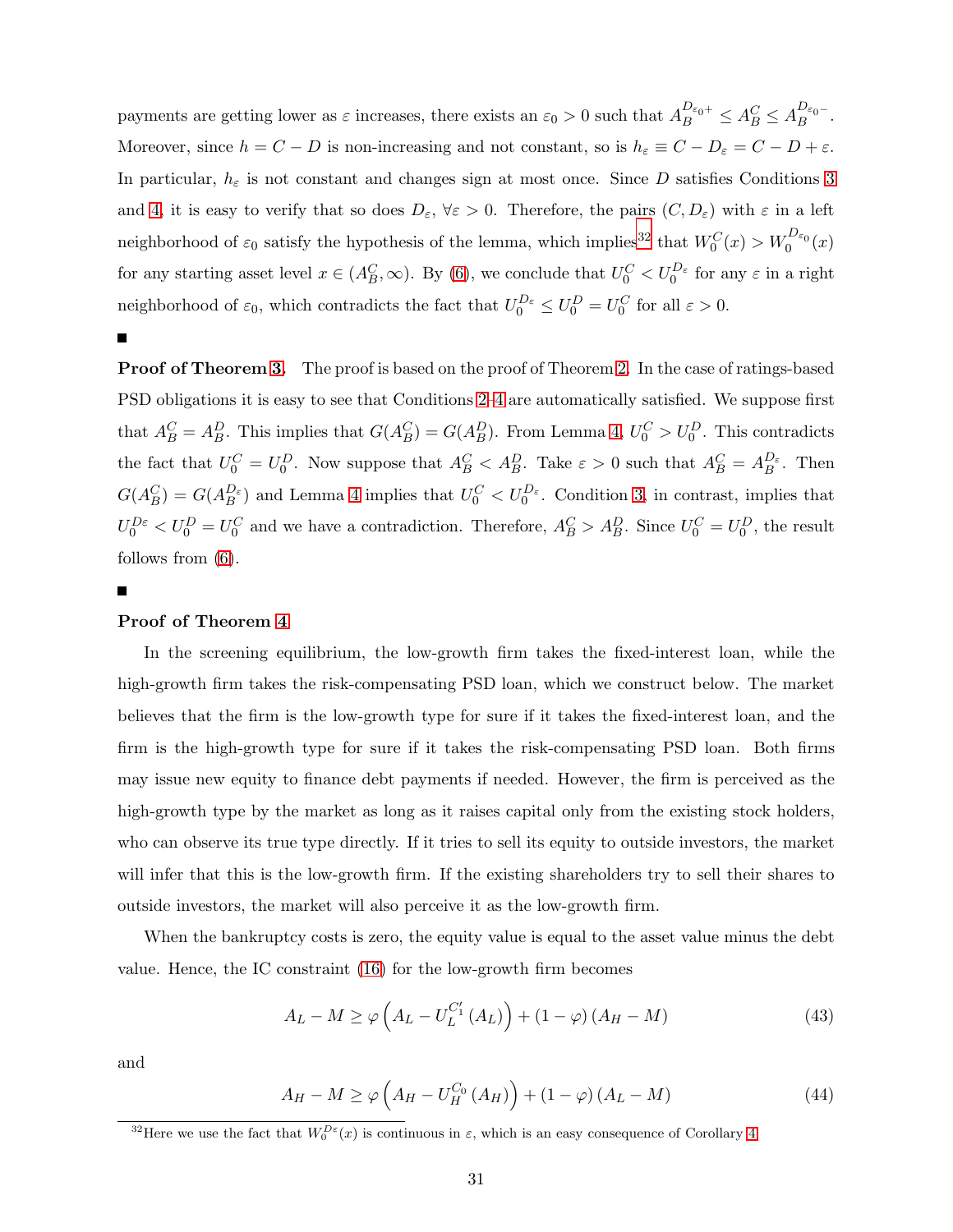payments are getting lower as $\varepsilon$ increases, there exists an $\varepsilon_0 > 0$ such that $A_B^{D_{\varepsilon_0}+} \le A_B^C \le A_B^{D_{\varepsilon_0}-}$. Moreover, since $h = C - D$ is non-increasing and not constant, so is $h_\varepsilon \equiv C - D_\varepsilon = C - D + \varepsilon$. In particular, $h_\varepsilon$ is not constant and changes sign at most once. Since $D$ satisfies Conditions 3 and 4, it is easy to verify that so does $D_\varepsilon$, $\forall \varepsilon > 0$. Therefore, the pairs $(C, D_\varepsilon)$ with $\varepsilon$ in a left neighborhood of $\varepsilon_0$ satisfy the hypothesis of the lemma, which implies[32] that $W_0^C(x) > W_0^{D_{\varepsilon_0}}(x)$ for any starting asset level $x \in (A_B^C, \infty)$. By (6), we conclude that $U_0^C < U_0^{D_\varepsilon}$ for any $\varepsilon$ in a right neighborhood of $\varepsilon_0$, which contradicts the fact that $U_0^{D_\varepsilon} \le U_0^D = U_0^C$ for all $\varepsilon > 0$.

■

**Proof of Theorem 3.** The proof is based on the proof of Theorem 2. In the case of ratings-based PSD obligations it is easy to see that Conditions 2–4 are automatically satisfied. We suppose first that $A_B^C = A_B^D$. This implies that $G(A_B^C) = G(A_B^D)$. From Lemma 4, $U_0^C > U_0^D$. This contradicts the fact that $U_0^C = U_0^D$. Now suppose that $A_B^C < A_B^D$. Take $\varepsilon > 0$ such that $A_B^C = A_B^{D_\varepsilon}$. Then $G(A_B^C) = G(A_B^{D_\varepsilon})$ and Lemma 4 implies that $U_0^C < U_0^{D_\varepsilon}$. Condition 3, in contrast, implies that $U_0^{D\varepsilon} < U_0^D = U_0^C$ and we have a contradiction. Therefore, $A_B^C > A_B^D$. Since $U_0^C = U_0^D$, the result follows from (6).

■

**Proof of Theorem 4**

In the screening equilibrium, the low-growth firm takes the fixed-interest loan, while the high-growth firm takes the risk-compensating PSD loan, which we construct below. The market believes that the firm is the low-growth type for sure if it takes the fixed-interest loan, and the firm is the high-growth type for sure if it takes the risk-compensating PSD loan. Both firms may issue new equity to finance debt payments if needed. However, the firm is perceived as the high-growth type by the market as long as it raises capital only from the existing stock holders, who can observe its true type directly. If it tries to sell its equity to outside investors, the market will infer that this is the low-growth firm. If the existing shareholders try to sell their shares to outside investors, the market will also perceive it as the low-growth firm.

When the bankruptcy costs is zero, the equity value is equal to the asset value minus the debt value. Hence, the IC constraint (16) for the low-growth firm becomes

$$A_L - M \ge \varphi \left( A_L - U_L^{C_1'}(A_L) \right) + (1 - \varphi)(A_H - M) \tag{43}$$

and

$$A_H - M \ge \varphi \left( A_H - U_H^{C_0}(A_H) \right) + (1 - \varphi)(A_L - M) \tag{44}$$

[32] Here we use the fact that $W_0^{D_\varepsilon}(x)$ is continuous in $\varepsilon$, which is an easy consequence of Corollary 4.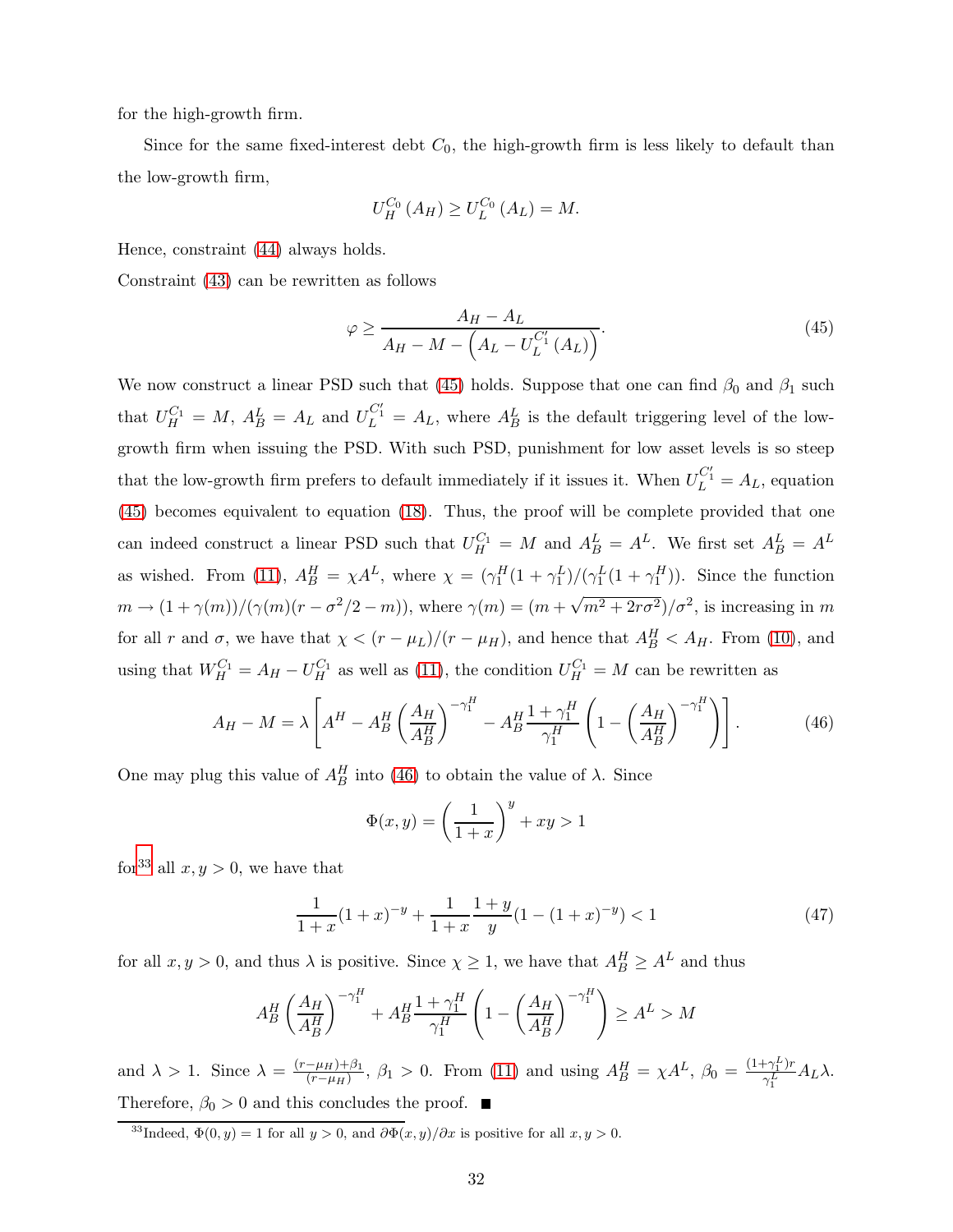for the high-growth firm.

Since for the same fixed-interest debt $C_0$, the high-growth firm is less likely to default than the low-growth firm,

$$U_H^{C_0}(A_H) \geq U_L^{C_0}(A_L) = M.$$

Hence, constraint (44) always holds.

Constraint (43) can be rewritten as follows

$$\varphi \geq \frac{A_H - A_L}{A_H - M - \left(A_L - U_L^{C_1'}(A_L)\right)}. \tag{45}$$

We now construct a linear PSD such that (45) holds. Suppose that one can find $\beta_0$ and $\beta_1$ such that $U_H^{C_1} = M$, $A_B^L = A_L$ and $U_L^{C_1'} = A_L$, where $A_B^L$ is the default triggering level of the low-growth firm when issuing the PSD. With such PSD, punishment for low asset levels is so steep that the low-growth firm prefers to default immediately if it issues it. When $U_L^{C_1'} = A_L$, equation (45) becomes equivalent to equation (18). Thus, the proof will be complete provided that one can indeed construct a linear PSD such that $U_H^{C_1} = M$ and $A_B^L = A^L$. We first set $A_B^L = A^L$ as wished. From (11), $A_B^H = \chi A^L$, where $\chi = (\gamma_1^H(1+\gamma_1^L)/(\gamma_1^L(1+\gamma_1^H))$. Since the function $m \to (1+\gamma(m))/(\gamma(m)(r - \sigma^2/2 - m))$, where $\gamma(m) = (m + \sqrt{m^2 + 2r\sigma^2})/\sigma^2$, is increasing in $m$ for all $r$ and $\sigma$, we have that $\chi < (r - \mu_L)/(r - \mu_H)$, and hence that $A_B^H < A_H$. From (10), and using that $W_H^{C_1} = A_H - U_H^{C_1}$ as well as (11), the condition $U_H^{C_1} = M$ can be rewritten as

$$A_H - M = \lambda \left[ A^H - A_B^H \left(\frac{A_H}{A_B^H}\right)^{-\gamma_1^H} - A_B^H \frac{1+\gamma_1^H}{\gamma_1^H}\left(1 - \left(\frac{A_H}{A_B^H}\right)^{-\gamma_1^H}\right)\right]. \tag{46}$$

One may plug this value of $A_B^H$ into (46) to obtain the value of $\lambda$. Since

$$\Phi(x,y) = \left(\frac{1}{1+x}\right)^y + xy > 1$$

for[33] all $x, y > 0$, we have that

$$\frac{1}{1+x}(1+x)^{-y} + \frac{1}{1+x}\frac{1+y}{y}(1 - (1+x)^{-y}) < 1 \tag{47}$$

for all $x, y > 0$, and thus $\lambda$ is positive. Since $\chi \geq 1$, we have that $A_B^H \geq A^L$ and thus

$$A_B^H \left(\frac{A_H}{A_B^H}\right)^{-\gamma_1^H} + A_B^H \frac{1+\gamma_1^H}{\gamma_1^H}\left(1 - \left(\frac{A_H}{A_B^H}\right)^{-\gamma_1^H}\right) \geq A^L > M$$

and $\lambda > 1$. Since $\lambda = \frac{(r-\mu_H)+\beta_1}{(r-\mu_H)}$, $\beta_1 > 0$. From (11) and using $A_B^H = \chi A^L$, $\beta_0 = \frac{(1+\gamma_1^L)r}{\gamma_1^L} A_L \lambda$. Therefore, $\beta_0 > 0$ and this concludes the proof. ■

[33] Indeed, $\Phi(0, y) = 1$ for all $y > 0$, and $\partial\Phi(x, y)/\partial x$ is positive for all $x, y > 0$.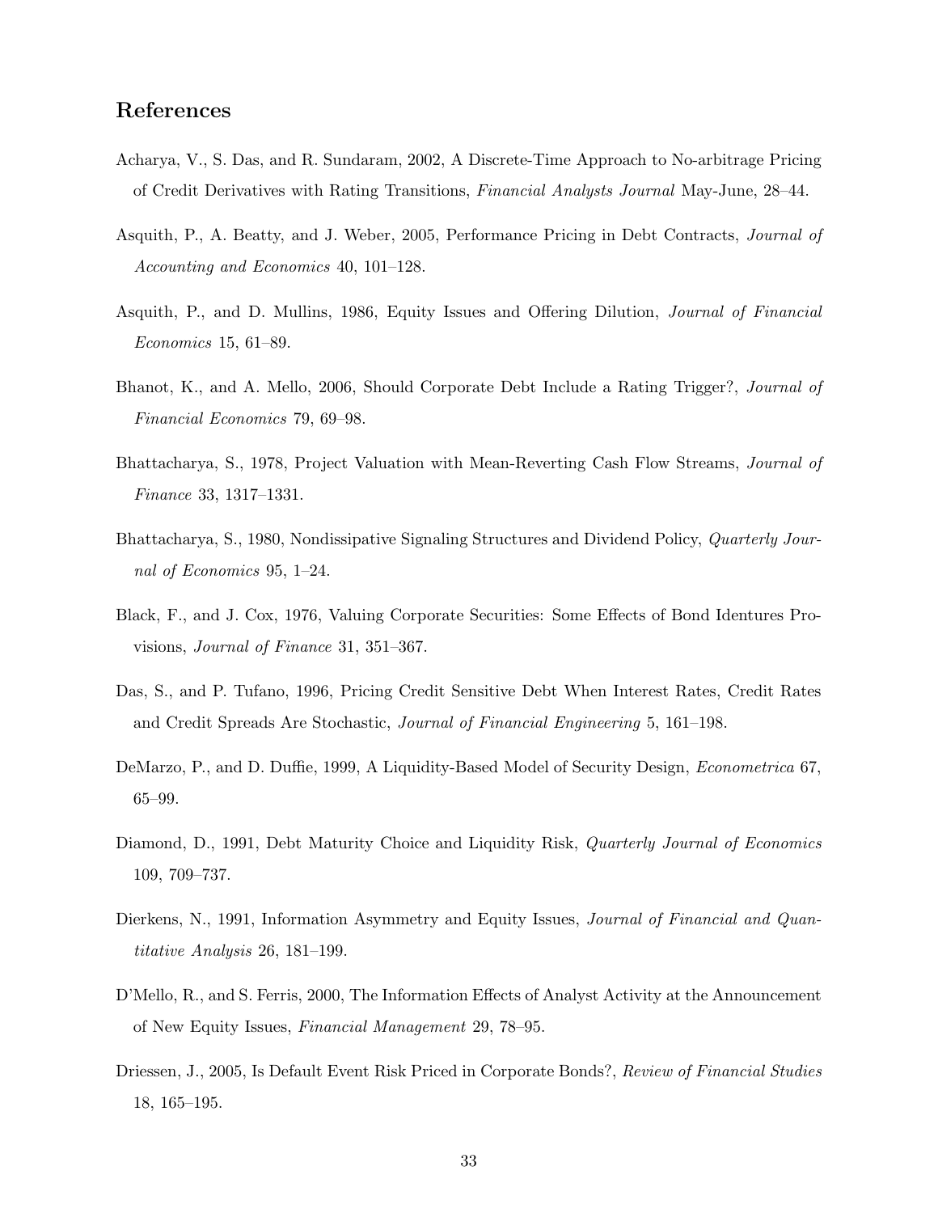## References

Acharya, V., S. Das, and R. Sundaram, 2002, A Discrete-Time Approach to No-arbitrage Pricing of Credit Derivatives with Rating Transitions, *Financial Analysts Journal* May-June, 28–44.

Asquith, P., A. Beatty, and J. Weber, 2005, Performance Pricing in Debt Contracts, *Journal of Accounting and Economics* 40, 101–128.

Asquith, P., and D. Mullins, 1986, Equity Issues and Offering Dilution, *Journal of Financial Economics* 15, 61–89.

Bhanot, K., and A. Mello, 2006, Should Corporate Debt Include a Rating Trigger?, *Journal of Financial Economics* 79, 69–98.

Bhattacharya, S., 1978, Project Valuation with Mean-Reverting Cash Flow Streams, *Journal of Finance* 33, 1317–1331.

Bhattacharya, S., 1980, Nondissipative Signaling Structures and Dividend Policy, *Quarterly Journal of Economics* 95, 1–24.

Black, F., and J. Cox, 1976, Valuing Corporate Securities: Some Effects of Bond Identures Provisions, *Journal of Finance* 31, 351–367.

Das, S., and P. Tufano, 1996, Pricing Credit Sensitive Debt When Interest Rates, Credit Rates and Credit Spreads Are Stochastic, *Journal of Financial Engineering* 5, 161–198.

DeMarzo, P., and D. Duffie, 1999, A Liquidity-Based Model of Security Design, *Econometrica* 67, 65–99.

Diamond, D., 1991, Debt Maturity Choice and Liquidity Risk, *Quarterly Journal of Economics* 109, 709–737.

Dierkens, N., 1991, Information Asymmetry and Equity Issues, *Journal of Financial and Quantitative Analysis* 26, 181–199.

D'Mello, R., and S. Ferris, 2000, The Information Effects of Analyst Activity at the Announcement of New Equity Issues, *Financial Management* 29, 78–95.

Driessen, J., 2005, Is Default Event Risk Priced in Corporate Bonds?, *Review of Financial Studies* 18, 165–195.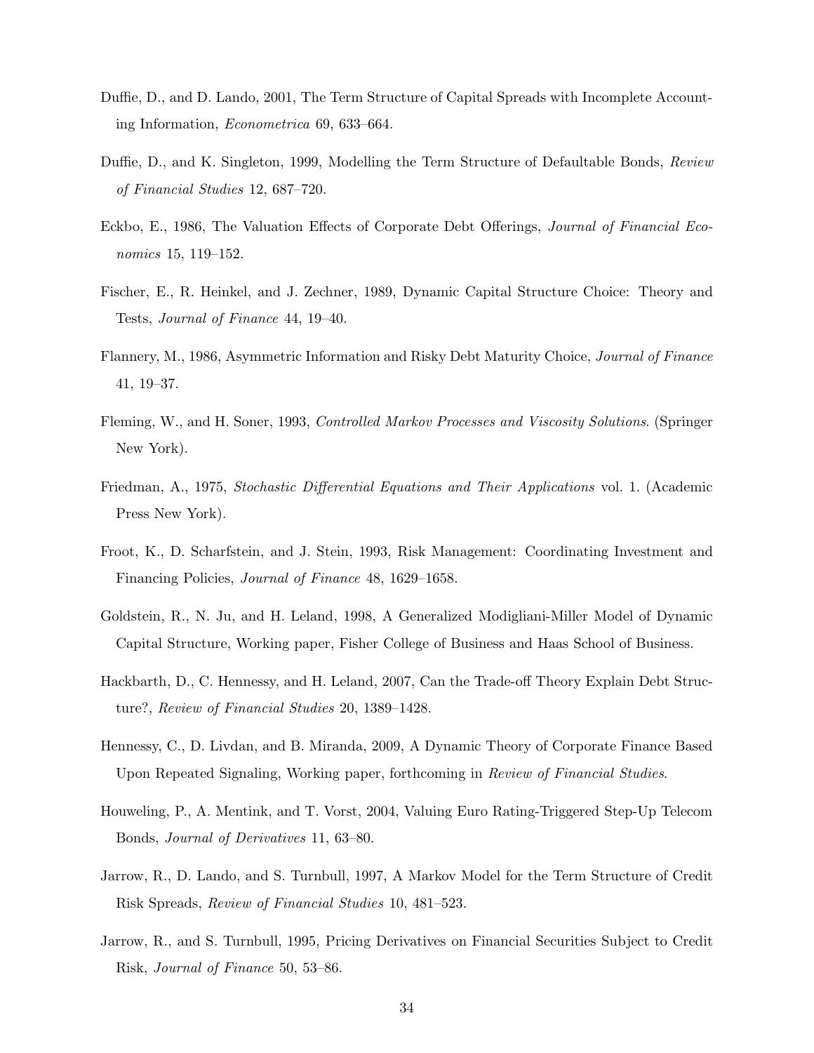Duffie, D., and D. Lando, 2001, The Term Structure of Capital Spreads with Incomplete Accounting Information, *Econometrica* 69, 633–664.

Duffie, D., and K. Singleton, 1999, Modelling the Term Structure of Defaultable Bonds, *Review of Financial Studies* 12, 687–720.

Eckbo, E., 1986, The Valuation Effects of Corporate Debt Offerings, *Journal of Financial Economics* 15, 119–152.

Fischer, E., R. Heinkel, and J. Zechner, 1989, Dynamic Capital Structure Choice: Theory and Tests, *Journal of Finance* 44, 19–40.

Flannery, M., 1986, Asymmetric Information and Risky Debt Maturity Choice, *Journal of Finance* 41, 19–37.

Fleming, W., and H. Soner, 1993, *Controlled Markov Processes and Viscosity Solutions*. (Springer New York).

Friedman, A., 1975, *Stochastic Differential Equations and Their Applications* vol. 1. (Academic Press New York).

Froot, K., D. Scharfstein, and J. Stein, 1993, Risk Management: Coordinating Investment and Financing Policies, *Journal of Finance* 48, 1629–1658.

Goldstein, R., N. Ju, and H. Leland, 1998, A Generalized Modigliani-Miller Model of Dynamic Capital Structure, Working paper, Fisher College of Business and Haas School of Business.

Hackbarth, D., C. Hennessy, and H. Leland, 2007, Can the Trade-off Theory Explain Debt Structure?, *Review of Financial Studies* 20, 1389–1428.

Hennessy, C., D. Livdan, and B. Miranda, 2009, A Dynamic Theory of Corporate Finance Based Upon Repeated Signaling, Working paper, forthcoming in *Review of Financial Studies*.

Houweling, P., A. Mentink, and T. Vorst, 2004, Valuing Euro Rating-Triggered Step-Up Telecom Bonds, *Journal of Derivatives* 11, 63–80.

Jarrow, R., D. Lando, and S. Turnbull, 1997, A Markov Model for the Term Structure of Credit Risk Spreads, *Review of Financial Studies* 10, 481–523.

Jarrow, R., and S. Turnbull, 1995, Pricing Derivatives on Financial Securities Subject to Credit Risk, *Journal of Finance* 50, 53–86.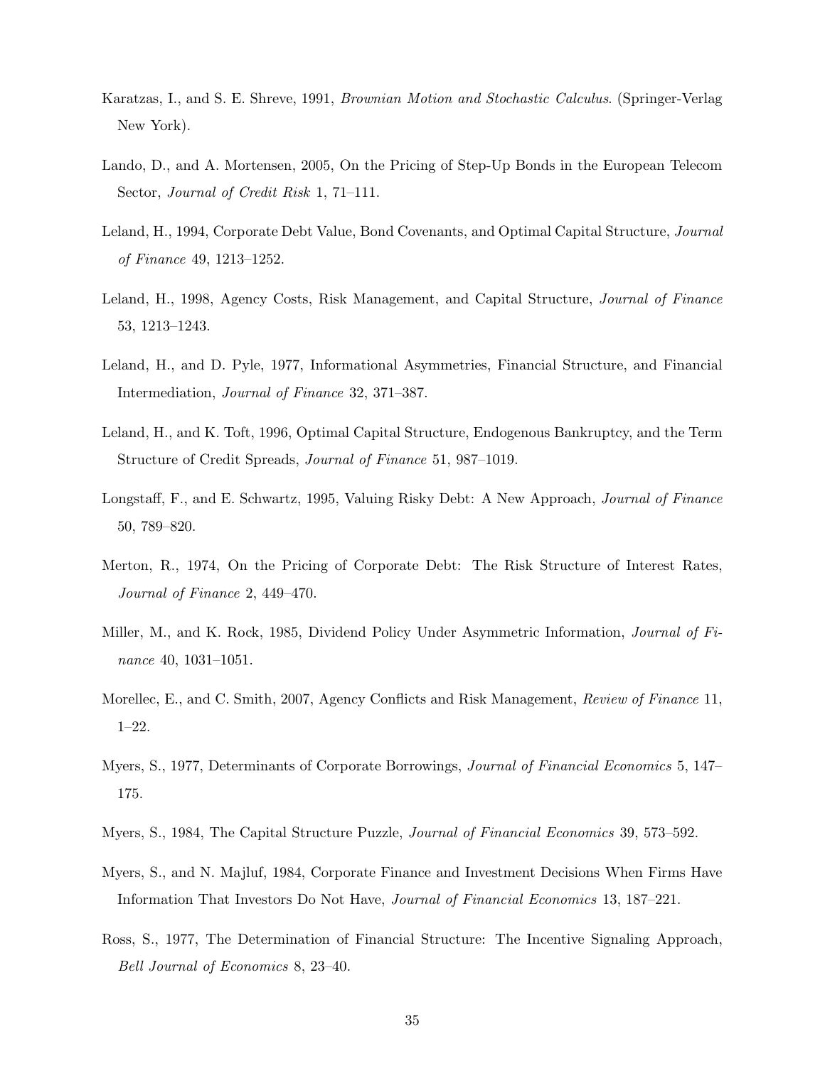Karatzas, I., and S. E. Shreve, 1991, *Brownian Motion and Stochastic Calculus*. (Springer-Verlag New York).

Lando, D., and A. Mortensen, 2005, On the Pricing of Step-Up Bonds in the European Telecom Sector, *Journal of Credit Risk* 1, 71–111.

Leland, H., 1994, Corporate Debt Value, Bond Covenants, and Optimal Capital Structure, *Journal of Finance* 49, 1213–1252.

Leland, H., 1998, Agency Costs, Risk Management, and Capital Structure, *Journal of Finance* 53, 1213–1243.

Leland, H., and D. Pyle, 1977, Informational Asymmetries, Financial Structure, and Financial Intermediation, *Journal of Finance* 32, 371–387.

Leland, H., and K. Toft, 1996, Optimal Capital Structure, Endogenous Bankruptcy, and the Term Structure of Credit Spreads, *Journal of Finance* 51, 987–1019.

Longstaff, F., and E. Schwartz, 1995, Valuing Risky Debt: A New Approach, *Journal of Finance* 50, 789–820.

Merton, R., 1974, On the Pricing of Corporate Debt: The Risk Structure of Interest Rates, *Journal of Finance* 2, 449–470.

Miller, M., and K. Rock, 1985, Dividend Policy Under Asymmetric Information, *Journal of Finance* 40, 1031–1051.

Morellec, E., and C. Smith, 2007, Agency Conflicts and Risk Management, *Review of Finance* 11, 1–22.

Myers, S., 1977, Determinants of Corporate Borrowings, *Journal of Financial Economics* 5, 147–175.

Myers, S., 1984, The Capital Structure Puzzle, *Journal of Financial Economics* 39, 573–592.

Myers, S., and N. Majluf, 1984, Corporate Finance and Investment Decisions When Firms Have Information That Investors Do Not Have, *Journal of Financial Economics* 13, 187–221.

Ross, S., 1977, The Determination of Financial Structure: The Incentive Signaling Approach, *Bell Journal of Economics* 8, 23–40.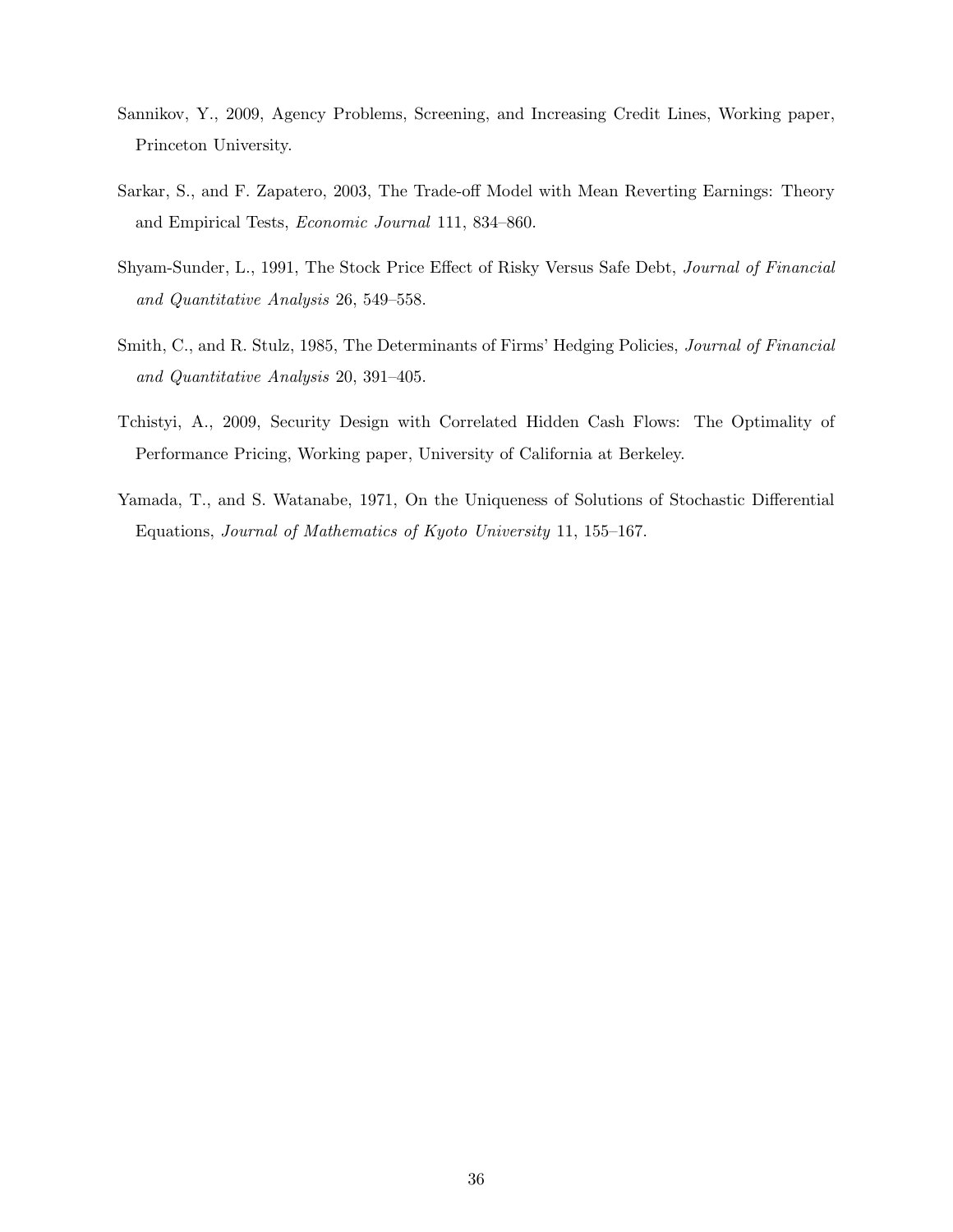Sannikov, Y., 2009, Agency Problems, Screening, and Increasing Credit Lines, Working paper, Princeton University.

Sarkar, S., and F. Zapatero, 2003, The Trade-off Model with Mean Reverting Earnings: Theory and Empirical Tests, *Economic Journal* 111, 834–860.

Shyam-Sunder, L., 1991, The Stock Price Effect of Risky Versus Safe Debt, *Journal of Financial and Quantitative Analysis* 26, 549–558.

Smith, C., and R. Stulz, 1985, The Determinants of Firms' Hedging Policies, *Journal of Financial and Quantitative Analysis* 20, 391–405.

Tchistyi, A., 2009, Security Design with Correlated Hidden Cash Flows: The Optimality of Performance Pricing, Working paper, University of California at Berkeley.

Yamada, T., and S. Watanabe, 1971, On the Uniqueness of Solutions of Stochastic Differential Equations, *Journal of Mathematics of Kyoto University* 11, 155–167.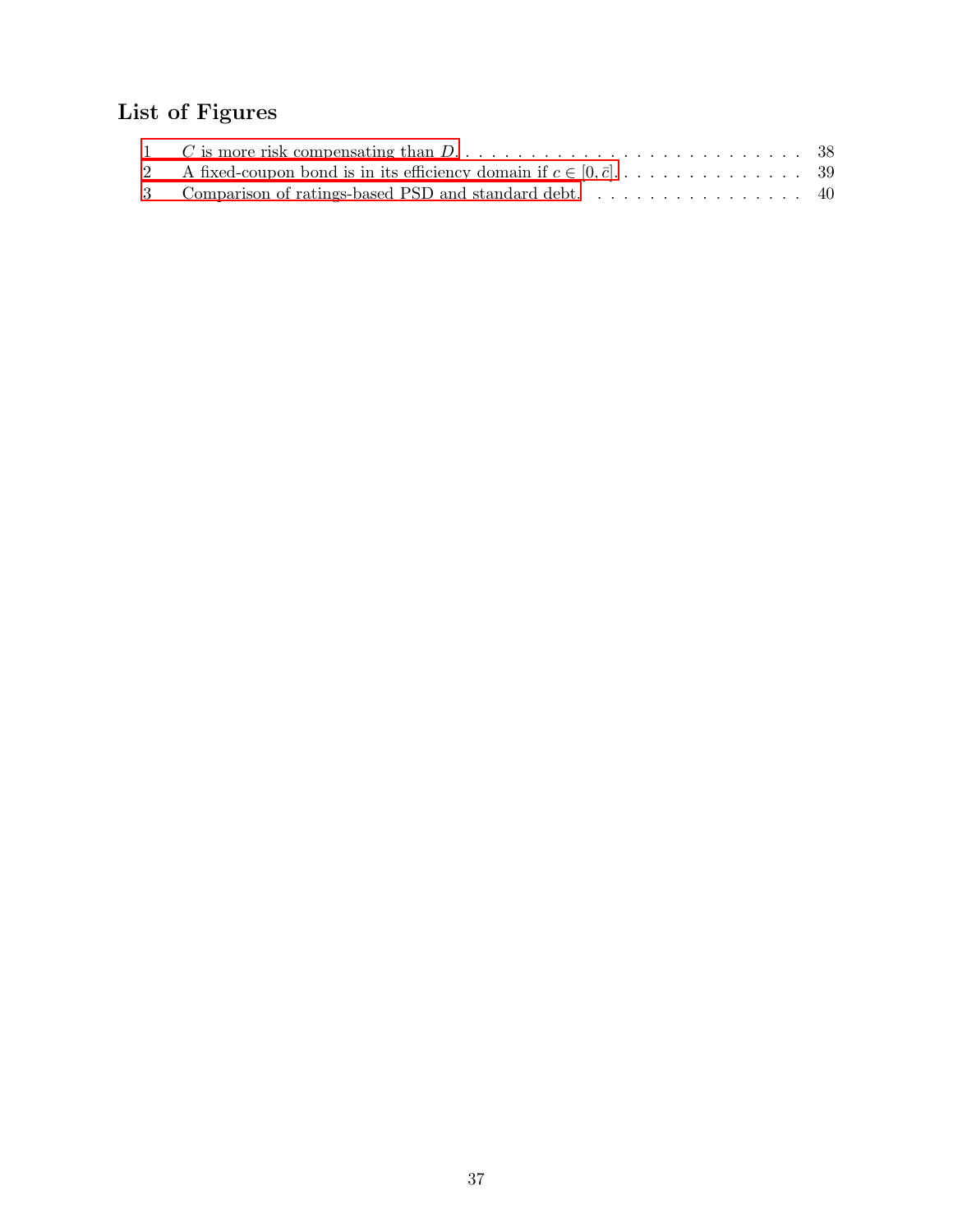## List of Figures

1 $C$ is more risk compensating than $D$. . . . . . . . . . . . . . . . . . . . . . . . . . . 38

2 A fixed-coupon bond is in its efficiency domain if $c \in [0, \bar{c}]$. . . . . . . . . . . . . . . 39

3 Comparison of ratings-based PSD and standard debt. . . . . . . . . . . . . . . . . 40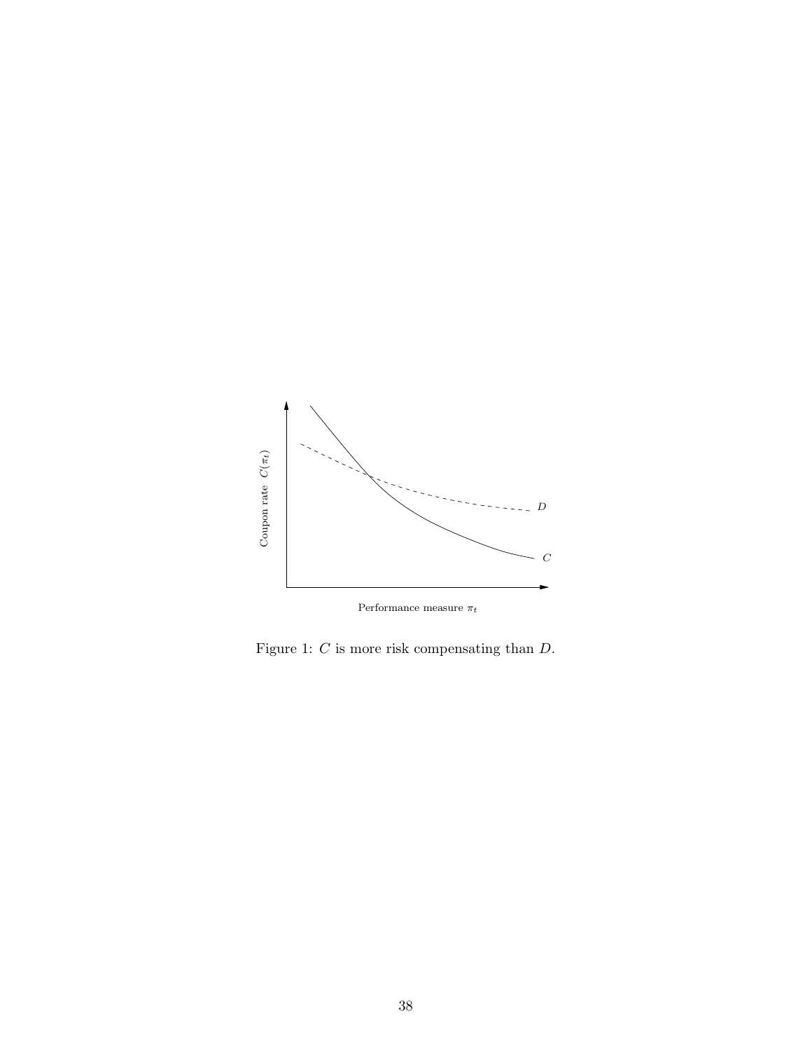Figure 1: $C$ is more risk compensating than $D$.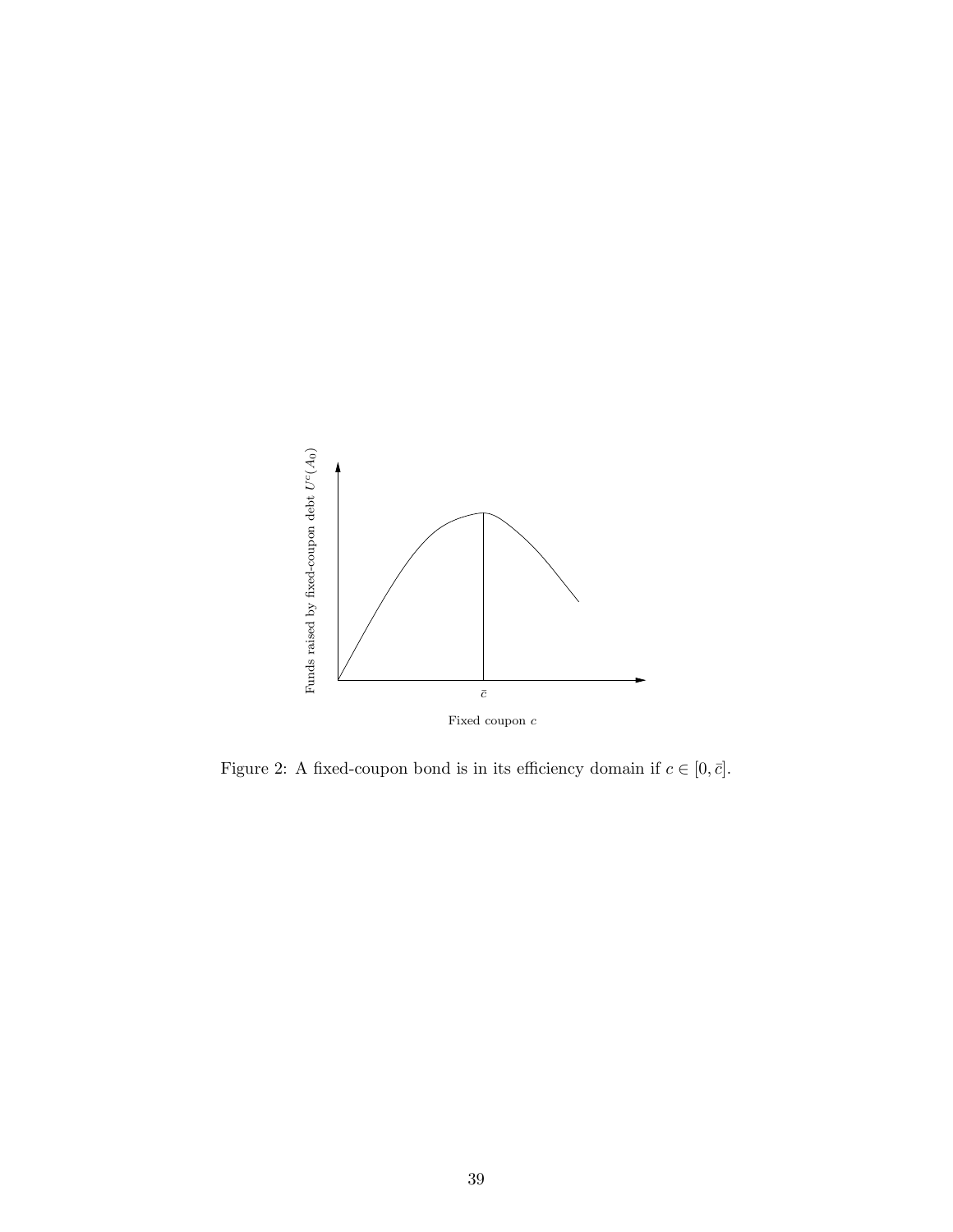Figure 2: A fixed-coupon bond is in its efficiency domain if $c \in [0, \bar{c}]$.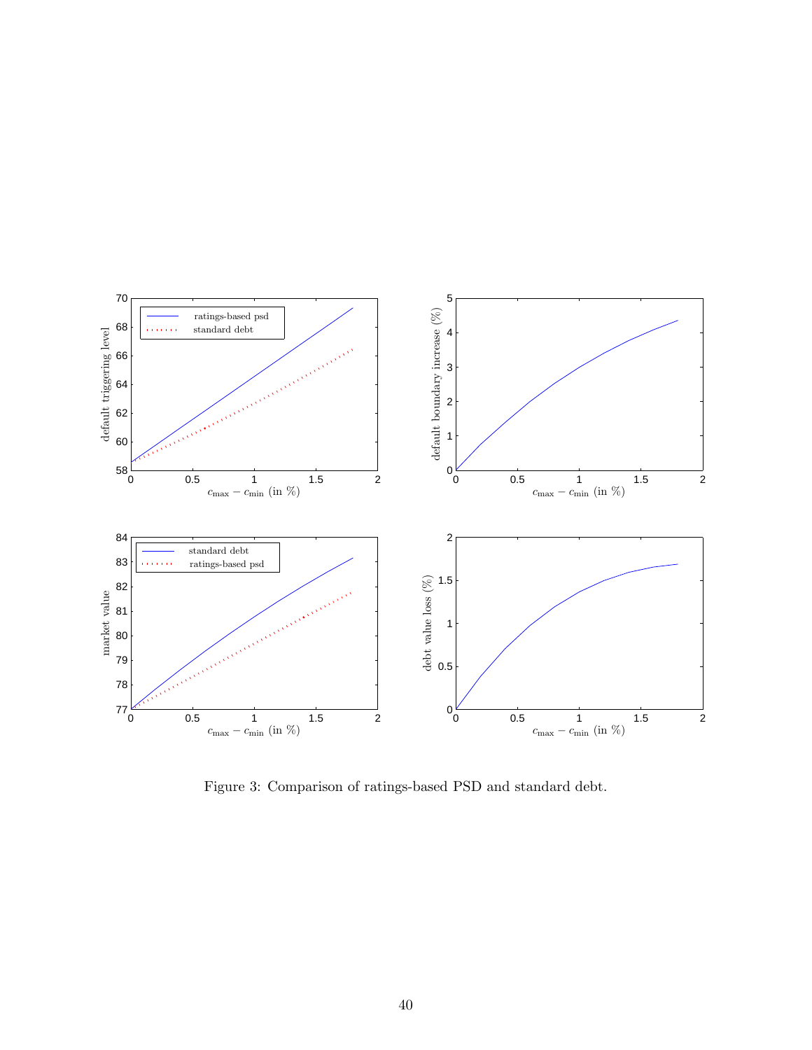Figure 3: Comparison of ratings-based PSD and standard debt.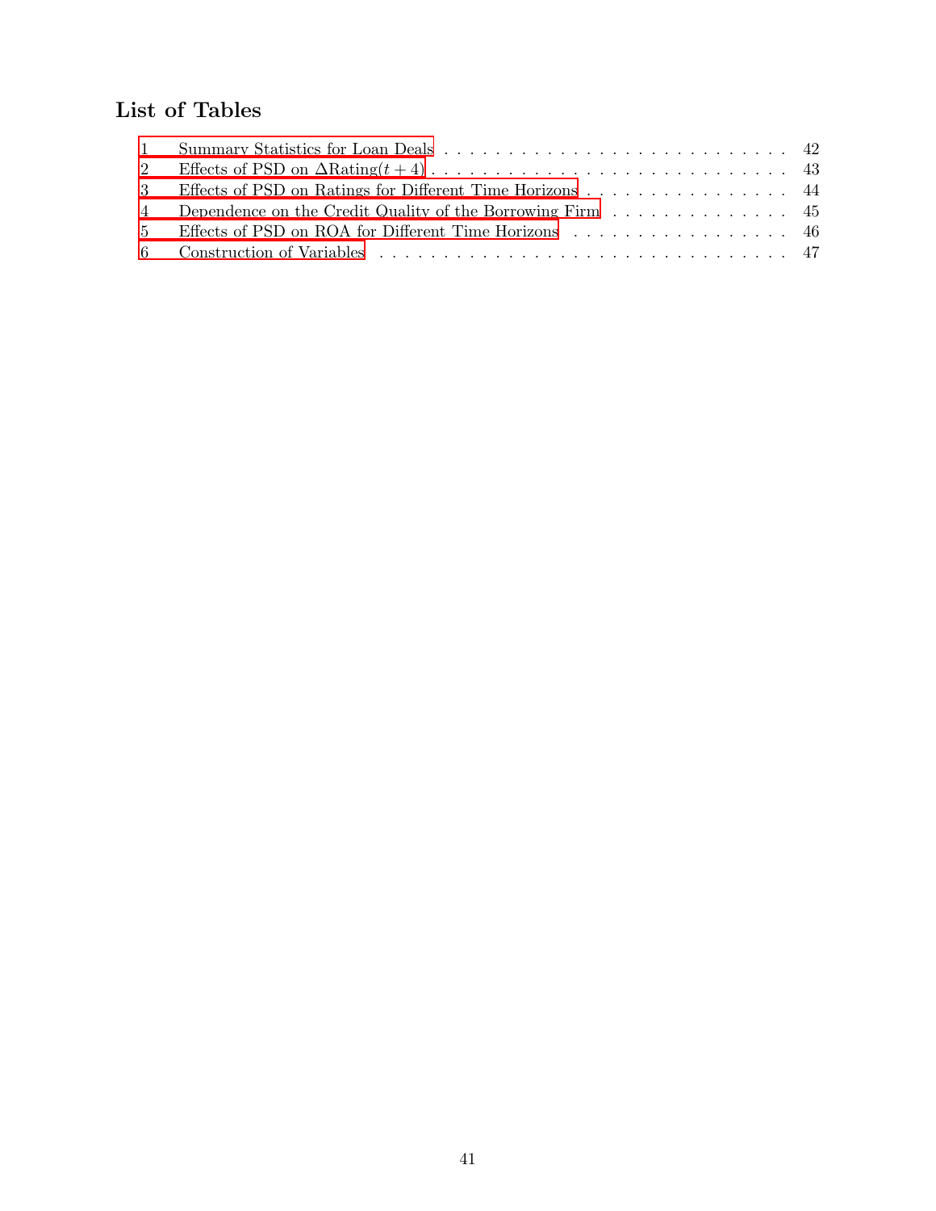## List of Tables

1 Summary Statistics for Loan Deals . . . . . . . . . . . . . . . . . . . . . . . . . . . 42

2 Effects of PSD on $\Delta$Rating$(t + 4)$ . . . . . . . . . . . . . . . . . . . . . . . . . . . 43

3 Effects of PSD on Ratings for Different Time Horizons . . . . . . . . . . . . . . . . . 44

4 Dependence on the Credit Quality of the Borrowing Firm . . . . . . . . . . . . . . . 45

5 Effects of PSD on ROA for Different Time Horizons . . . . . . . . . . . . . . . . . . 46

6 Construction of Variables . . . . . . . . . . . . . . . . . . . . . . . . . . . . . . . . . 47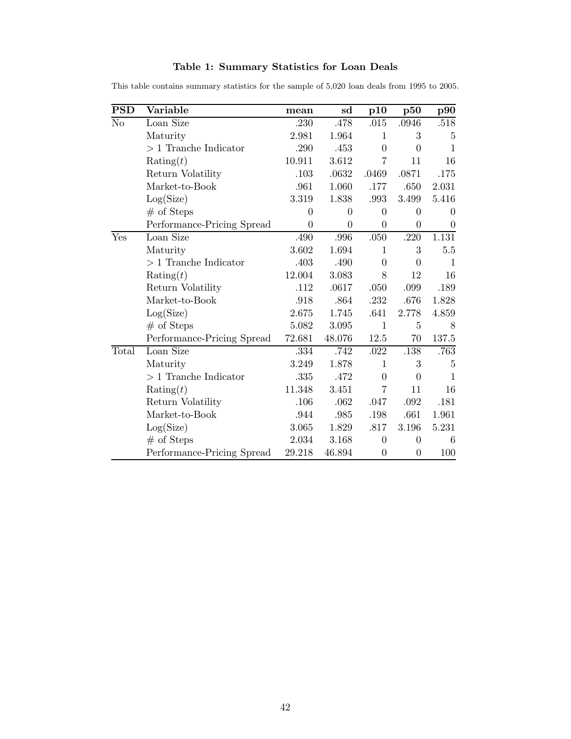**Table 1: Summary Statistics for Loan Deals**

This table contains summary statistics for the sample of 5,020 loan deals from 1995 to 2005.

| PSD | Variable | mean | sd | p10 | p50 | p90 |
|---|---|---|---|---|---|---|
| No | Loan Size | .230 | .478 | .015 | .0946 | .518 |
| | Maturity | 2.981 | 1.964 | 1 | 3 | 5 |
| | > 1 Tranche Indicator | .290 | .453 | 0 | 0 | 1 |
| | Rating($t$) | 10.911 | 3.612 | 7 | 11 | 16 |
| | Return Volatility | .103 | .0632 | .0469 | .0871 | .175 |
| | Market-to-Book | .961 | 1.060 | .177 | .650 | 2.031 |
| | Log(Size) | 3.319 | 1.838 | .993 | 3.499 | 5.416 |
| | # of Steps | 0 | 0 | 0 | 0 | 0 |
| | Performance-Pricing Spread | 0 | 0 | 0 | 0 | 0 |
| Yes | Loan Size | .490 | .996 | .050 | .220 | 1.131 |
| | Maturity | 3.602 | 1.694 | 1 | 3 | 5.5 |
| | > 1 Tranche Indicator | .403 | .490 | 0 | 0 | 1 |
| | Rating($t$) | 12.004 | 3.083 | 8 | 12 | 16 |
| | Return Volatility | .112 | .0617 | .050 | .099 | .189 |
| | Market-to-Book | .918 | .864 | .232 | .676 | 1.828 |
| | Log(Size) | 2.675 | 1.745 | .641 | 2.778 | 4.859 |
| | # of Steps | 5.082 | 3.095 | 1 | 5 | 8 |
| | Performance-Pricing Spread | 72.681 | 48.076 | 12.5 | 70 | 137.5 |
| Total | Loan Size | .334 | .742 | .022 | .138 | .763 |
| | Maturity | 3.249 | 1.878 | 1 | 3 | 5 |
| | > 1 Tranche Indicator | .335 | .472 | 0 | 0 | 1 |
| | Rating($t$) | 11.348 | 3.451 | 7 | 11 | 16 |
| | Return Volatility | .106 | .062 | .047 | .092 | .181 |
| | Market-to-Book | .944 | .985 | .198 | .661 | 1.961 |
| | Log(Size) | 3.065 | 1.829 | .817 | 3.196 | 5.231 |
| | # of Steps | 2.034 | 3.168 | 0 | 0 | 6 |
| | Performance-Pricing Spread | 29.218 | 46.894 | 0 | 0 | 100 |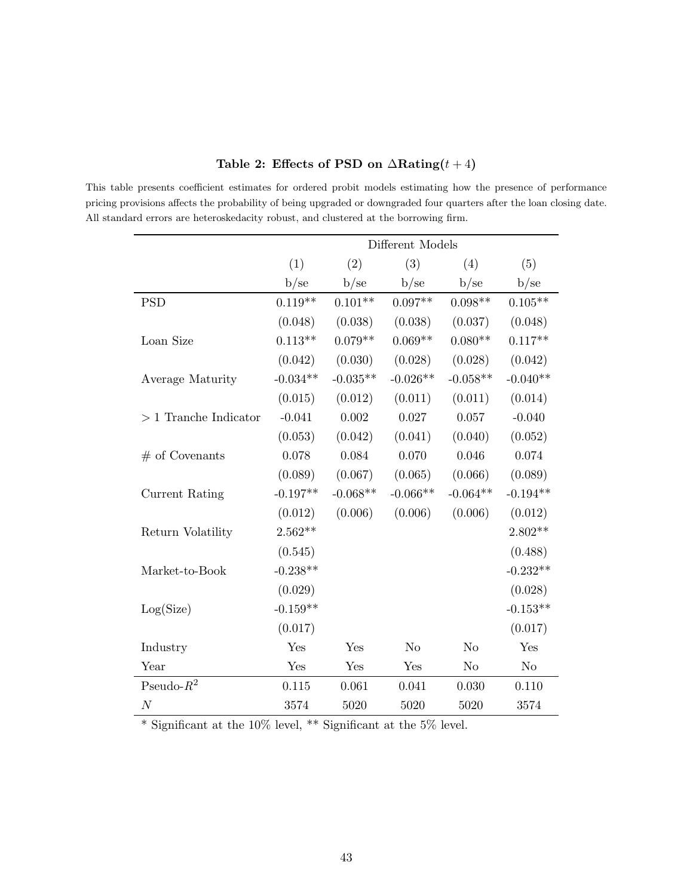**Table 2: Effects of PSD on ΔRating($t + 4$)**

This table presents coefficient estimates for ordered probit models estimating how the presence of performance pricing provisions affects the probability of being upgraded or downgraded four quarters after the loan closing date. All standard errors are heteroskedacity robust, and clustered at the borrowing firm.

| | Different Models | | | | |
|---|---|---|---|---|---|
| | (1) | (2) | (3) | (4) | (5) |
| | b/se | b/se | b/se | b/se | b/se |
| PSD | 0.119** | 0.101** | 0.097** | 0.098** | 0.105** |
| | (0.048) | (0.038) | (0.038) | (0.037) | (0.048) |
| Loan Size | 0.113** | 0.079** | 0.069** | 0.080** | 0.117** |
| | (0.042) | (0.030) | (0.028) | (0.028) | (0.042) |
| Average Maturity | -0.034** | -0.035** | -0.026** | -0.058** | -0.040** |
| | (0.015) | (0.012) | (0.011) | (0.011) | (0.014) |
| > 1 Tranche Indicator | -0.041 | 0.002 | 0.027 | 0.057 | -0.040 |
| | (0.053) | (0.042) | (0.041) | (0.040) | (0.052) |
| # of Covenants | 0.078 | 0.084 | 0.070 | 0.046 | 0.074 |
| | (0.089) | (0.067) | (0.065) | (0.066) | (0.089) |
| Current Rating | -0.197** | -0.068** | -0.066** | -0.064** | -0.194** |
| | (0.012) | (0.006) | (0.006) | (0.006) | (0.012) |
| Return Volatility | 2.562** | | | | 2.802** |
| | (0.545) | | | | (0.488) |
| Market-to-Book | -0.238** | | | | -0.232** |
| | (0.029) | | | | (0.028) |
| Log(Size) | -0.159** | | | | -0.153** |
| | (0.017) | | | | (0.017) |
| Industry | Yes | Yes | No | No | Yes |
| Year | Yes | Yes | Yes | No | No |
| Pseudo-$R^2$ | 0.115 | 0.061 | 0.041 | 0.030 | 0.110 |
| $N$ | 3574 | 5020 | 5020 | 5020 | 3574 |

* Significant at the 10% level, ** Significant at the 5% level.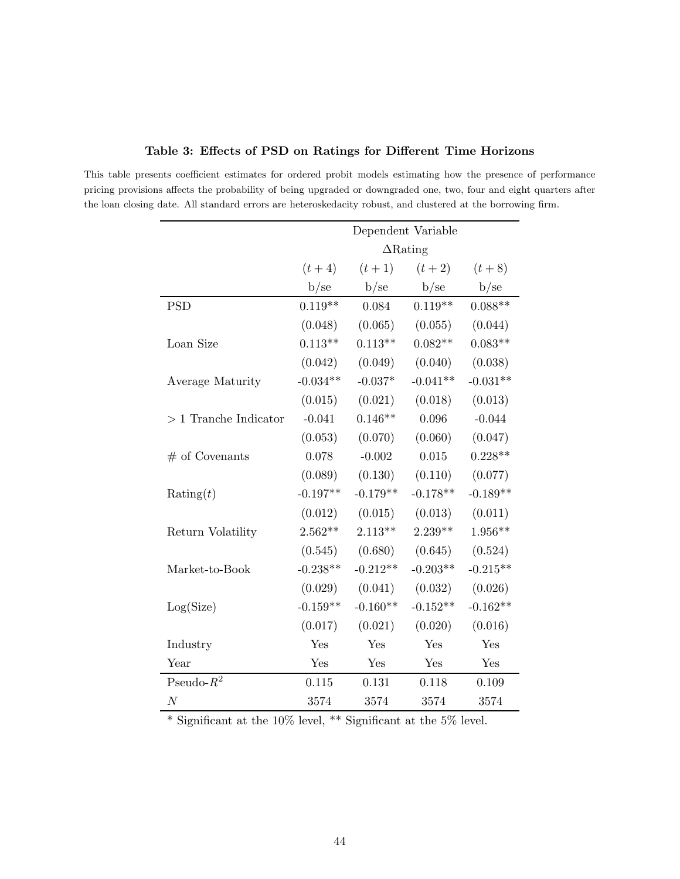**Table 3: Effects of PSD on Ratings for Different Time Horizons**

This table presents coefficient estimates for ordered probit models estimating how the presence of performance pricing provisions affects the probability of being upgraded or downgraded one, two, four and eight quarters after the loan closing date. All standard errors are heteroskedacity robust, and clustered at the borrowing firm.

| | Dependent Variable | | | |
|---|---|---|---|---|
| | $\Delta$Rating | | | |
| | $(t+4)$ | $(t+1)$ | $(t+2)$ | $(t+8)$ |
| | b/se | b/se | b/se | b/se |
| PSD | 0.119** | 0.084 | 0.119** | 0.088** |
| | (0.048) | (0.065) | (0.055) | (0.044) |
| Loan Size | 0.113** | 0.113** | 0.082** | 0.083** |
| | (0.042) | (0.049) | (0.040) | (0.038) |
| Average Maturity | -0.034** | -0.037* | -0.041** | -0.031** |
| | (0.015) | (0.021) | (0.018) | (0.013) |
| $>1$ Tranche Indicator | -0.041 | 0.146** | 0.096 | -0.044 |
| | (0.053) | (0.070) | (0.060) | (0.047) |
| # of Covenants | 0.078 | -0.002 | 0.015 | 0.228** |
| | (0.089) | (0.130) | (0.110) | (0.077) |
| Rating($t$) | -0.197** | -0.179** | -0.178** | -0.189** |
| | (0.012) | (0.015) | (0.013) | (0.011) |
| Return Volatility | 2.562** | 2.113** | 2.239** | 1.956** |
| | (0.545) | (0.680) | (0.645) | (0.524) |
| Market-to-Book | -0.238** | -0.212** | -0.203** | -0.215** |
| | (0.029) | (0.041) | (0.032) | (0.026) |
| Log(Size) | -0.159** | -0.160** | -0.152** | -0.162** |
| | (0.017) | (0.021) | (0.020) | (0.016) |
| Industry | Yes | Yes | Yes | Yes |
| Year | Yes | Yes | Yes | Yes |
| Pseudo-$R^2$ | 0.115 | 0.131 | 0.118 | 0.109 |
| $N$ | 3574 | 3574 | 3574 | 3574 |

* Significant at the 10% level, ** Significant at the 5% level.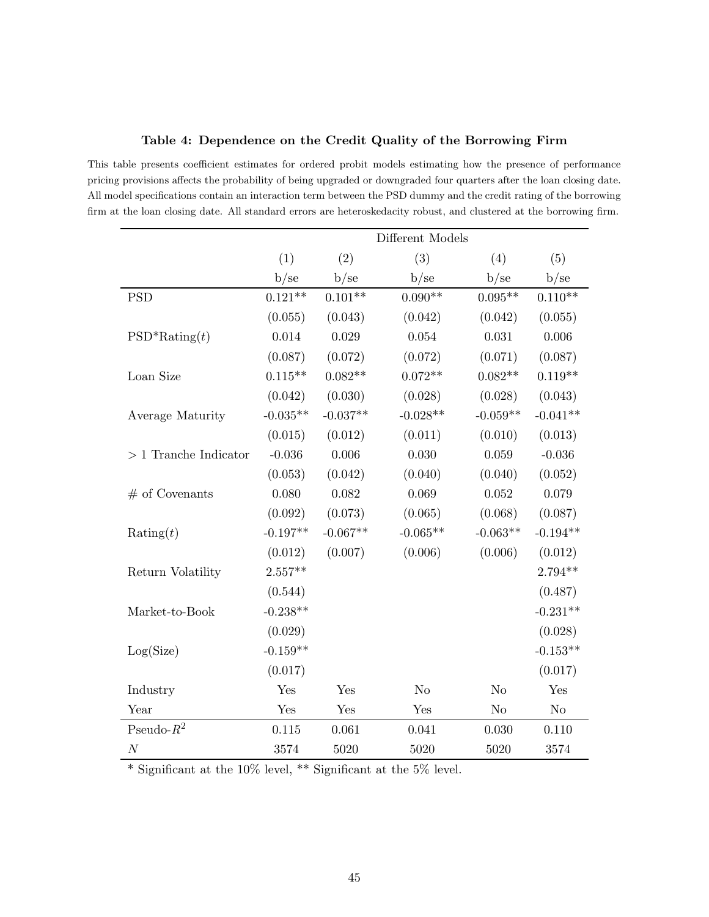**Table 4: Dependence on the Credit Quality of the Borrowing Firm**

This table presents coefficient estimates for ordered probit models estimating how the presence of performance pricing provisions affects the probability of being upgraded or downgraded four quarters after the loan closing date. All model specifications contain an interaction term between the PSD dummy and the credit rating of the borrowing firm at the loan closing date. All standard errors are heteroskedacity robust, and clustered at the borrowing firm.

| | Different Models | | | | |
|---|---|---|---|---|---|
| | (1) | (2) | (3) | (4) | (5) |
| | b/se | b/se | b/se | b/se | b/se |
| PSD | 0.121** | 0.101** | 0.090** | 0.095** | 0.110** |
| | (0.055) | (0.043) | (0.042) | (0.042) | (0.055) |
| PSD*Rating($t$) | 0.014 | 0.029 | 0.054 | 0.031 | 0.006 |
| | (0.087) | (0.072) | (0.072) | (0.071) | (0.087) |
| Loan Size | 0.115** | 0.082** | 0.072** | 0.082** | 0.119** |
| | (0.042) | (0.030) | (0.028) | (0.028) | (0.043) |
| Average Maturity | -0.035** | -0.037** | -0.028** | -0.059** | -0.041** |
| | (0.015) | (0.012) | (0.011) | (0.010) | (0.013) |
| > 1 Tranche Indicator | -0.036 | 0.006 | 0.030 | 0.059 | -0.036 |
| | (0.053) | (0.042) | (0.040) | (0.040) | (0.052) |
| # of Covenants | 0.080 | 0.082 | 0.069 | 0.052 | 0.079 |
| | (0.092) | (0.073) | (0.065) | (0.068) | (0.087) |
| Rating($t$) | -0.197** | -0.067** | -0.065** | -0.063** | -0.194** |
| | (0.012) | (0.007) | (0.006) | (0.006) | (0.012) |
| Return Volatility | 2.557** | | | | 2.794** |
| | (0.544) | | | | (0.487) |
| Market-to-Book | -0.238** | | | | -0.231** |
| | (0.029) | | | | (0.028) |
| Log(Size) | -0.159** | | | | -0.153** |
| | (0.017) | | | | (0.017) |
| Industry | Yes | Yes | No | No | Yes |
| Year | Yes | Yes | Yes | No | No |
| Pseudo-$R^2$ | 0.115 | 0.061 | 0.041 | 0.030 | 0.110 |
| $N$ | 3574 | 5020 | 5020 | 5020 | 3574 |

* Significant at the 10% level, ** Significant at the 5% level.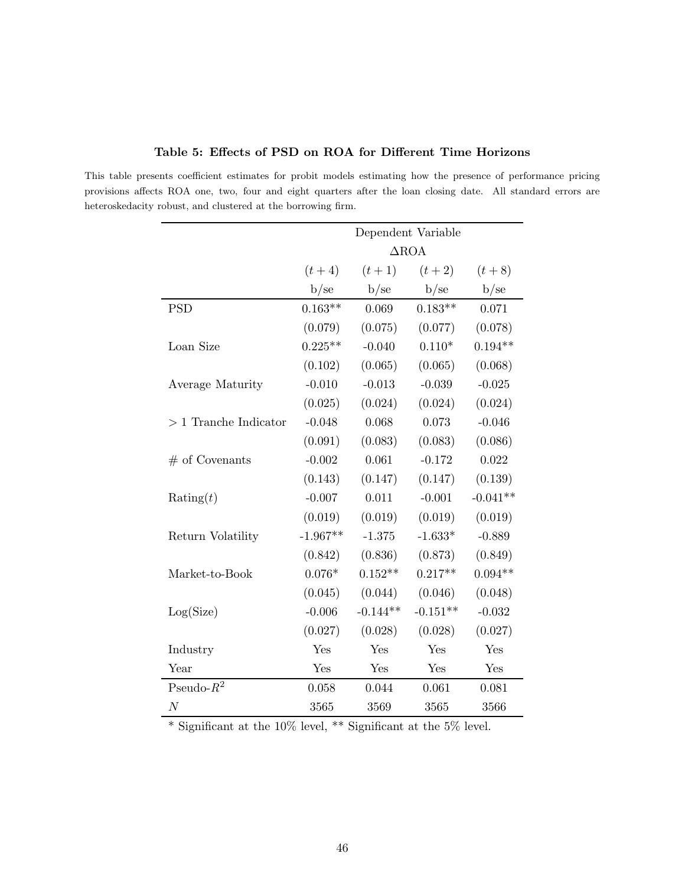**Table 5: Effects of PSD on ROA for Different Time Horizons**

This table presents coefficient estimates for probit models estimating how the presence of performance pricing provisions affects ROA one, two, four and eight quarters after the loan closing date. All standard errors are heteroskedacity robust, and clustered at the borrowing firm.

| | Dependent Variable | | | |
|---|---|---|---|---|
| | ΔROA | | | |
| | $(t+4)$ | $(t+1)$ | $(t+2)$ | $(t+8)$ |
| | b/se | b/se | b/se | b/se |
| PSD | 0.163** | 0.069 | 0.183** | 0.071 |
| | (0.079) | (0.075) | (0.077) | (0.078) |
| Loan Size | 0.225** | -0.040 | 0.110* | 0.194** |
| | (0.102) | (0.065) | (0.065) | (0.068) |
| Average Maturity | -0.010 | -0.013 | -0.039 | -0.025 |
| | (0.025) | (0.024) | (0.024) | (0.024) |
| $>1$ Tranche Indicator | -0.048 | 0.068 | 0.073 | -0.046 |
| | (0.091) | (0.083) | (0.083) | (0.086) |
| # of Covenants | -0.002 | 0.061 | -0.172 | 0.022 |
| | (0.143) | (0.147) | (0.147) | (0.139) |
| Rating($t$) | -0.007 | 0.011 | -0.001 | -0.041** |
| | (0.019) | (0.019) | (0.019) | (0.019) |
| Return Volatility | -1.967** | -1.375 | -1.633* | -0.889 |
| | (0.842) | (0.836) | (0.873) | (0.849) |
| Market-to-Book | 0.076* | 0.152** | 0.217** | 0.094** |
| | (0.045) | (0.044) | (0.046) | (0.048) |
| Log(Size) | -0.006 | -0.144** | -0.151** | -0.032 |
| | (0.027) | (0.028) | (0.028) | (0.027) |
| Industry | Yes | Yes | Yes | Yes |
| Year | Yes | Yes | Yes | Yes |
| Pseudo-$R^2$ | 0.058 | 0.044 | 0.061 | 0.081 |
| $N$ | 3565 | 3569 | 3565 | 3566 |

* Significant at the 10% level, ** Significant at the 5% level.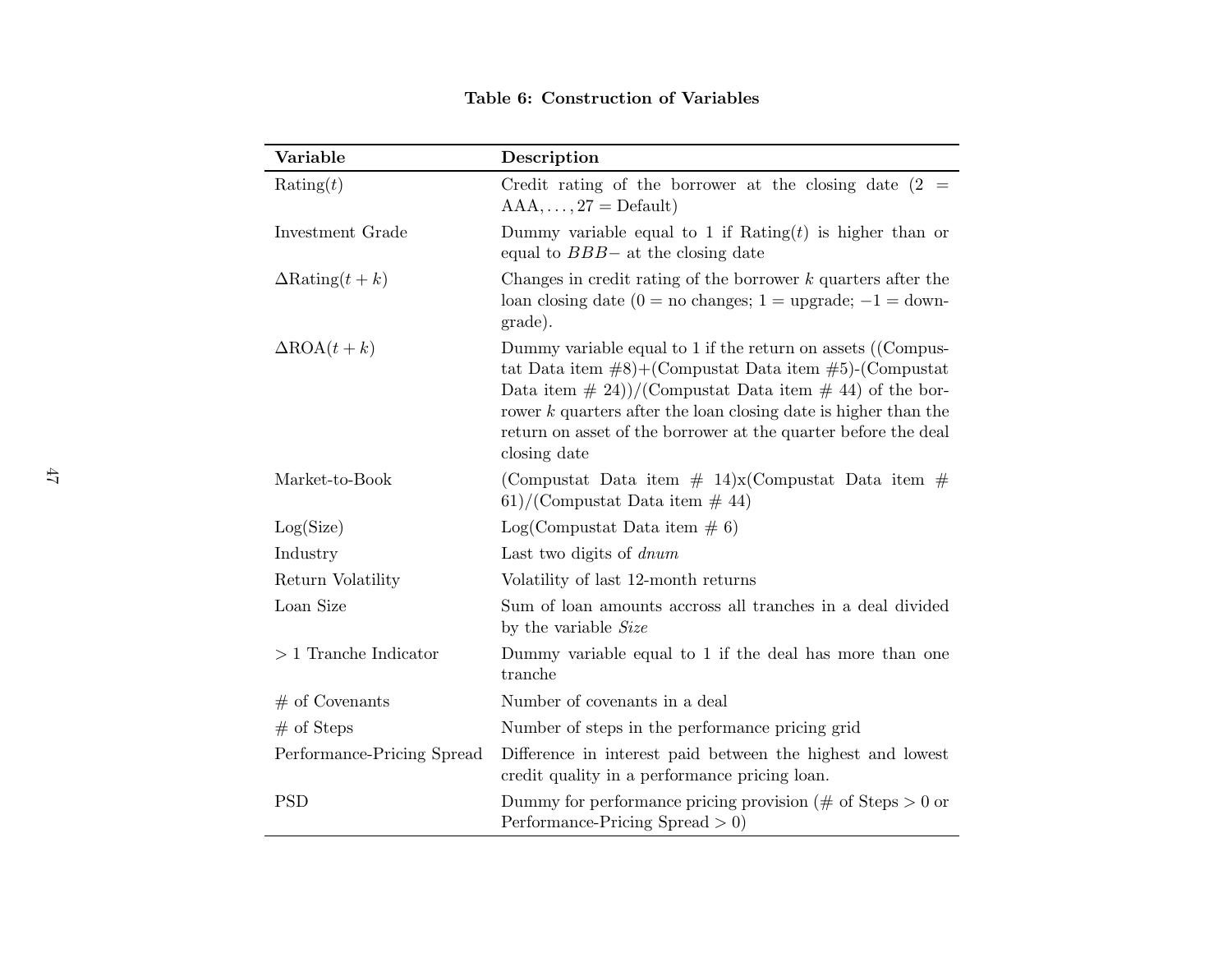**Table 6: Construction of Variables**

| Variable | Description |
|---|---|
| Rating($t$) | Credit rating of the borrower at the closing date ($2 =$ AAA, $\ldots, 27 =$ Default) |
| Investment Grade | Dummy variable equal to 1 if Rating($t$) is higher than or equal to $BBB-$ at the closing date |
| $\Delta$Rating($t+k$) | Changes in credit rating of the borrower $k$ quarters after the loan closing date ($0 =$ no changes; $1 =$ upgrade; $-1 =$ downgrade). |
| $\Delta$ROA($t+k$) | Dummy variable equal to 1 if the return on assets ((Compustat Data item #8)+(Compustat Data item #5)-(Compustat Data item # 24))/(Compustat Data item # 44) of the borrower $k$ quarters after the loan closing date is higher than the return on asset of the borrower at the quarter before the deal closing date |
| Market-to-Book | (Compustat Data item # 14)x(Compustat Data item # 61)/(Compustat Data item # 44) |
| Log(Size) | Log(Compustat Data item # 6) |
| Industry | Last two digits of *dnum* |
| Return Volatility | Volatility of last 12-month returns |
| Loan Size | Sum of loan amounts accross all tranches in a deal divided by the variable *Size* |
| $>1$ Tranche Indicator | Dummy variable equal to 1 if the deal has more than one tranche |
| # of Covenants | Number of covenants in a deal |
| # of Steps | Number of steps in the performance pricing grid |
| Performance-Pricing Spread | Difference in interest paid between the highest and lowest credit quality in a performance pricing loan. |
| PSD | Dummy for performance pricing provision (# of Steps $> 0$ or Performance-Pricing Spread $> 0$) |